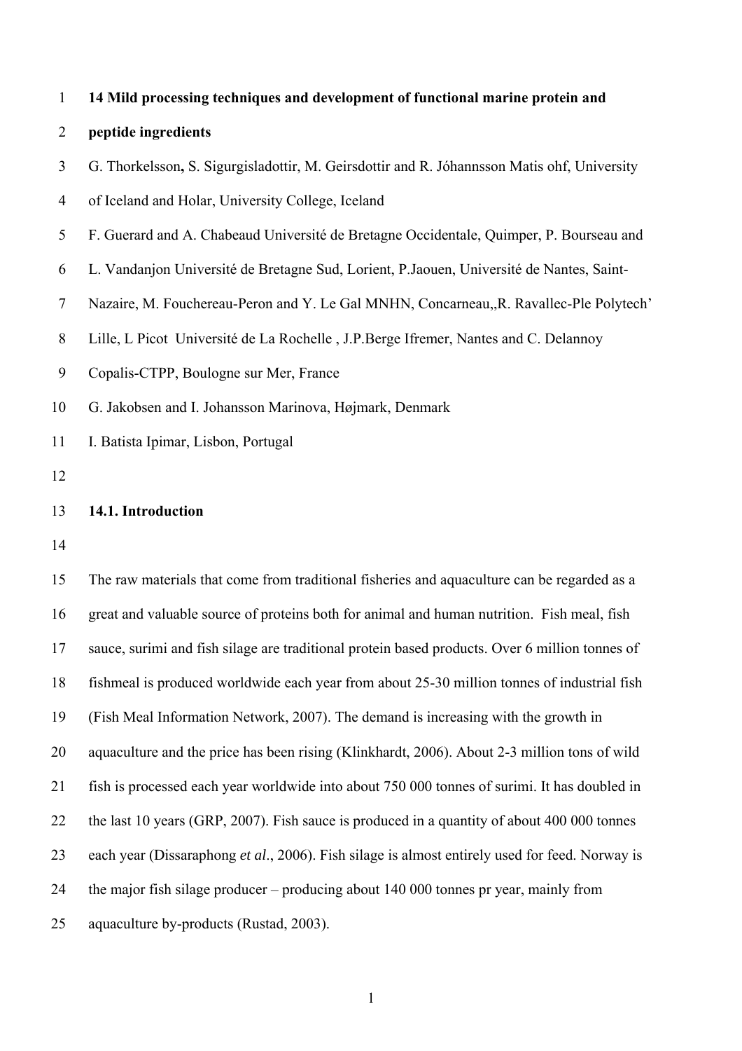# 14 Mild processing techniques and development of functional marine protein and peptide ingredients

G. Thorkelsson**,** S. Sigurgisladottir, M. Geirsdottir and R. Jóhannsson Matis ohf, University of Iceland and Holar, University College, Iceland

F. Guerard and A. Chabeaud Université de Bretagne Occidentale, Quimper, P. Bourseau and L. Vandanjon Université de Bretagne Sud, Lorient, P.Jaouen, Université de Nantes, Saint-Nazaire, M. Fouchereau-Peron and Y. Le Gal MNHN, Concarneau,,R. Ravallec-Ple Polytech' Lille, L Picot Université de La Rochelle , J.P.Berge Ifremer, Nantes and C. Delannoy Copalis-CTPP, Boulogne sur Mer, France

G. Jakobsen and I. Johansson Marinova, Højmark, Denmark

I. Batista Ipimar, Lisbon, Portugal

## 14.1. Introduction

The raw materials that come from traditional fisheries and aquaculture can be regarded as a great and valuable source of proteins both for animal and human nutrition. Fish meal, fish sauce, surimi and fish silage are traditional protein based products. Over 6 million tonnes of fishmeal is produced worldwide each year from about 25-30 million tonnes of industrial fish (Fish Meal Information Network, 2007). The demand is increasing with the growth in aquaculture and the price has been rising (Klinkhardt, 2006). About 2-3 million tons of wild fish is processed each year worldwide into about 750 000 tonnes of surimi. It has doubled in the last 10 years (GRP, 2007). Fish sauce is produced in a quantity of about 400 000 tonnes each year (Dissaraphong *et al*., 2006). Fish silage is almost entirely used for feed. Norway is the major fish silage producer – producing about 140 000 tonnes pr year, mainly from aquaculture by-products (Rustad, 2003).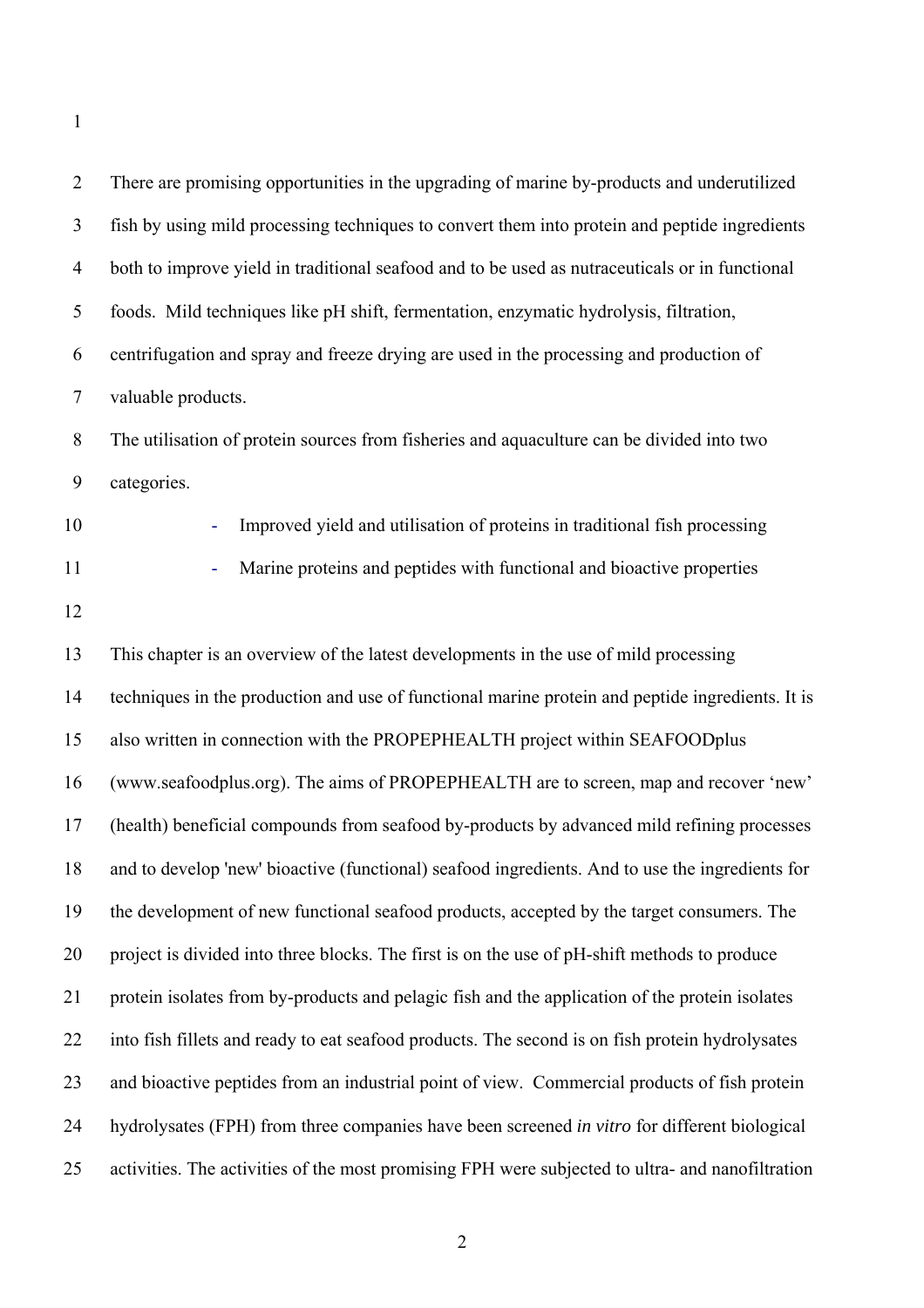There are promising opportunities in the upgrading of marine by-products and underutilized fish by using mild processing techniques to convert them into protein and peptide ingredients both to improve yield in traditional seafood and to be used as nutraceuticals or in functional foods. Mild techniques like pH shift, fermentation, enzymatic hydrolysis, filtration, centrifugation and spray and freeze drying are used in the processing and production of valuable products.

The utilisation of protein sources from fisheries and aquaculture can be divided into two categories.

- Improved yield and utilisation of proteins in traditional fish processing
- Marine proteins and peptides with functional and bioactive properties

This chapter is an overview of the latest developments in the use of mild processing techniques in the production and use of functional marine protein and peptide ingredients. It is also written in connection with the PROPEPHEALTH project within SEAFOODplus (www.seafoodplus.org). The aims of PROPEPHEALTH are to screen, map and recover 'new' (health) beneficial compounds from seafood by-products by advanced mild refining processes and to develop 'new' bioactive (functional) seafood ingredients. And to use the ingredients for the development of new functional seafood products, accepted by the target consumers. The project is divided into three blocks. The first is on the use of pH-shift methods to produce protein isolates from by-products and pelagic fish and the application of the protein isolates into fish fillets and ready to eat seafood products. The second is on fish protein hydrolysates and bioactive peptides from an industrial point of view. Commercial products of fish protein hydrolysates (FPH) from three companies have been screened *in vitro* for different biological activities. The activities of the most promising FPH were subjected to ultra- and nanofiltration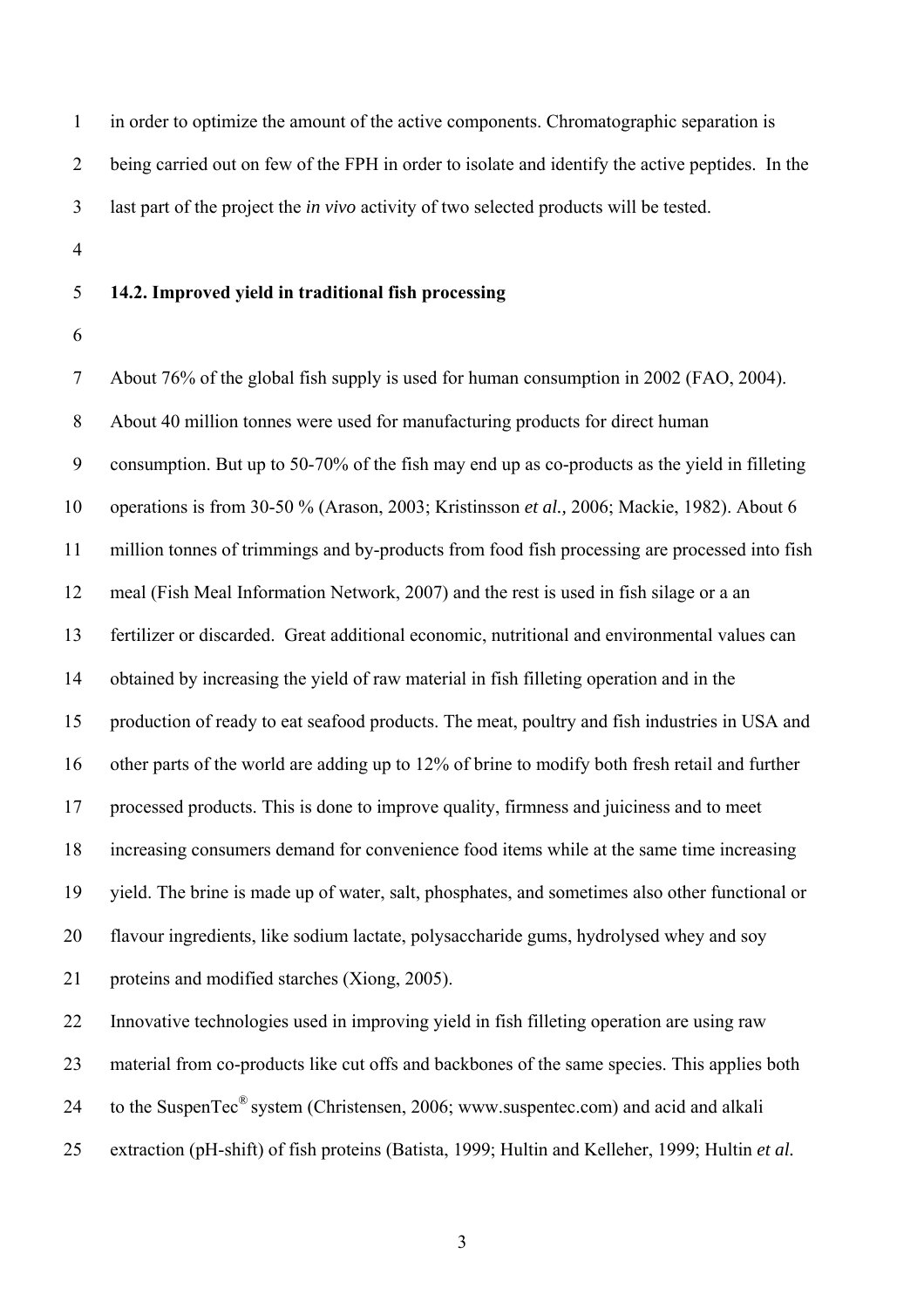in order to optimize the amount of the active components. Chromatographic separation is being carried out on few of the FPH in order to isolate and identify the active peptides. In the last part of the project the *in vivo* activity of two selected products will be tested.

## 14.2. Improved yield in traditional fish processing

About 76% of the global fish supply is used for human consumption in 2002 (FAO, 2004). About 40 million tonnes were used for manufacturing products for direct human consumption. But up to 50-70% of the fish may end up as co-products as the yield in filleting operations is from 30-50 % (Arason, 2003; Kristinsson *et al.,* 2006; Mackie, 1982). About 6 million tonnes of trimmings and by-products from food fish processing are processed into fish meal (Fish Meal Information Network, 2007) and the rest is used in fish silage or a an fertilizer or discarded. Great additional economic, nutritional and environmental values can obtained by increasing the yield of raw material in fish filleting operation and in the production of ready to eat seafood products. The meat, poultry and fish industries in USA and other parts of the world are adding up to 12% of brine to modify both fresh retail and further processed products. This is done to improve quality, firmness and juiciness and to meet increasing consumers demand for convenience food items while at the same time increasing yield. The brine is made up of water, salt, phosphates, and sometimes also other functional or flavour ingredients, like sodium lactate, polysaccharide gums, hydrolysed whey and soy proteins and modified starches (Xiong, 2005).

Innovative technologies used in improving yield in fish filleting operation are using raw material from co-products like cut offs and backbones of the same species. This applies both to the SuspenTec® system (Christensen, 2006; www.suspentec.com) and acid and alkali extraction (pH-shift) of fish proteins (Batista, 1999; Hultin and Kelleher, 1999; Hultin *et al.*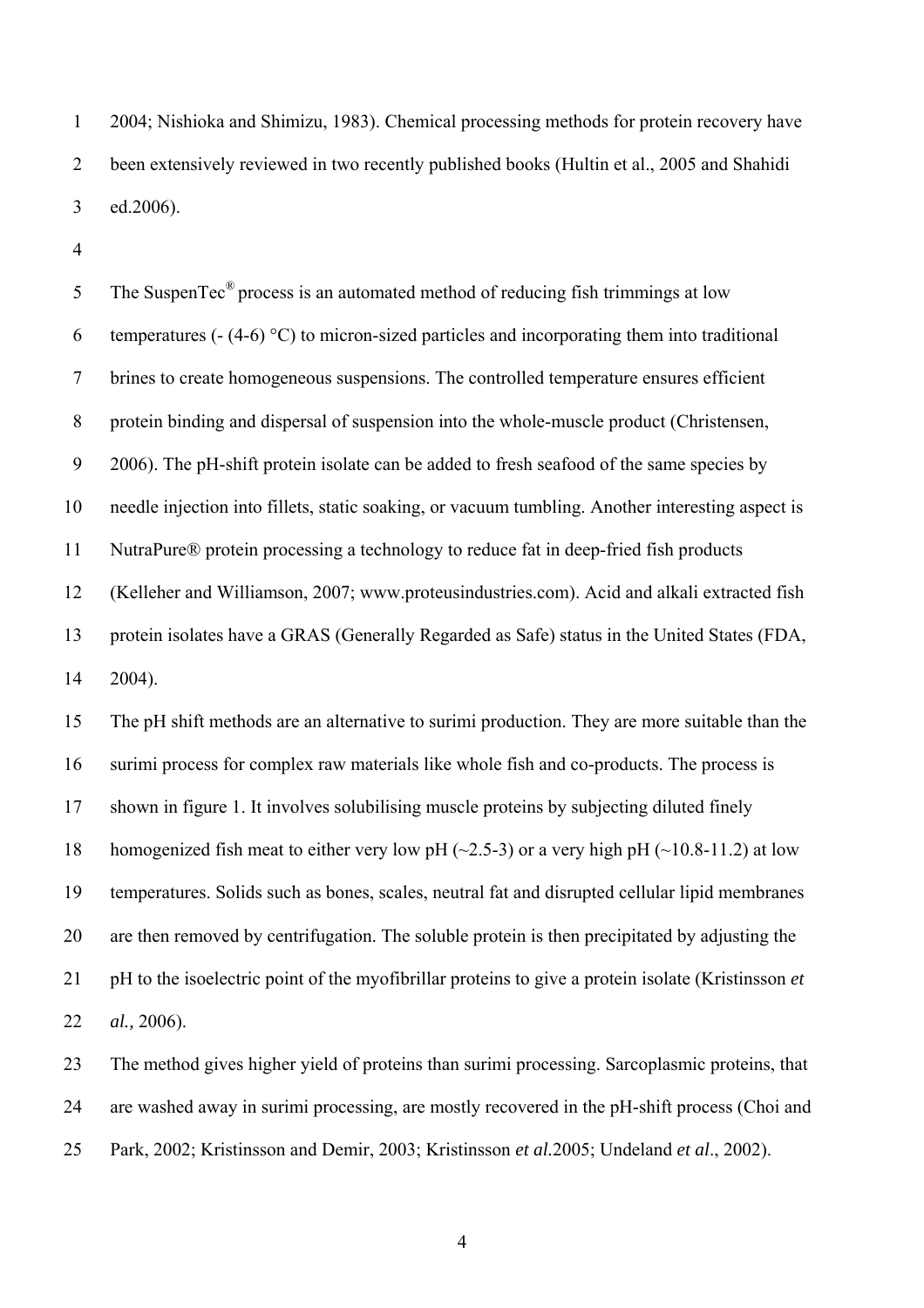2004; Nishioka and Shimizu, 1983). Chemical processing methods for protein recovery have been extensively reviewed in two recently published books (Hultin et al., 2005 and Shahidi ed.2006).

The SuspenTec® process is an automated method of reducing fish trimmings at low temperatures (- (4-6) °C) to micron-sized particles and incorporating them into traditional brines to create homogeneous suspensions. The controlled temperature ensures efficient protein binding and dispersal of suspension into the whole-muscle product (Christensen, 2006). The pH-shift protein isolate can be added to fresh seafood of the same species by needle injection into fillets, static soaking, or vacuum tumbling. Another interesting aspect is NutraPure® protein processing a technology to reduce fat in deep-fried fish products (Kelleher and Williamson, 2007; www.proteusindustries.com). Acid and alkali extracted fish protein isolates have a GRAS (Generally Regarded as Safe) status in the United States (FDA, 2004).

The pH shift methods are an alternative to surimi production. They are more suitable than the surimi process for complex raw materials like whole fish and co-products. The process is shown in figure 1. It involves solubilising muscle proteins by subjecting diluted finely homogenized fish meat to either very low pH (~2.5-3) or a very high pH (~10.8-11.2) at low temperatures. Solids such as bones, scales, neutral fat and disrupted cellular lipid membranes are then removed by centrifugation. The soluble protein is then precipitated by adjusting the pH to the isoelectric point of the myofibrillar proteins to give a protein isolate (Kristinsson *et al.,* 2006).

The method gives higher yield of proteins than surimi processing. Sarcoplasmic proteins, that are washed away in surimi processing, are mostly recovered in the pH-shift process (Choi and Park, 2002; Kristinsson and Demir, 2003; Kristinsson *et al.*2005; Undeland *et al*., 2002).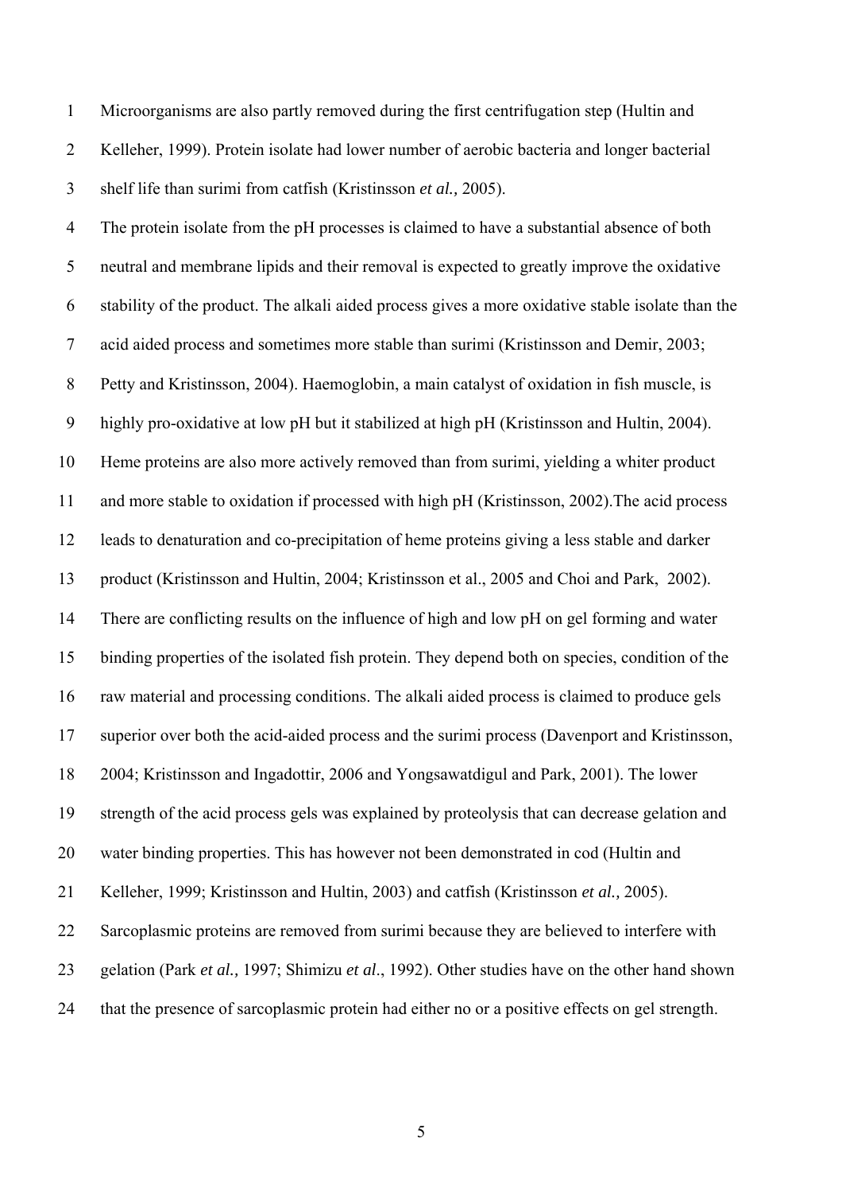Microorganisms are also partly removed during the first centrifugation step (Hultin and Kelleher, 1999). Protein isolate had lower number of aerobic bacteria and longer bacterial shelf life than surimi from catfish (Kristinsson *et al.,* 2005).

The protein isolate from the pH processes is claimed to have a substantial absence of both neutral and membrane lipids and their removal is expected to greatly improve the oxidative stability of the product. The alkali aided process gives a more oxidative stable isolate than the acid aided process and sometimes more stable than surimi (Kristinsson and Demir, 2003; Petty and Kristinsson, 2004). Haemoglobin, a main catalyst of oxidation in fish muscle, is highly pro-oxidative at low pH but it stabilized at high pH (Kristinsson and Hultin, 2004). Heme proteins are also more actively removed than from surimi, yielding a whiter product and more stable to oxidation if processed with high pH (Kristinsson, 2002).The acid process leads to denaturation and co-precipitation of heme proteins giving a less stable and darker product (Kristinsson and Hultin, 2004; Kristinsson et al., 2005 and Choi and Park, 2002).

There are conflicting results on the influence of high and low pH on gel forming and water binding properties of the isolated fish protein. They depend both on species, condition of the raw material and processing conditions. The alkali aided process is claimed to produce gels superior over both the acid-aided process and the surimi process (Davenport and Kristinsson, 2004; Kristinsson and Ingadottir, 2006 and Yongsawatdigul and Park, 2001). The lower strength of the acid process gels was explained by proteolysis that can decrease gelation and water binding properties. This has however not been demonstrated in cod (Hultin and Kelleher, 1999; Kristinsson and Hultin, 2003) and catfish (Kristinsson *et al.,* 2005).

Sarcoplasmic proteins are removed from surimi because they are believed to interfere with gelation (Park *et al.,* 1997; Shimizu *et al*., 1992). Other studies have on the other hand shown that the presence of sarcoplasmic protein had either no or a positive effects on gel strength.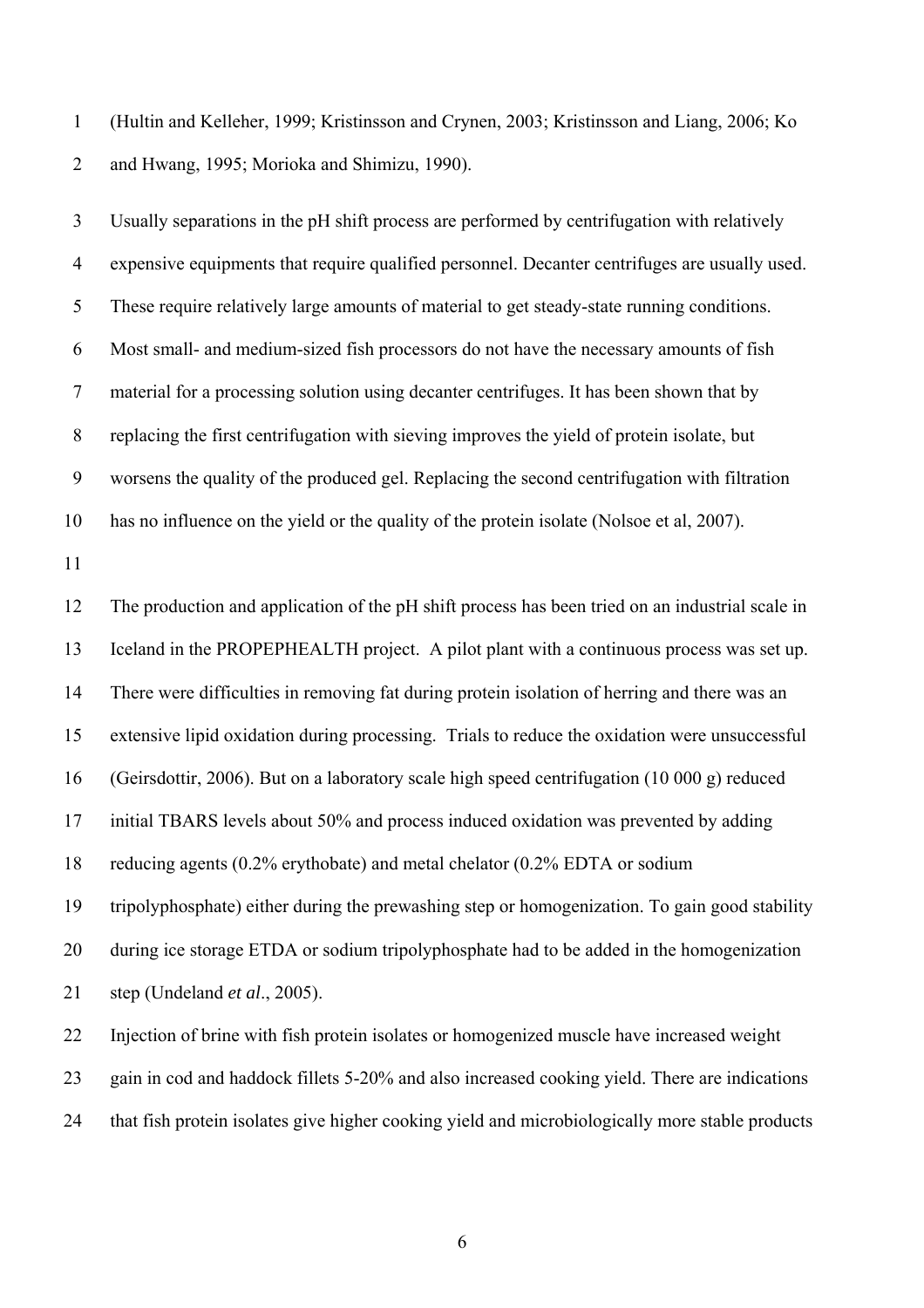(Hultin and Kelleher, 1999; Kristinsson and Crynen, 2003; Kristinsson and Liang, 2006; Ko and Hwang, 1995; Morioka and Shimizu, 1990).

Usually separations in the pH shift process are performed by centrifugation with relatively expensive equipments that require qualified personnel. Decanter centrifuges are usually used. These require relatively large amounts of material to get steady-state running conditions. Most small- and medium-sized fish processors do not have the necessary amounts of fish material for a processing solution using decanter centrifuges. It has been shown that by replacing the first centrifugation with sieving improves the yield of protein isolate, but worsens the quality of the produced gel. Replacing the second centrifugation with filtration has no influence on the yield or the quality of the protein isolate (Nolsoe et al, 2007).

The production and application of the pH shift process has been tried on an industrial scale in Iceland in the PROPEPHEALTH project. A pilot plant with a continuous process was set up. There were difficulties in removing fat during protein isolation of herring and there was an extensive lipid oxidation during processing. Trials to reduce the oxidation were unsuccessful (Geirsdottir, 2006). But on a laboratory scale high speed centrifugation (10 000 g) reduced initial TBARS levels about 50% and process induced oxidation was prevented by adding reducing agents (0.2% erythobate) and metal chelator (0.2% EDTA or sodium tripolyphosphate) either during the prewashing step or homogenization. To gain good stability during ice storage ETDA or sodium tripolyphosphate had to be added in the homogenization step (Undeland *et al*., 2005).

Injection of brine with fish protein isolates or homogenized muscle have increased weight gain in cod and haddock fillets 5-20% and also increased cooking yield. There are indications that fish protein isolates give higher cooking yield and microbiologically more stable products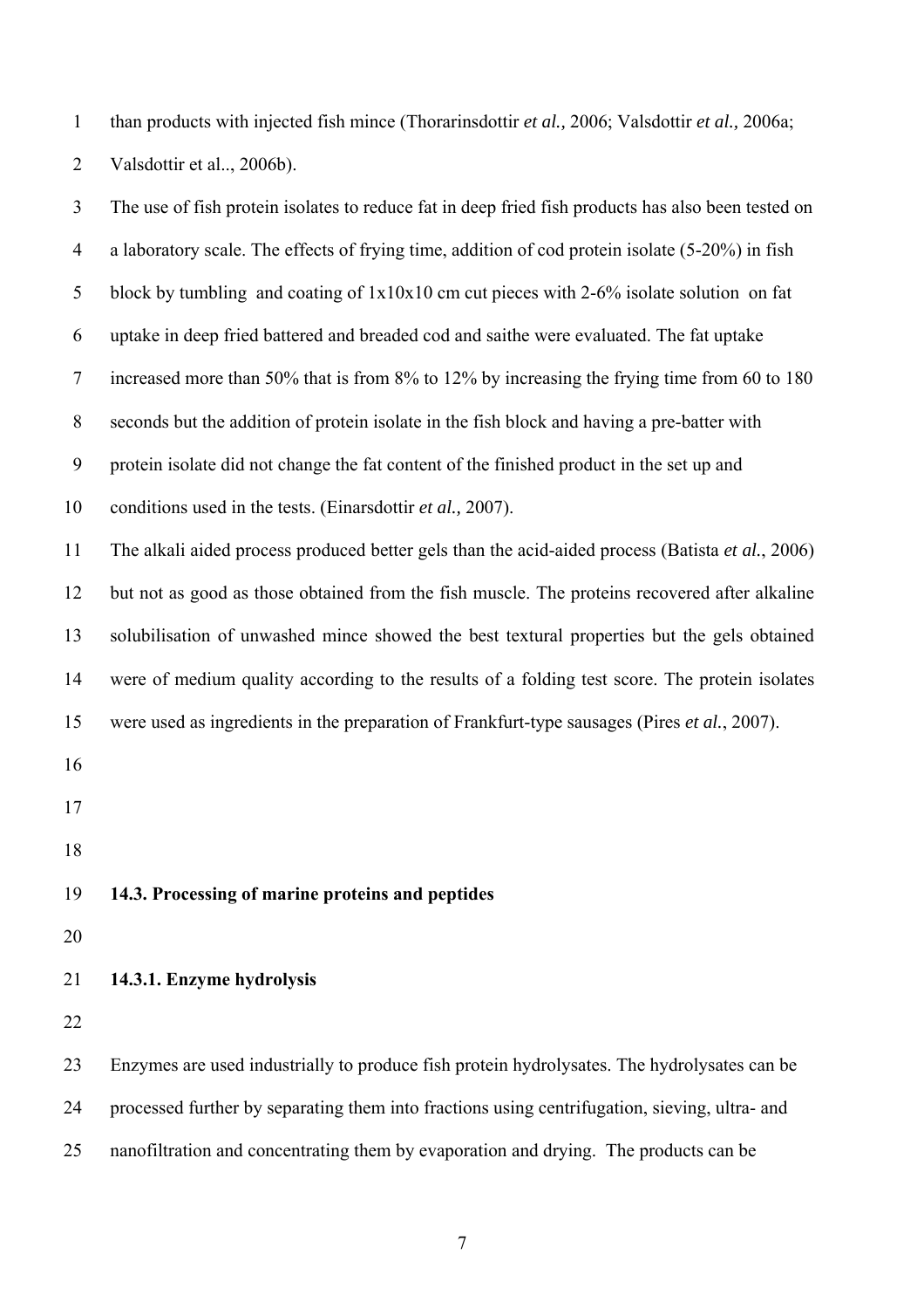than products with injected fish mince (Thorarinsdottir *et al.,* 2006; Valsdottir *et al.,* 2006a; Valsdottir et al.., 2006b).

The use of fish protein isolates to reduce fat in deep fried fish products has also been tested on a laboratory scale. The effects of frying time, addition of cod protein isolate (5-20%) in fish block by tumbling and coating of 1x10x10 cm cut pieces with 2-6% isolate solution on fat uptake in deep fried battered and breaded cod and saithe were evaluated. The fat uptake increased more than 50% that is from 8% to 12% by increasing the frying time from 60 to 180 seconds but the addition of protein isolate in the fish block and having a pre-batter with protein isolate did not change the fat content of the finished product in the set up and conditions used in the tests. (Einarsdottir *et al.,* 2007).

The alkali aided process produced better gels than the acid-aided process (Batista *et al.*, 2006) but not as good as those obtained from the fish muscle. The proteins recovered after alkaline solubilisation of unwashed mince showed the best textural properties but the gels obtained were of medium quality according to the results of a folding test score. The protein isolates were used as ingredients in the preparation of Frankfurt-type sausages (Pires *et al.*, 2007).

## 14.3. Processing of marine proteins and peptides

### 14.3.1. Enzyme hydrolysis

Enzymes are used industrially to produce fish protein hydrolysates. The hydrolysates can be processed further by separating them into fractions using centrifugation, sieving, ultra- and nanofiltration and concentrating them by evaporation and drying. The products can be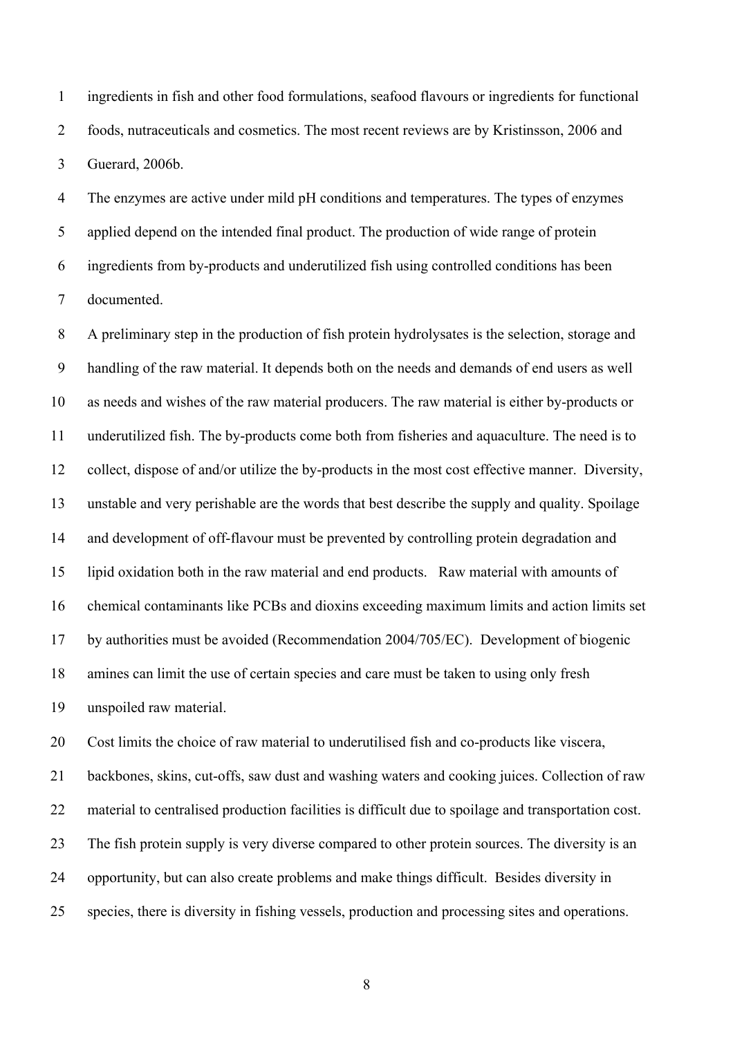ingredients in fish and other food formulations, seafood flavours or ingredients for functional foods, nutraceuticals and cosmetics. The most recent reviews are by Kristinsson, 2006 and Guerard, 2006b.

The enzymes are active under mild pH conditions and temperatures. The types of enzymes applied depend on the intended final product. The production of wide range of protein ingredients from by-products and underutilized fish using controlled conditions has been documented.

A preliminary step in the production of fish protein hydrolysates is the selection, storage and handling of the raw material. It depends both on the needs and demands of end users as well as needs and wishes of the raw material producers. The raw material is either by-products or underutilized fish. The by-products come both from fisheries and aquaculture. The need is to collect, dispose of and/or utilize the by-products in the most cost effective manner. Diversity, unstable and very perishable are the words that best describe the supply and quality. Spoilage and development of off-flavour must be prevented by controlling protein degradation and lipid oxidation both in the raw material and end products. Raw material with amounts of chemical contaminants like PCBs and dioxins exceeding maximum limits and action limits set by authorities must be avoided (Recommendation 2004/705/EC). Development of biogenic amines can limit the use of certain species and care must be taken to using only fresh unspoiled raw material.

Cost limits the choice of raw material to underutilised fish and co-products like viscera, backbones, skins, cut-offs, saw dust and washing waters and cooking juices. Collection of raw material to centralised production facilities is difficult due to spoilage and transportation cost. The fish protein supply is very diverse compared to other protein sources. The diversity is an opportunity, but can also create problems and make things difficult. Besides diversity in species, there is diversity in fishing vessels, production and processing sites and operations.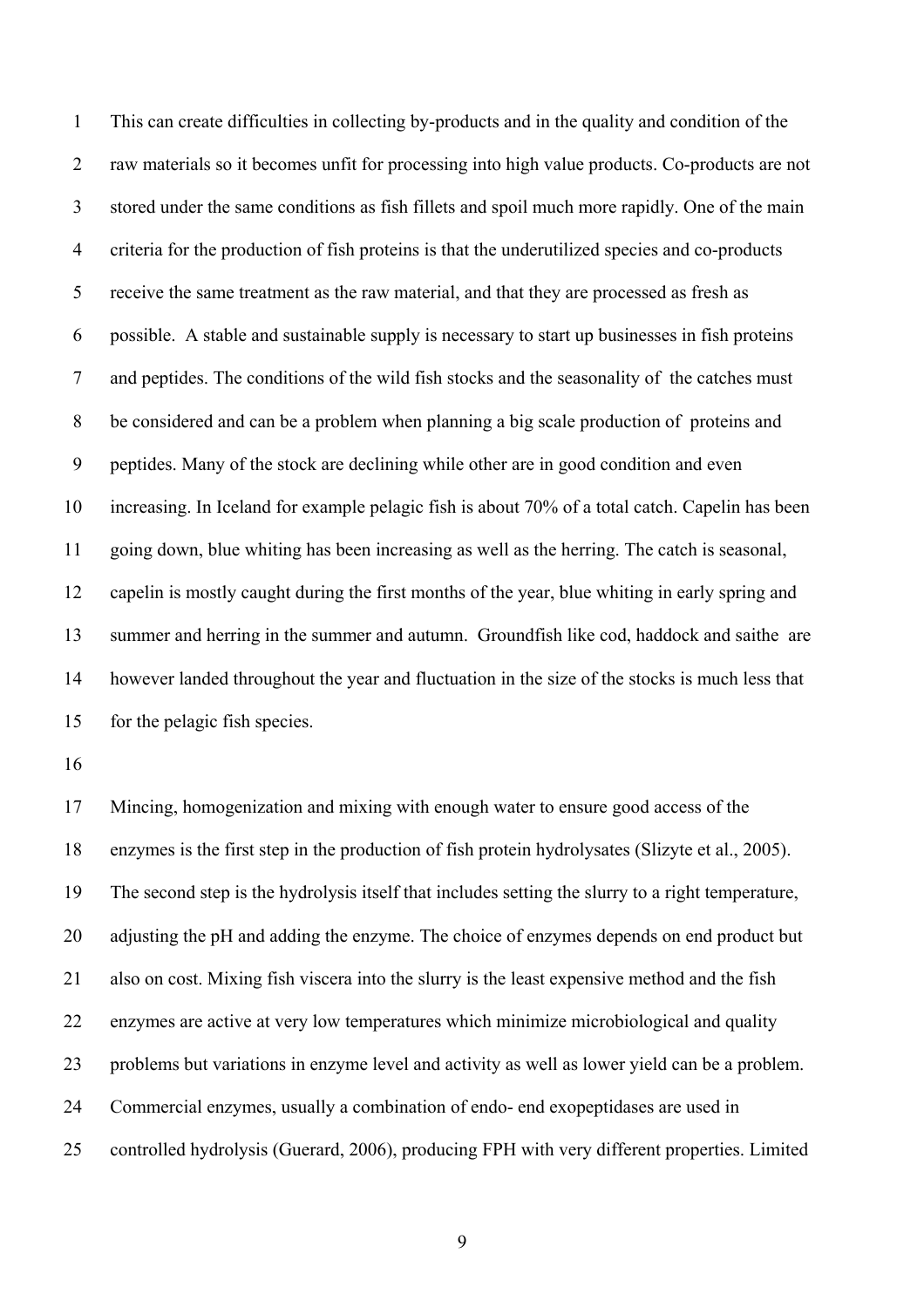This can create difficulties in collecting by-products and in the quality and condition of the raw materials so it becomes unfit for processing into high value products. Co-products are not stored under the same conditions as fish fillets and spoil much more rapidly. One of the main criteria for the production of fish proteins is that the underutilized species and co-products receive the same treatment as the raw material, and that they are processed as fresh as possible. A stable and sustainable supply is necessary to start up businesses in fish proteins and peptides. The conditions of the wild fish stocks and the seasonality of the catches must be considered and can be a problem when planning a big scale production of proteins and peptides. Many of the stock are declining while other are in good condition and even increasing. In Iceland for example pelagic fish is about 70% of a total catch. Capelin has been going down, blue whiting has been increasing as well as the herring. The catch is seasonal, capelin is mostly caught during the first months of the year, blue whiting in early spring and summer and herring in the summer and autumn. Groundfish like cod, haddock and saithe are however landed throughout the year and fluctuation in the size of the stocks is much less that for the pelagic fish species.

Mincing, homogenization and mixing with enough water to ensure good access of the enzymes is the first step in the production of fish protein hydrolysates (Slizyte et al., 2005). The second step is the hydrolysis itself that includes setting the slurry to a right temperature, adjusting the pH and adding the enzyme. The choice of enzymes depends on end product but also on cost. Mixing fish viscera into the slurry is the least expensive method and the fish enzymes are active at very low temperatures which minimize microbiological and quality problems but variations in enzyme level and activity as well as lower yield can be a problem. Commercial enzymes, usually a combination of endo- end exopeptidases are used in controlled hydrolysis (Guerard, 2006), producing FPH with very different properties. Limited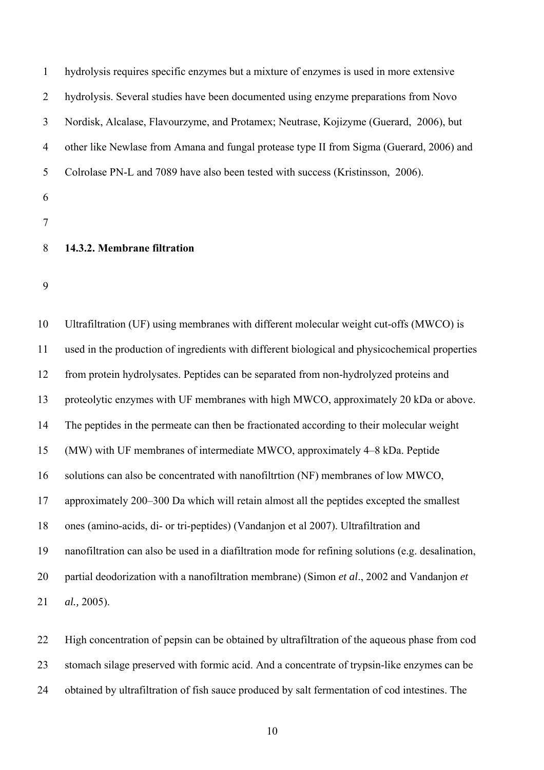hydrolysis requires specific enzymes but a mixture of enzymes is used in more extensive hydrolysis. Several studies have been documented using enzyme preparations from Novo Nordisk, Alcalase, Flavourzyme, and Protamex; Neutrase, Kojizyme (Guerard, 2006), but other like Newlase from Amana and fungal protease type II from Sigma (Guerard, 2006) and Colrolase PN-L and 7089 have also been tested with success (Kristinsson, 2006).

### 14.3.2. Membrane filtration

Ultrafiltration (UF) using membranes with different molecular weight cut-offs (MWCO) is used in the production of ingredients with different biological and physicochemical properties from protein hydrolysates. Peptides can be separated from non-hydrolyzed proteins and proteolytic enzymes with UF membranes with high MWCO, approximately 20 kDa or above. The peptides in the permeate can then be fractionated according to their molecular weight (MW) with UF membranes of intermediate MWCO, approximately 4–8 kDa. Peptide solutions can also be concentrated with nanofiltrtion (NF) membranes of low MWCO, approximately 200–300 Da which will retain almost all the peptides excepted the smallest ones (amino-acids, di- or tri-peptides) (Vandanjon et al 2007). Ultrafiltration and nanofiltration can also be used in a diafiltration mode for refining solutions (e.g. desalination, partial deodorization with a nanofiltration membrane) (Simon *et al*., 2002 and Vandanjon *et al.,* 2005).

High concentration of pepsin can be obtained by ultrafiltration of the aqueous phase from cod stomach silage preserved with formic acid. And a concentrate of trypsin-like enzymes can be obtained by ultrafiltration of fish sauce produced by salt fermentation of cod intestines. The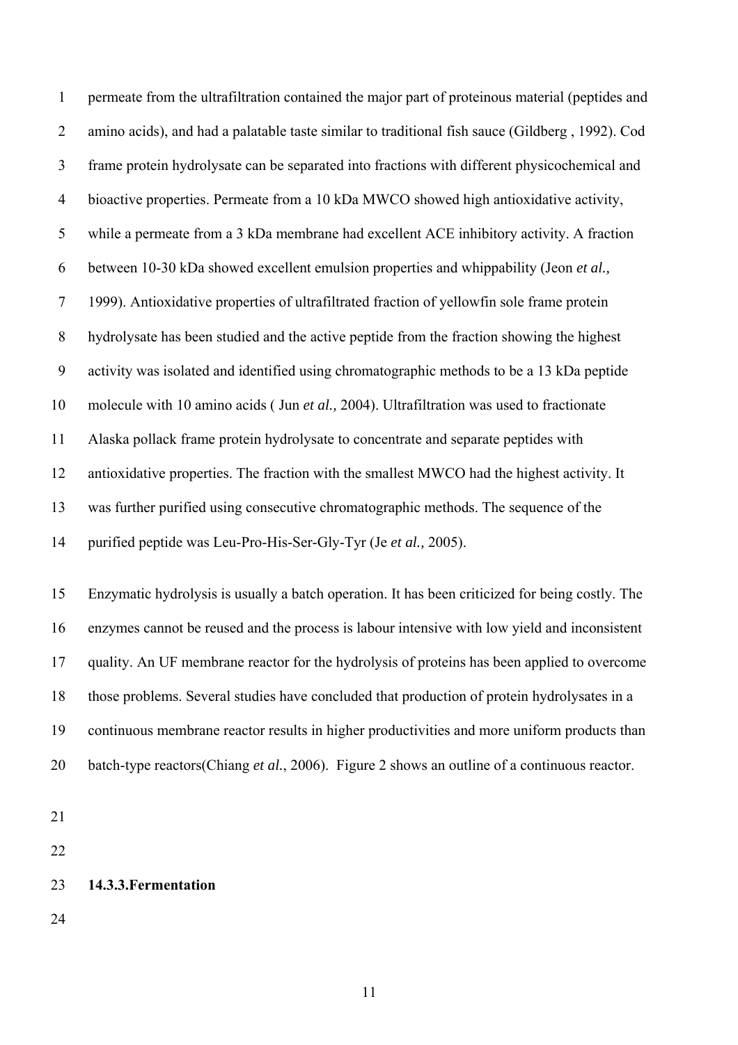permeate from the ultrafiltration contained the major part of proteinous material (peptides and amino acids), and had a palatable taste similar to traditional fish sauce (Gildberg , 1992). Cod frame protein hydrolysate can be separated into fractions with different physicochemical and bioactive properties. Permeate from a 10 kDa MWCO showed high antioxidative activity, while a permeate from a 3 kDa membrane had excellent ACE inhibitory activity. A fraction between 10-30 kDa showed excellent emulsion properties and whippability (Jeon *et al.,* 1999). Antioxidative properties of ultrafiltrated fraction of yellowfin sole frame protein hydrolysate has been studied and the active peptide from the fraction showing the highest activity was isolated and identified using chromatographic methods to be a 13 kDa peptide molecule with 10 amino acids ( Jun *et al.,* 2004). Ultrafiltration was used to fractionate Alaska pollack frame protein hydrolysate to concentrate and separate peptides with antioxidative properties. The fraction with the smallest MWCO had the highest activity. It was further purified using consecutive chromatographic methods. The sequence of the purified peptide was Leu-Pro-His-Ser-Gly-Tyr (Je *et al.,* 2005).

Enzymatic hydrolysis is usually a batch operation. It has been criticized for being costly. The enzymes cannot be reused and the process is labour intensive with low yield and inconsistent quality. An UF membrane reactor for the hydrolysis of proteins has been applied to overcome those problems. Several studies have concluded that production of protein hydrolysates in a continuous membrane reactor results in higher productivities and more uniform products than batch-type reactors(Chiang *et al.*, 2006). Figure 2 shows an outline of a continuous reactor.

### 14.3.3.Fermentation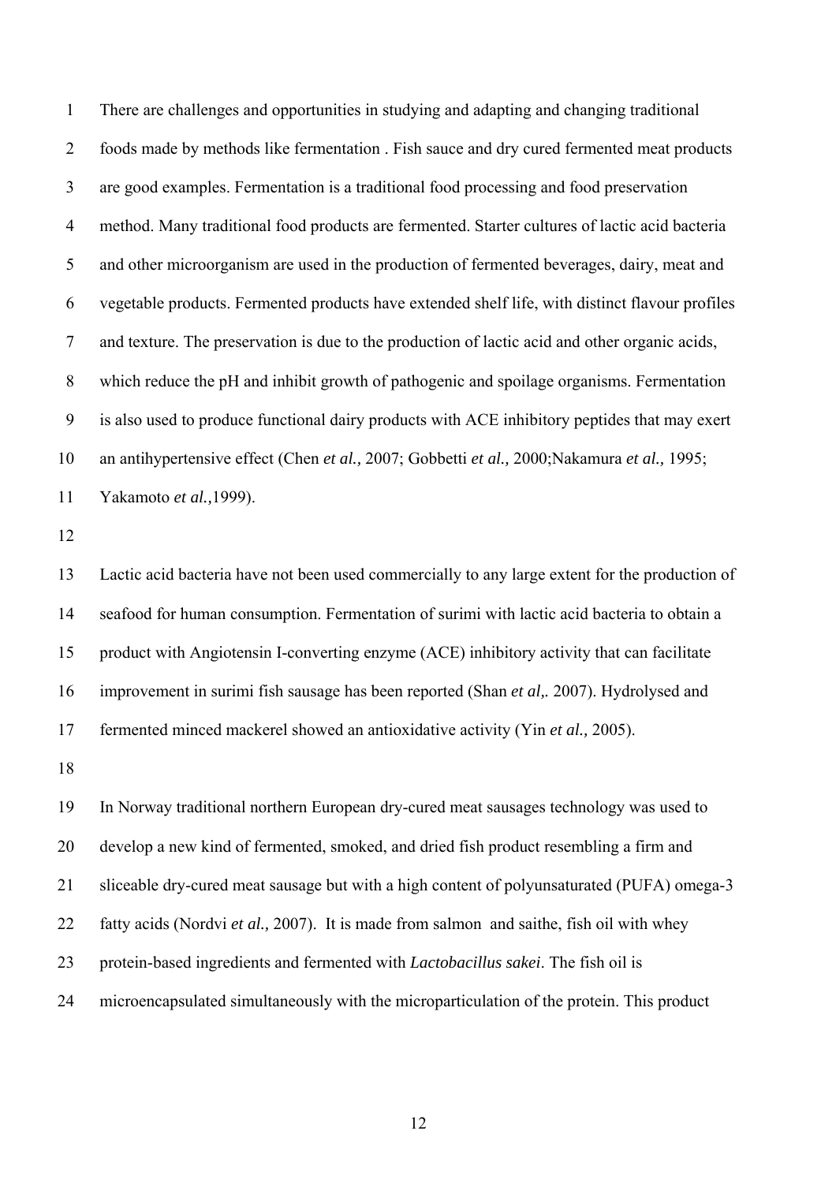There are challenges and opportunities in studying and adapting and changing traditional foods made by methods like fermentation . Fish sauce and dry cured fermented meat products are good examples. Fermentation is a traditional food processing and food preservation method. Many traditional food products are fermented. Starter cultures of lactic acid bacteria and other microorganism are used in the production of fermented beverages, dairy, meat and vegetable products. Fermented products have extended shelf life, with distinct flavour profiles and texture. The preservation is due to the production of lactic acid and other organic acids, which reduce the pH and inhibit growth of pathogenic and spoilage organisms. Fermentation is also used to produce functional dairy products with ACE inhibitory peptides that may exert an antihypertensive effect (Chen *et al.,* 2007; Gobbetti *et al.,* 2000;Nakamura *et al.,* 1995; Yakamoto *et al.,*1999).

Lactic acid bacteria have not been used commercially to any large extent for the production of seafood for human consumption. Fermentation of surimi with lactic acid bacteria to obtain a product with Angiotensin I-converting enzyme (ACE) inhibitory activity that can facilitate improvement in surimi fish sausage has been reported (Shan *et al,*. 2007). Hydrolysed and fermented minced mackerel showed an antioxidative activity (Yin *et al.,* 2005).

In Norway traditional northern European dry-cured meat sausages technology was used to develop a new kind of fermented, smoked, and dried fish product resembling a firm and sliceable dry-cured meat sausage but with a high content of polyunsaturated (PUFA) omega-3 fatty acids (Nordvi *et al.*, 2007). It is made from salmon and saithe, fish oil with whey protein-based ingredients and fermented with *Lactobacillus sakei*. The fish oil is microencapsulated simultaneously with the microparticulation of the protein. This product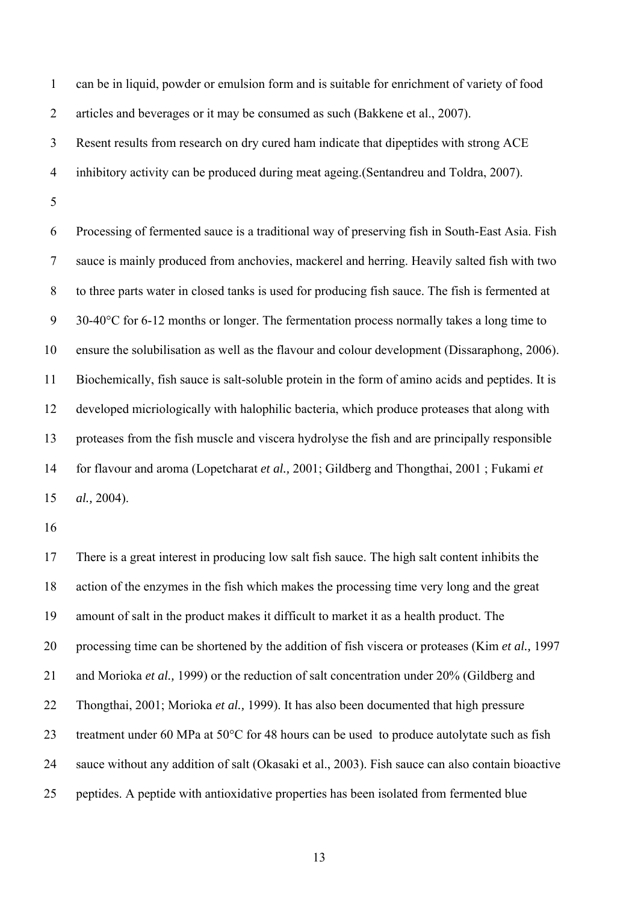can be in liquid, powder or emulsion form and is suitable for enrichment of variety of food articles and beverages or it may be consumed as such (Bakkene et al., 2007).
Resent results from research on dry cured ham indicate that dipeptides with strong ACE inhibitory activity can be produced during meat ageing.(Sentandreu and Toldra, 2007).

Processing of fermented sauce is a traditional way of preserving fish in South-East Asia. Fish sauce is mainly produced from anchovies, mackerel and herring. Heavily salted fish with two to three parts water in closed tanks is used for producing fish sauce. The fish is fermented at 30-40°C for 6-12 months or longer. The fermentation process normally takes a long time to ensure the solubilisation as well as the flavour and colour development (Dissaraphong, 2006). Biochemically, fish sauce is salt-soluble protein in the form of amino acids and peptides. It is developed micriologically with halophilic bacteria, which produce proteases that along with proteases from the fish muscle and viscera hydrolyse the fish and are principally responsible for flavour and aroma (Lopetcharat *et al.,* 2001; Gildberg and Thongthai, 2001 ; Fukami *et al.,* 2004).

There is a great interest in producing low salt fish sauce. The high salt content inhibits the action of the enzymes in the fish which makes the processing time very long and the great amount of salt in the product makes it difficult to market it as a health product. The processing time can be shortened by the addition of fish viscera or proteases (Kim *et al.,* 1997 and Morioka *et al.,* 1999) or the reduction of salt concentration under 20% (Gildberg and Thongthai, 2001; Morioka *et al.,* 1999). It has also been documented that high pressure treatment under 60 MPa at 50°C for 48 hours can be used to produce autolytate such as fish sauce without any addition of salt (Okasaki et al., 2003). Fish sauce can also contain bioactive peptides. A peptide with antioxidative properties has been isolated from fermented blue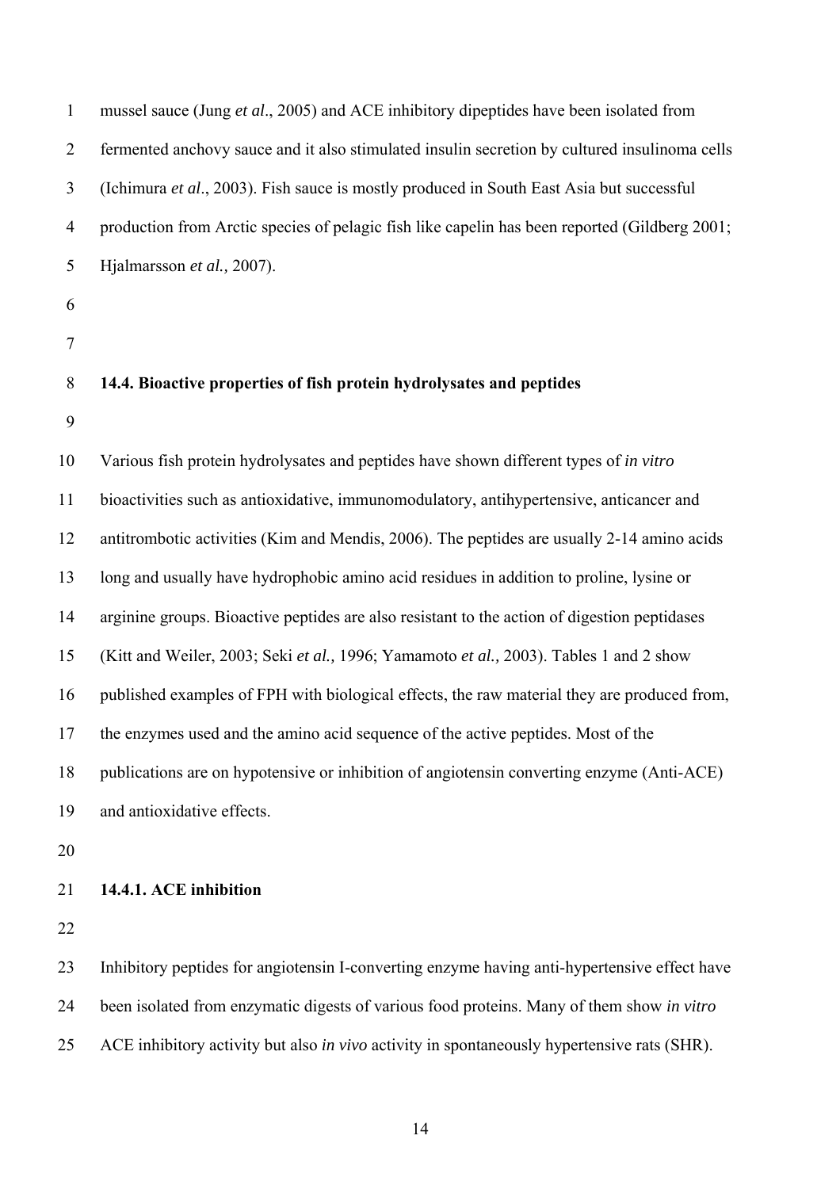mussel sauce (Jung *et al*., 2005) and ACE inhibitory dipeptides have been isolated from fermented anchovy sauce and it also stimulated insulin secretion by cultured insulinoma cells (Ichimura *et al*., 2003). Fish sauce is mostly produced in South East Asia but successful production from Arctic species of pelagic fish like capelin has been reported (Gildberg 2001; Hjalmarsson *et al.,* 2007).

## 14.4. Bioactive properties of fish protein hydrolysates and peptides

Various fish protein hydrolysates and peptides have shown different types of *in vitro* bioactivities such as antioxidative, immunomodulatory, antihypertensive, anticancer and antitrombotic activities (Kim and Mendis, 2006). The peptides are usually 2-14 amino acids long and usually have hydrophobic amino acid residues in addition to proline, lysine or arginine groups. Bioactive peptides are also resistant to the action of digestion peptidases (Kitt and Weiler, 2003; Seki *et al.,* 1996; Yamamoto *et al.,* 2003). Tables 1 and 2 show published examples of FPH with biological effects, the raw material they are produced from, the enzymes used and the amino acid sequence of the active peptides. Most of the publications are on hypotensive or inhibition of angiotensin converting enzyme (Anti-ACE) and antioxidative effects.

### 14.4.1. ACE inhibition

Inhibitory peptides for angiotensin I-converting enzyme having anti-hypertensive effect have been isolated from enzymatic digests of various food proteins. Many of them show *in vitro* ACE inhibitory activity but also *in vivo* activity in spontaneously hypertensive rats (SHR).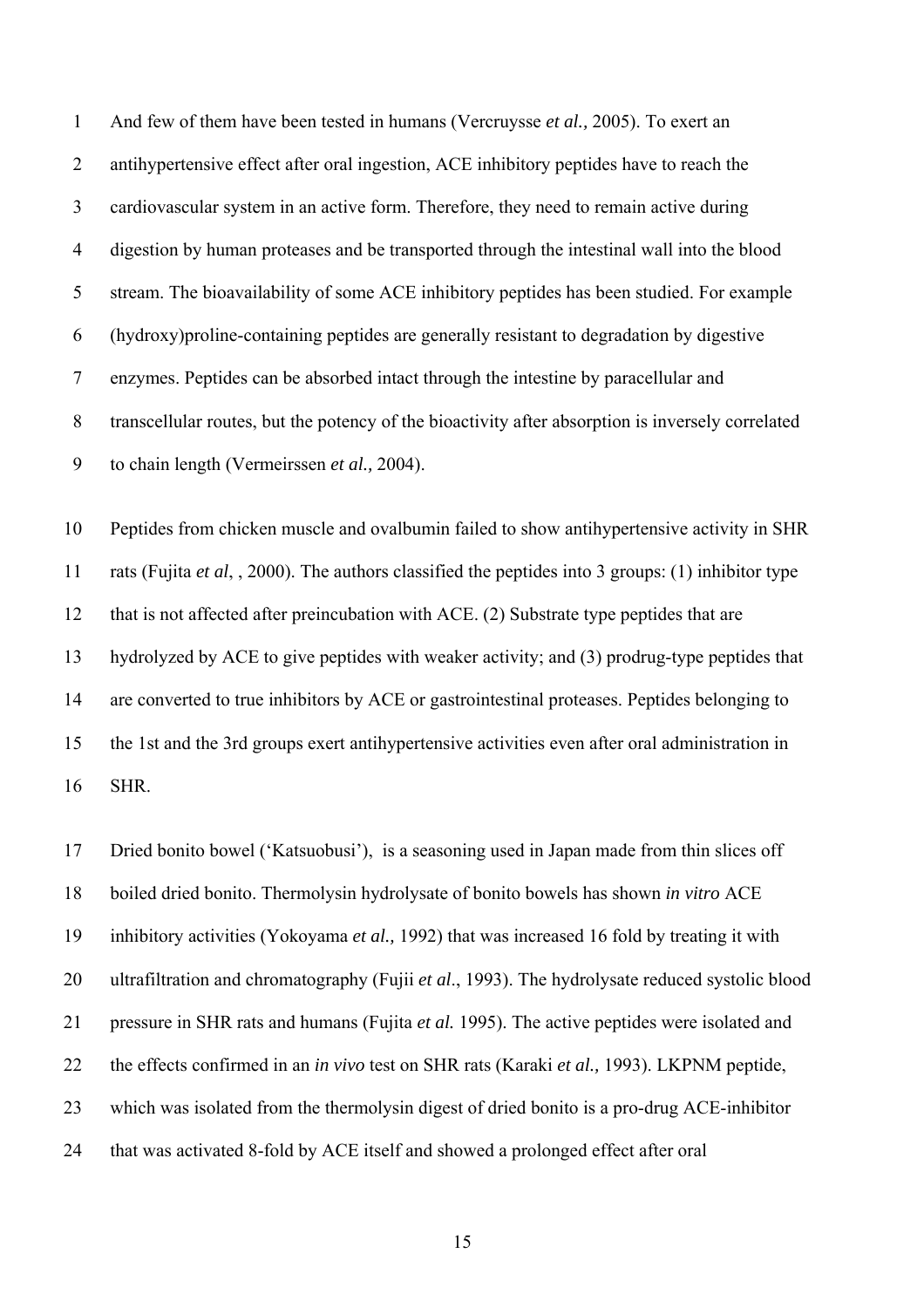And few of them have been tested in humans (Vercruysse *et al.,* 2005). To exert an antihypertensive effect after oral ingestion, ACE inhibitory peptides have to reach the cardiovascular system in an active form. Therefore, they need to remain active during digestion by human proteases and be transported through the intestinal wall into the blood stream. The bioavailability of some ACE inhibitory peptides has been studied. For example (hydroxy)proline-containing peptides are generally resistant to degradation by digestive enzymes. Peptides can be absorbed intact through the intestine by paracellular and transcellular routes, but the potency of the bioactivity after absorption is inversely correlated to chain length (Vermeirssen *et al.,* 2004).

Peptides from chicken muscle and ovalbumin failed to show antihypertensive activity in SHR rats (Fujita *et al*, , 2000). The authors classified the peptides into 3 groups: (1) inhibitor type that is not affected after preincubation with ACE. (2) Substrate type peptides that are hydrolyzed by ACE to give peptides with weaker activity; and (3) prodrug-type peptides that are converted to true inhibitors by ACE or gastrointestinal proteases. Peptides belonging to the 1st and the 3rd groups exert antihypertensive activities even after oral administration in SHR.

Dried bonito bowel ('Katsuobusi'), is a seasoning used in Japan made from thin slices off boiled dried bonito. Thermolysin hydrolysate of bonito bowels has shown *in vitro* ACE inhibitory activities (Yokoyama *et al.,* 1992) that was increased 16 fold by treating it with ultrafiltration and chromatography (Fujii *et al*., 1993). The hydrolysate reduced systolic blood pressure in SHR rats and humans (Fujita *et al.* 1995). The active peptides were isolated and the effects confirmed in an *in vivo* test on SHR rats (Karaki *et al.,* 1993). LKPNM peptide, which was isolated from the thermolysin digest of dried bonito is a pro-drug ACE-inhibitor that was activated 8-fold by ACE itself and showed a prolonged effect after oral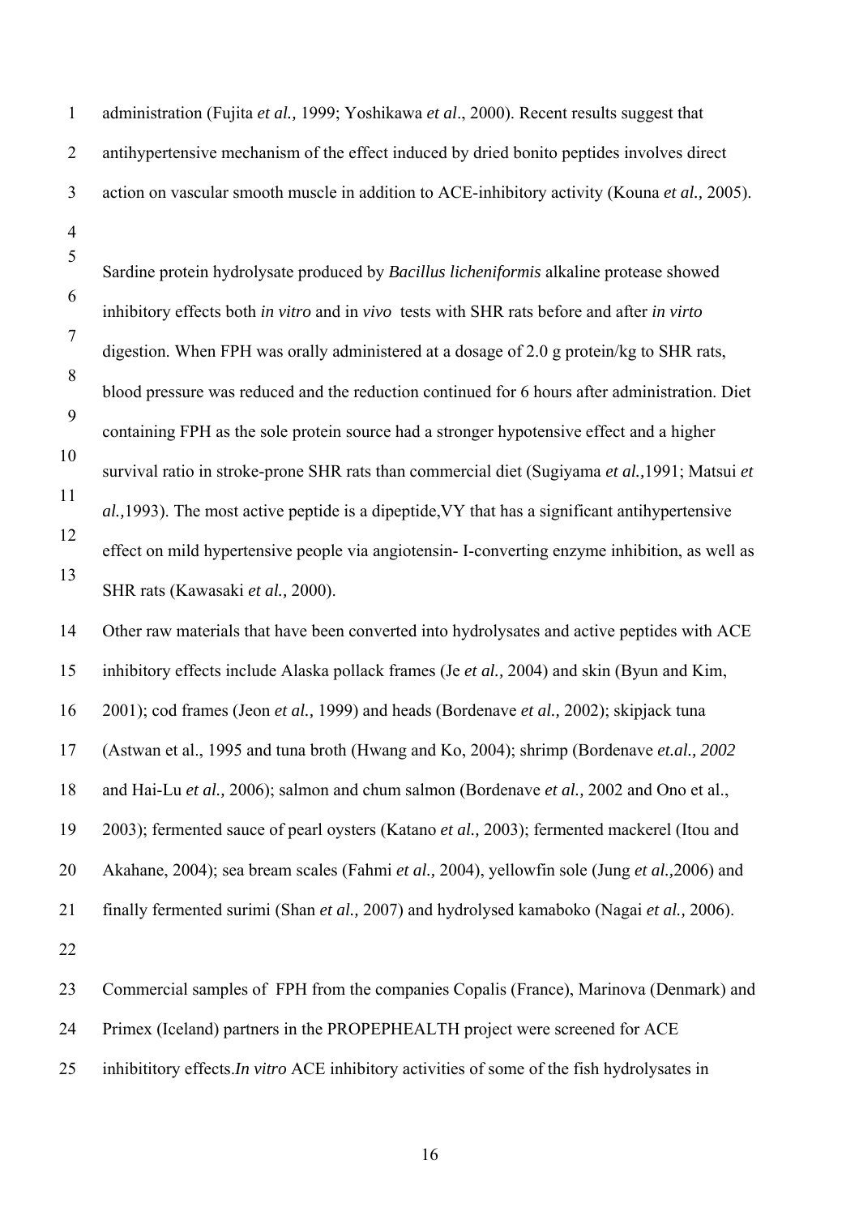administration (Fujita *et al.,* 1999; Yoshikawa *et al*., 2000). Recent results suggest that antihypertensive mechanism of the effect induced by dried bonito peptides involves direct action on vascular smooth muscle in addition to ACE-inhibitory activity (Kouna *et al.,* 2005).

Sardine protein hydrolysate produced by *Bacillus licheniformis* alkaline protease showed inhibitory effects both *in vitro* and in *vivo* tests with SHR rats before and after *in virto* digestion. When FPH was orally administered at a dosage of 2.0 g protein/kg to SHR rats, blood pressure was reduced and the reduction continued for 6 hours after administration. Diet containing FPH as the sole protein source had a stronger hypotensive effect and a higher survival ratio in stroke-prone SHR rats than commercial diet (Sugiyama *et al.,*1991; Matsui *et al.,*1993). The most active peptide is a dipeptide,VY that has a significant antihypertensive effect on mild hypertensive people via angiotensin- I-converting enzyme inhibition, as well as SHR rats (Kawasaki *et al.,* 2000).

Other raw materials that have been converted into hydrolysates and active peptides with ACE inhibitory effects include Alaska pollack frames (Je *et al.,* 2004) and skin (Byun and Kim, 2001); cod frames (Jeon *et al.,* 1999) and heads (Bordenave *et al.,* 2002); skipjack tuna (Astwan et al., 1995 and tuna broth (Hwang and Ko, 2004); shrimp (Bordenave *et.al., 2002* and Hai-Lu *et al.,* 2006); salmon and chum salmon (Bordenave *et al.,* 2002 and Ono et al., 2003); fermented sauce of pearl oysters (Katano *et al.,* 2003); fermented mackerel (Itou and Akahane, 2004); sea bream scales (Fahmi *et al.*, 2004), yellowfin sole (Jung *et al.*,2006) and finally fermented surimi (Shan *et al.,* 2007) and hydrolysed kamaboko (Nagai *et al.,* 2006).

Commercial samples of FPH from the companies Copalis (France), Marinova (Denmark) and Primex (Iceland) partners in the PROPEPHEALTH project were screened for ACE inhibititory effects.*In vitro* ACE inhibitory activities of some of the fish hydrolysates in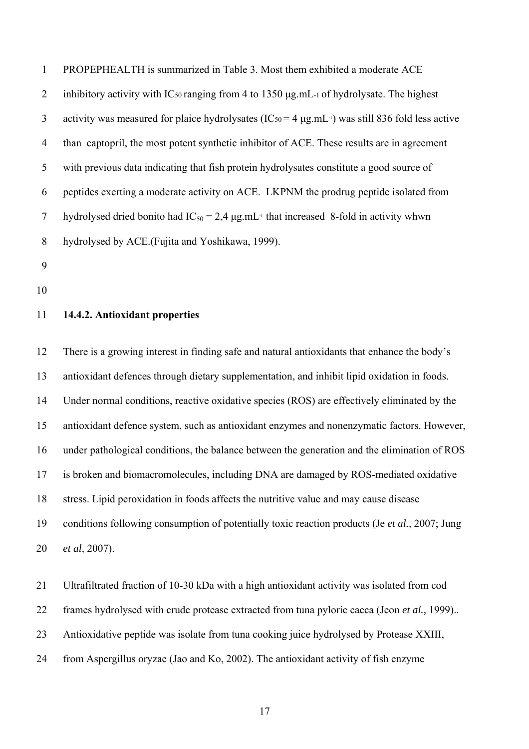PROPEPHEALTH is summarized in Table 3. Most them exhibited a moderate ACE inhibitory activity with $IC_{50}$ ranging from 4 to 1350 μg.mL-1 of hydrolysate. The highest activity was measured for plaice hydrolysates ($IC_{50}$ = 4 μg.mL-1) was still 836 fold less active than captopril, the most potent synthetic inhibitor of ACE. These results are in agreement with previous data indicating that fish protein hydrolysates constitute a good source of peptides exerting a moderate activity on ACE. LKPNM the prodrug peptide isolated from hydrolysed dried bonito had $IC_{50}$ = 2,4 μg.mL-1 that increased 8-fold in activity whwn hydrolysed by ACE.(Fujita and Yoshikawa, 1999).

### 14.4.2. Antioxidant properties

There is a growing interest in finding safe and natural antioxidants that enhance the body's antioxidant defences through dietary supplementation, and inhibit lipid oxidation in foods. Under normal conditions, reactive oxidative species (ROS) are effectively eliminated by the antioxidant defence system, such as antioxidant enzymes and nonenzymatic factors. However, under pathological conditions, the balance between the generation and the elimination of ROS is broken and biomacromolecules, including DNA are damaged by ROS-mediated oxidative stress. Lipid peroxidation in foods affects the nutritive value and may cause disease conditions following consumption of potentially toxic reaction products (Je *et al.,* 2007; Jung *et al,* 2007).

Ultrafiltrated fraction of 10-30 kDa with a high antioxidant activity was isolated from cod frames hydrolysed with crude protease extracted from tuna pyloric caeca (Jeon *et al.,* 1999).. Antioxidative peptide was isolate from tuna cooking juice hydrolysed by Protease XXIII, from Aspergillus oryzae (Jao and Ko, 2002). The antioxidant activity of fish enzyme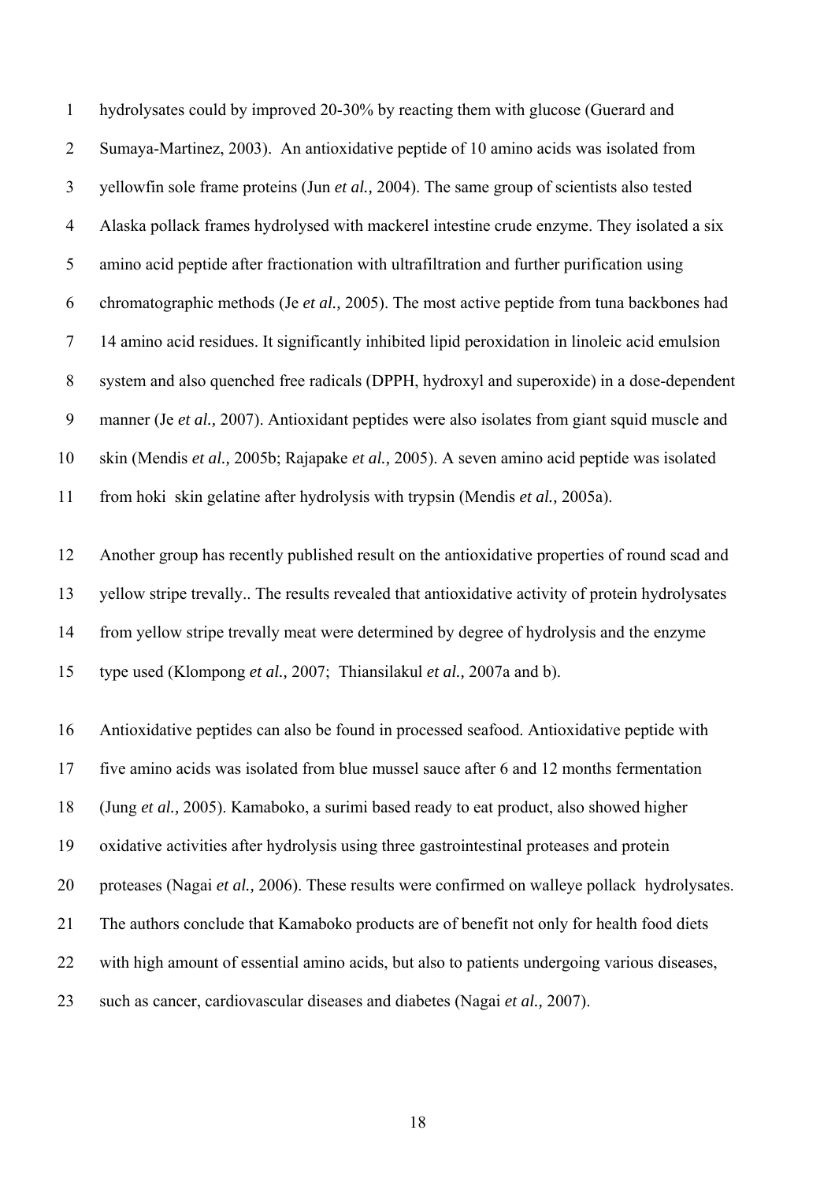hydrolysates could by improved 20-30% by reacting them with glucose (Guerard and Sumaya-Martinez, 2003). An antioxidative peptide of 10 amino acids was isolated from yellowfin sole frame proteins (Jun *et al.,* 2004). The same group of scientists also tested Alaska pollack frames hydrolysed with mackerel intestine crude enzyme. They isolated a six amino acid peptide after fractionation with ultrafiltration and further purification using chromatographic methods (Je *et al.,* 2005). The most active peptide from tuna backbones had 14 amino acid residues. It significantly inhibited lipid peroxidation in linoleic acid emulsion system and also quenched free radicals (DPPH, hydroxyl and superoxide) in a dose-dependent manner (Je *et al.,* 2007). Antioxidant peptides were also isolates from giant squid muscle and skin (Mendis *et al.,* 2005b; Rajapake *et al.,* 2005). A seven amino acid peptide was isolated from hoki skin gelatine after hydrolysis with trypsin (Mendis *et al.,* 2005a).

Another group has recently published result on the antioxidative properties of round scad and yellow stripe trevally.. The results revealed that antioxidative activity of protein hydrolysates from yellow stripe trevally meat were determined by degree of hydrolysis and the enzyme type used (Klompong *et al.,* 2007; Thiansilakul *et al.,* 2007a and b).

Antioxidative peptides can also be found in processed seafood. Antioxidative peptide with five amino acids was isolated from blue mussel sauce after 6 and 12 months fermentation (Jung *et al.,* 2005). Kamaboko, a surimi based ready to eat product, also showed higher oxidative activities after hydrolysis using three gastrointestinal proteases and protein proteases (Nagai *et al.,* 2006). These results were confirmed on walleye pollack hydrolysates. The authors conclude that Kamaboko products are of benefit not only for health food diets with high amount of essential amino acids, but also to patients undergoing various diseases, such as cancer, cardiovascular diseases and diabetes (Nagai *et al.,* 2007).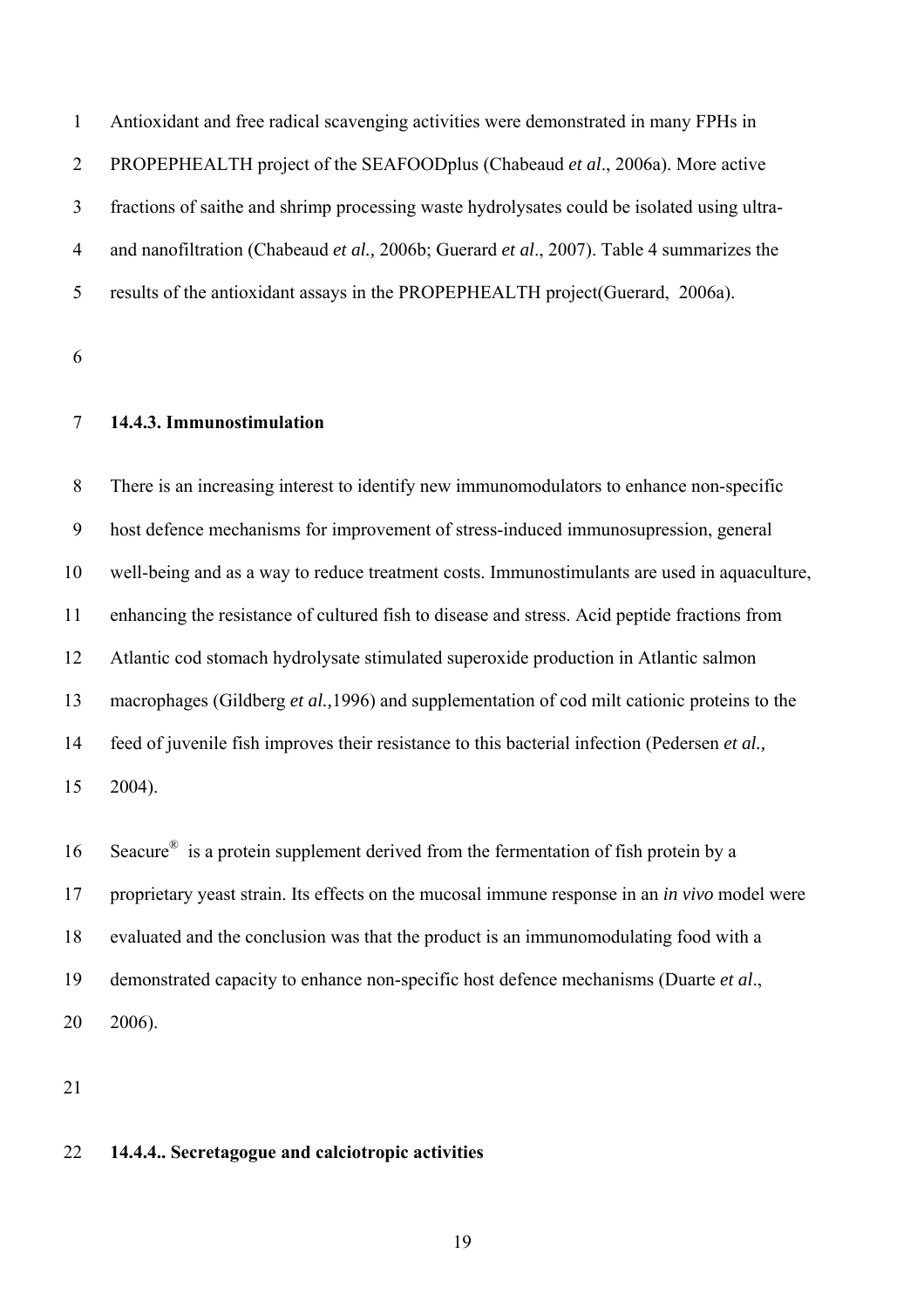Antioxidant and free radical scavenging activities were demonstrated in many FPHs in PROPEPHEALTH project of the SEAFOODplus (Chabeaud *et al*., 2006a). More active fractions of saithe and shrimp processing waste hydrolysates could be isolated using ultra- and nanofiltration (Chabeaud *et al.,* 2006b; Guerard *et al*., 2007). Table 4 summarizes the results of the antioxidant assays in the PROPEPHEALTH project(Guerard, 2006a).

### 14.4.3. Immunostimulation

There is an increasing interest to identify new immunomodulators to enhance non-specific host defence mechanisms for improvement of stress-induced immunosupression, general well-being and as a way to reduce treatment costs. Immunostimulants are used in aquaculture, enhancing the resistance of cultured fish to disease and stress. Acid peptide fractions from Atlantic cod stomach hydrolysate stimulated superoxide production in Atlantic salmon macrophages (Gildberg *et al.,*1996) and supplementation of cod milt cationic proteins to the feed of juvenile fish improves their resistance to this bacterial infection (Pedersen *et al.,* 2004).

Seacure® is a protein supplement derived from the fermentation of fish protein by a proprietary yeast strain. Its effects on the mucosal immune response in an *in vivo* model were evaluated and the conclusion was that the product is an immunomodulating food with a demonstrated capacity to enhance non-specific host defence mechanisms (Duarte *et al*., 2006).

### 14.4.4.. Secretagogue and calciotropic activities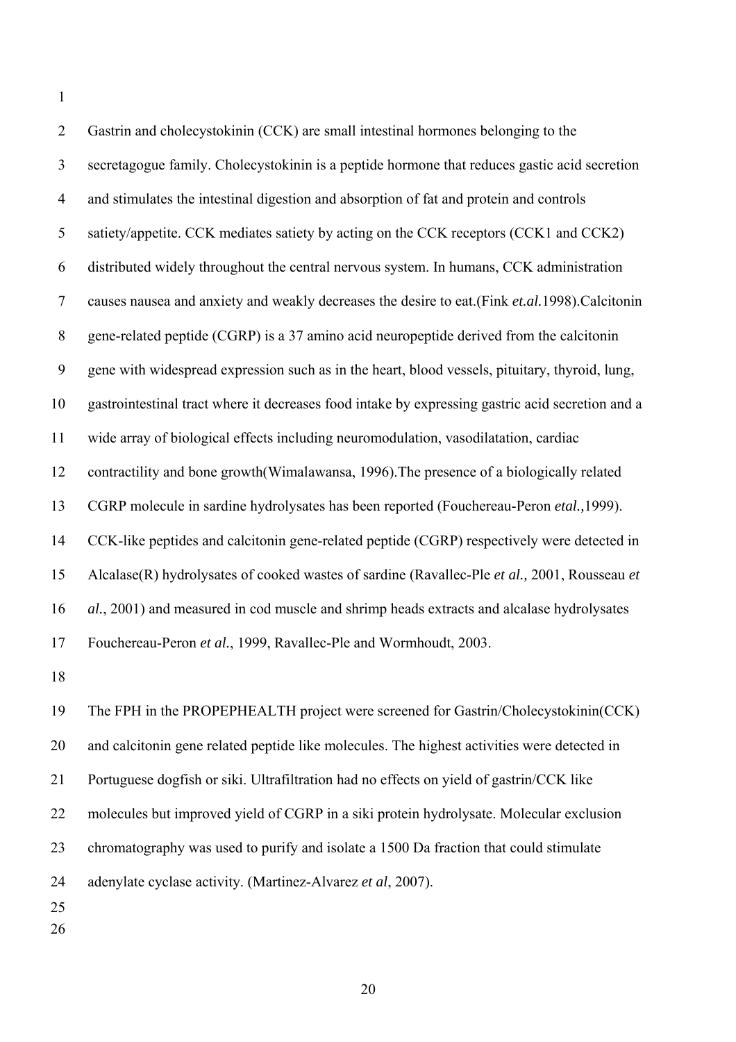Gastrin and cholecystokinin (CCK) are small intestinal hormones belonging to the secretagogue family. Cholecystokinin is a peptide hormone that reduces gastic acid secretion and stimulates the intestinal digestion and absorption of fat and protein and controls satiety/appetite. CCK mediates satiety by acting on the CCK receptors (CCK1 and CCK2) distributed widely throughout the central nervous system. In humans, CCK administration causes nausea and anxiety and weakly decreases the desire to eat.(Fink *et.al.*1998).Calcitonin gene-related peptide (CGRP) is a 37 amino acid neuropeptide derived from the calcitonin gene with widespread expression such as in the heart, blood vessels, pituitary, thyroid, lung, gastrointestinal tract where it decreases food intake by expressing gastric acid secretion and a wide array of biological effects including neuromodulation, vasodilatation, cardiac contractility and bone growth(Wimalawansa, 1996).The presence of a biologically related CGRP molecule in sardine hydrolysates has been reported (Fouchereau-Peron *etal.,*1999). CCK-like peptides and calcitonin gene-related peptide (CGRP) respectively were detected in Alcalase(R) hydrolysates of cooked wastes of sardine (Ravallec-Ple *et al.,* 2001, Rousseau *et al.*, 2001) and measured in cod muscle and shrimp heads extracts and alcalase hydrolysates Fouchereau-Peron *et al.*, 1999, Ravallec-Ple and Wormhoudt, 2003.

The FPH in the PROPEPHEALTH project were screened for Gastrin/Cholecystokinin(CCK) and calcitonin gene related peptide like molecules. The highest activities were detected in Portuguese dogfish or siki. Ultrafiltration had no effects on yield of gastrin/CCK like molecules but improved yield of CGRP in a siki protein hydrolysate. Molecular exclusion chromatography was used to purify and isolate a 1500 Da fraction that could stimulate adenylate cyclase activity. (Martinez-Alvarez *et al*, 2007).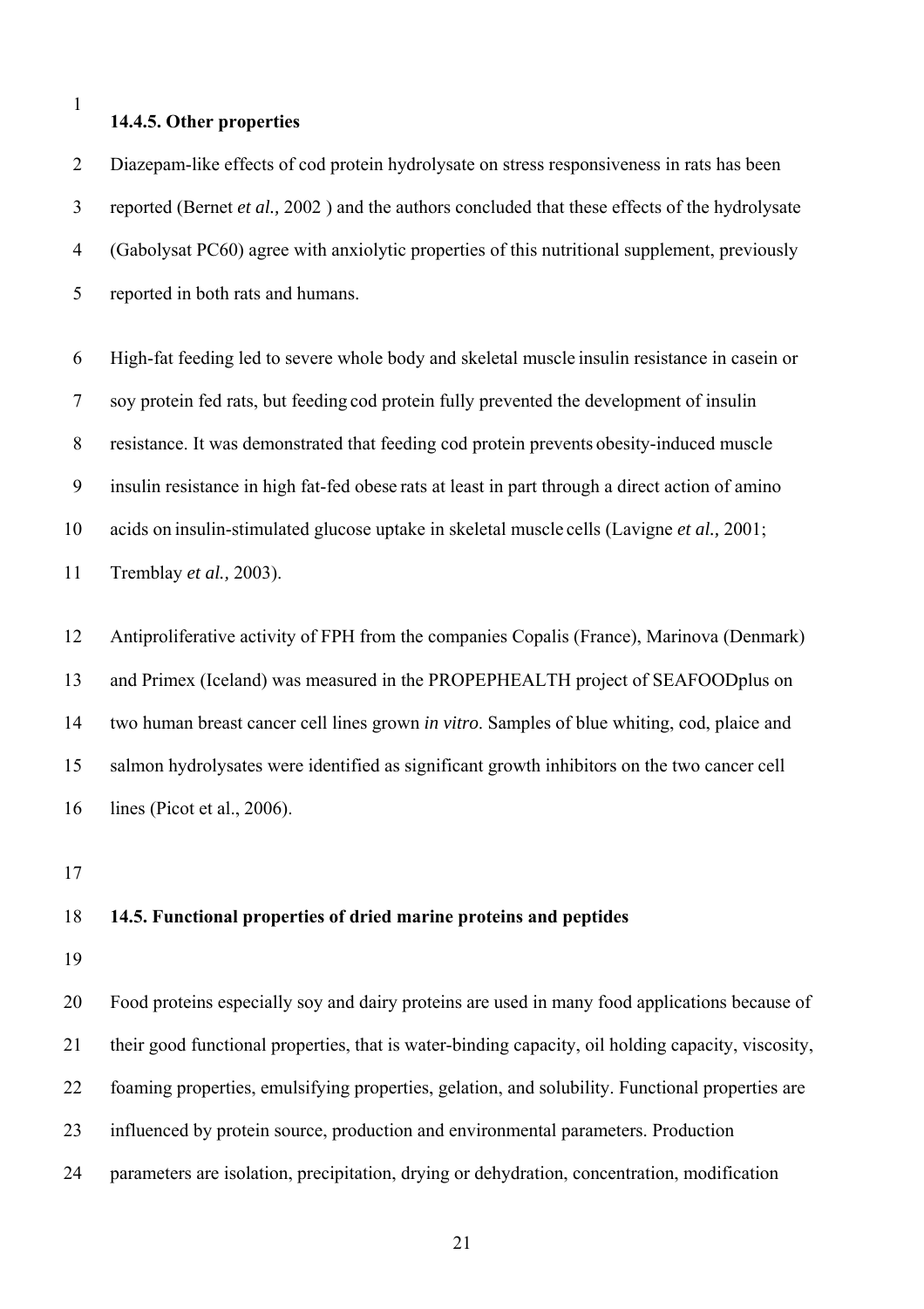### 14.4.5. Other properties

Diazepam-like effects of cod protein hydrolysate on stress responsiveness in rats has been reported (Bernet *et al.,* 2002 ) and the authors concluded that these effects of the hydrolysate (Gabolysat PC60) agree with anxiolytic properties of this nutritional supplement, previously reported in both rats and humans.

High-fat feeding led to severe whole body and skeletal muscle insulin resistance in casein or soy protein fed rats, but feeding cod protein fully prevented the development of insulin resistance. It was demonstrated that feeding cod protein prevents obesity-induced muscle insulin resistance in high fat-fed obese rats at least in part through a direct action of amino acids on insulin-stimulated glucose uptake in skeletal muscle cells (Lavigne *et al.,* 2001; Tremblay *et al.,* 2003).

Antiproliferative activity of FPH from the companies Copalis (France), Marinova (Denmark) and Primex (Iceland) was measured in the PROPEPHEALTH project of SEAFOODplus on two human breast cancer cell lines grown *in vitro*. Samples of blue whiting, cod, plaice and salmon hydrolysates were identified as significant growth inhibitors on the two cancer cell lines (Picot et al., 2006).

## 14.5. Functional properties of dried marine proteins and peptides

Food proteins especially soy and dairy proteins are used in many food applications because of their good functional properties, that is water-binding capacity, oil holding capacity, viscosity, foaming properties, emulsifying properties, gelation, and solubility. Functional properties are influenced by protein source, production and environmental parameters. Production parameters are isolation, precipitation, drying or dehydration, concentration, modification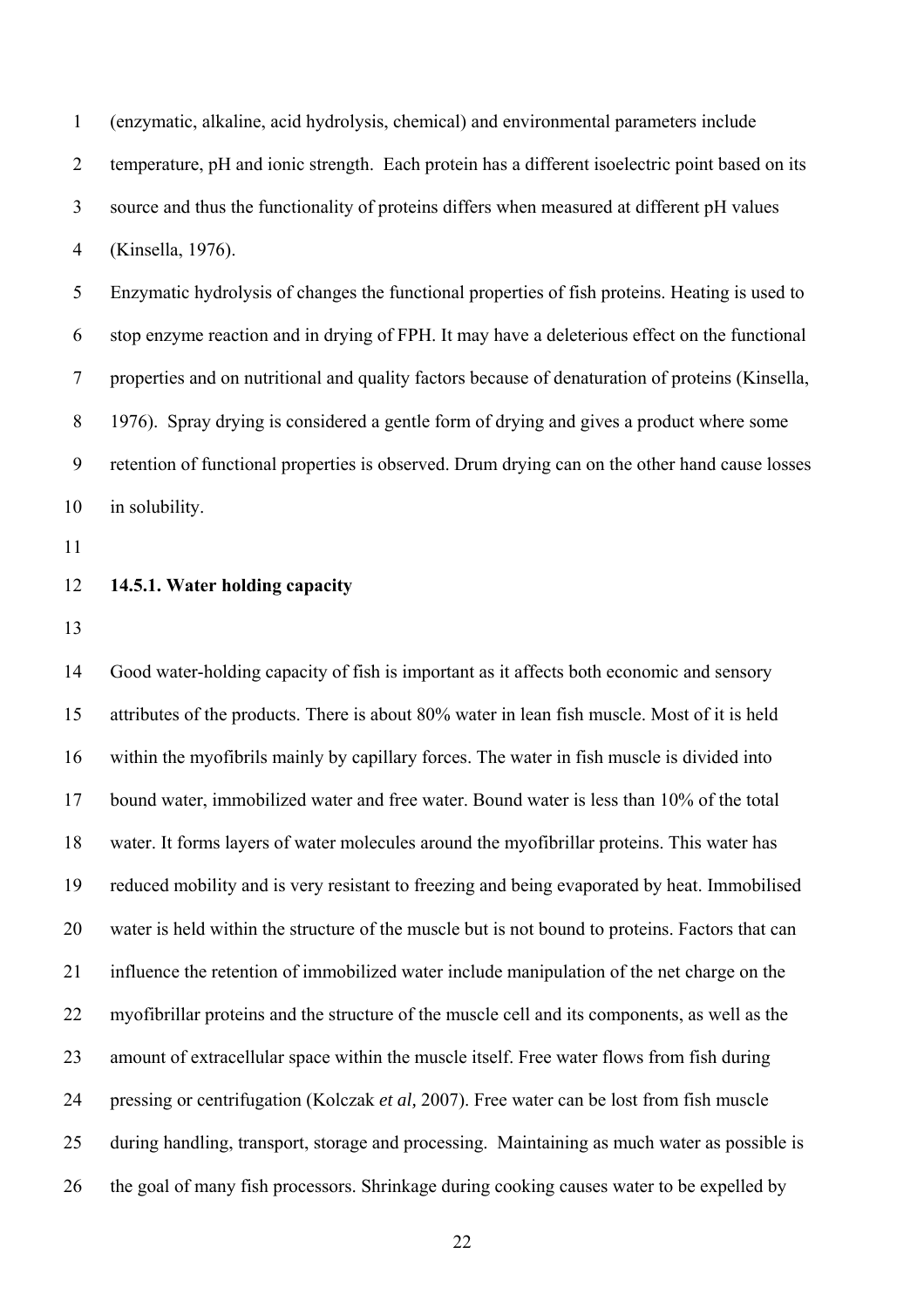(enzymatic, alkaline, acid hydrolysis, chemical) and environmental parameters include temperature, pH and ionic strength. Each protein has a different isoelectric point based on its source and thus the functionality of proteins differs when measured at different pH values (Kinsella, 1976).

Enzymatic hydrolysis of changes the functional properties of fish proteins. Heating is used to stop enzyme reaction and in drying of FPH. It may have a deleterious effect on the functional properties and on nutritional and quality factors because of denaturation of proteins (Kinsella, 1976). Spray drying is considered a gentle form of drying and gives a product where some retention of functional properties is observed. Drum drying can on the other hand cause losses in solubility.

### 14.5.1. Water holding capacity

Good water-holding capacity of fish is important as it affects both economic and sensory attributes of the products. There is about 80% water in lean fish muscle. Most of it is held within the myofibrils mainly by capillary forces. The water in fish muscle is divided into bound water, immobilized water and free water. Bound water is less than 10% of the total water. It forms layers of water molecules around the myofibrillar proteins. This water has reduced mobility and is very resistant to freezing and being evaporated by heat. Immobilised water is held within the structure of the muscle but is not bound to proteins. Factors that can influence the retention of immobilized water include manipulation of the net charge on the myofibrillar proteins and the structure of the muscle cell and its components, as well as the amount of extracellular space within the muscle itself. Free water flows from fish during pressing or centrifugation (Kolczak *et al,* 2007). Free water can be lost from fish muscle during handling, transport, storage and processing. Maintaining as much water as possible is the goal of many fish processors. Shrinkage during cooking causes water to be expelled by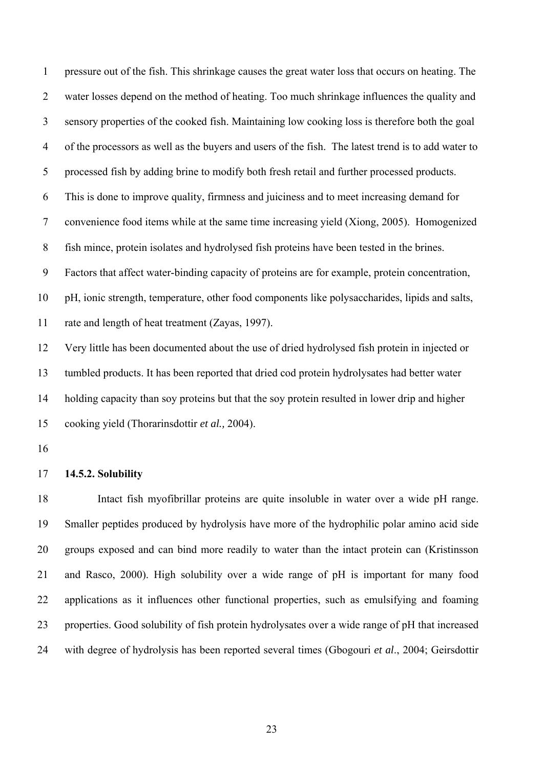pressure out of the fish. This shrinkage causes the great water loss that occurs on heating. The water losses depend on the method of heating. Too much shrinkage influences the quality and sensory properties of the cooked fish. Maintaining low cooking loss is therefore both the goal of the processors as well as the buyers and users of the fish. The latest trend is to add water to processed fish by adding brine to modify both fresh retail and further processed products. This is done to improve quality, firmness and juiciness and to meet increasing demand for convenience food items while at the same time increasing yield (Xiong, 2005). Homogenized fish mince, protein isolates and hydrolysed fish proteins have been tested in the brines. Factors that affect water-binding capacity of proteins are for example, protein concentration, pH, ionic strength, temperature, other food components like polysaccharides, lipids and salts, rate and length of heat treatment (Zayas, 1997).

Very little has been documented about the use of dried hydrolysed fish protein in injected or tumbled products. It has been reported that dried cod protein hydrolysates had better water holding capacity than soy proteins but that the soy protein resulted in lower drip and higher cooking yield (Thorarinsdottir *et al.,* 2004).

### 14.5.2. Solubility

Intact fish myofibrillar proteins are quite insoluble in water over a wide pH range. Smaller peptides produced by hydrolysis have more of the hydrophilic polar amino acid side groups exposed and can bind more readily to water than the intact protein can (Kristinsson and Rasco, 2000). High solubility over a wide range of pH is important for many food applications as it influences other functional properties, such as emulsifying and foaming properties. Good solubility of fish protein hydrolysates over a wide range of pH that increased with degree of hydrolysis has been reported several times (Gbogouri *et al*., 2004; Geirsdottir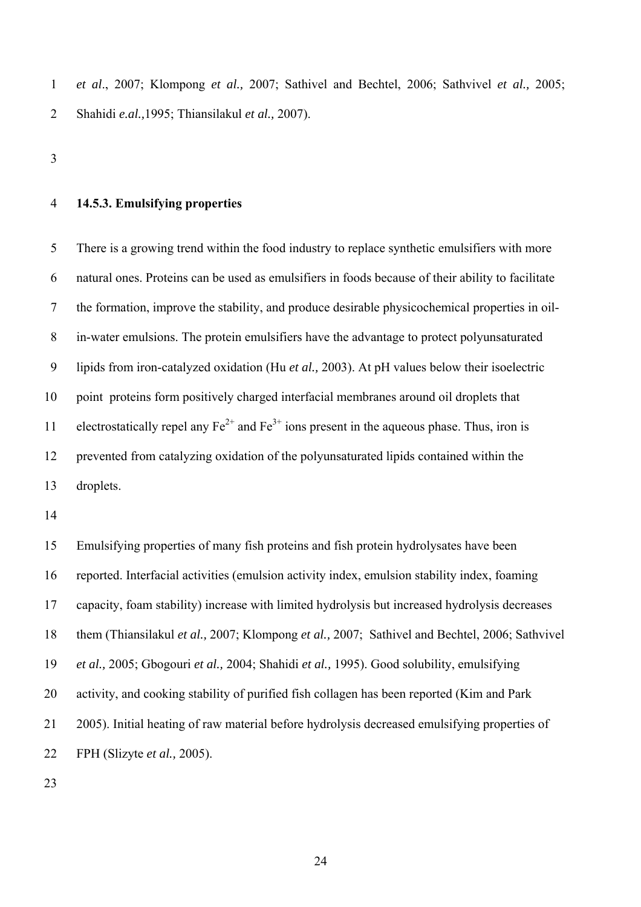*et al*., 2007; Klompong *et al.,* 2007; Sathivel and Bechtel, 2006; Sathvivel *et al.,* 2005; Shahidi *e.al.,*1995; Thiansilakul *et al.,* 2007).

### 14.5.3. Emulsifying properties

There is a growing trend within the food industry to replace synthetic emulsifiers with more natural ones. Proteins can be used as emulsifiers in foods because of their ability to facilitate the formation, improve the stability, and produce desirable physicochemical properties in oil-in-water emulsions. The protein emulsifiers have the advantage to protect polyunsaturated lipids from iron-catalyzed oxidation (Hu *et al.,* 2003). At pH values below their isoelectric point proteins form positively charged interfacial membranes around oil droplets that electrostatically repel any $Fe^{2+}$ and $Fe^{3+}$ ions present in the aqueous phase. Thus, iron is prevented from catalyzing oxidation of the polyunsaturated lipids contained within the droplets.

Emulsifying properties of many fish proteins and fish protein hydrolysates have been reported. Interfacial activities (emulsion activity index, emulsion stability index, foaming capacity, foam stability) increase with limited hydrolysis but increased hydrolysis decreases them (Thiansilakul *et al.,* 2007; Klompong *et al.,* 2007; Sathivel and Bechtel, 2006; Sathvivel *et al.,* 2005; Gbogouri *et al.,* 2004; Shahidi *et al.,* 1995). Good solubility, emulsifying activity, and cooking stability of purified fish collagen has been reported (Kim and Park 2005). Initial heating of raw material before hydrolysis decreased emulsifying properties of FPH (Slizyte *et al.,* 2005).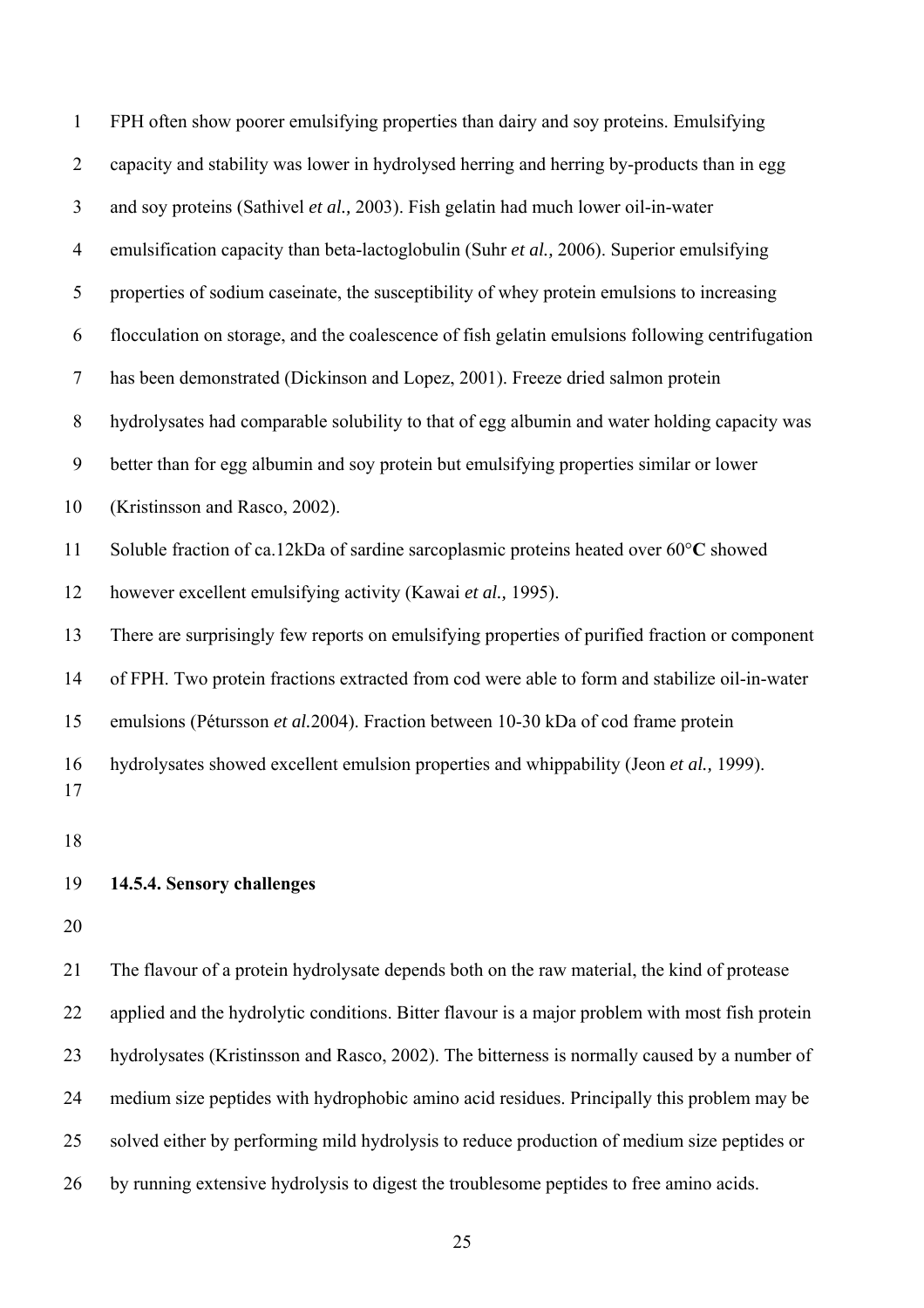FPH often show poorer emulsifying properties than dairy and soy proteins. Emulsifying capacity and stability was lower in hydrolysed herring and herring by-products than in egg and soy proteins (Sathivel *et al.,* 2003). Fish gelatin had much lower oil-in-water emulsification capacity than beta-lactoglobulin (Suhr *et al.,* 2006). Superior emulsifying properties of sodium caseinate, the susceptibility of whey protein emulsions to increasing flocculation on storage, and the coalescence of fish gelatin emulsions following centrifugation has been demonstrated (Dickinson and Lopez, 2001). Freeze dried salmon protein hydrolysates had comparable solubility to that of egg albumin and water holding capacity was better than for egg albumin and soy protein but emulsifying properties similar or lower (Kristinsson and Rasco, 2002).

Soluble fraction of ca.12kDa of sardine sarcoplasmic proteins heated over 60°**C** showed however excellent emulsifying activity (Kawai *et al.,* 1995).

There are surprisingly few reports on emulsifying properties of purified fraction or component of FPH. Two protein fractions extracted from cod were able to form and stabilize oil-in-water emulsions (Pétursson *et al.*2004). Fraction between 10-30 kDa of cod frame protein hydrolysates showed excellent emulsion properties and whippability (Jeon *et al.,* 1999).

### 14.5.4. Sensory challenges

The flavour of a protein hydrolysate depends both on the raw material, the kind of protease applied and the hydrolytic conditions. Bitter flavour is a major problem with most fish protein hydrolysates (Kristinsson and Rasco, 2002). The bitterness is normally caused by a number of medium size peptides with hydrophobic amino acid residues. Principally this problem may be solved either by performing mild hydrolysis to reduce production of medium size peptides or by running extensive hydrolysis to digest the troublesome peptides to free amino acids.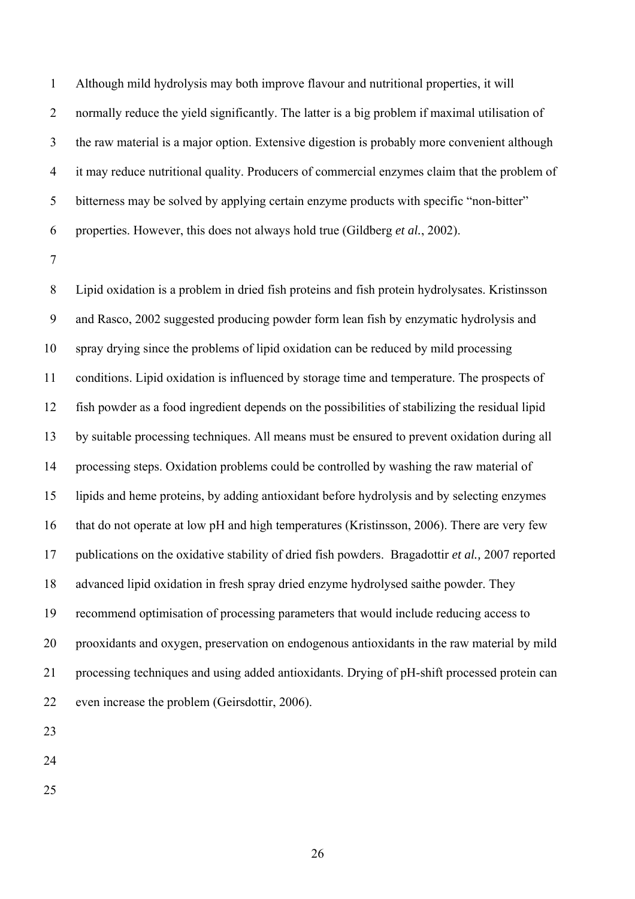Although mild hydrolysis may both improve flavour and nutritional properties, it will normally reduce the yield significantly. The latter is a big problem if maximal utilisation of the raw material is a major option. Extensive digestion is probably more convenient although it may reduce nutritional quality. Producers of commercial enzymes claim that the problem of bitterness may be solved by applying certain enzyme products with specific "non-bitter" properties. However, this does not always hold true (Gildberg *et al.*, 2002).

Lipid oxidation is a problem in dried fish proteins and fish protein hydrolysates. Kristinsson and Rasco, 2002 suggested producing powder form lean fish by enzymatic hydrolysis and spray drying since the problems of lipid oxidation can be reduced by mild processing conditions. Lipid oxidation is influenced by storage time and temperature. The prospects of fish powder as a food ingredient depends on the possibilities of stabilizing the residual lipid by suitable processing techniques. All means must be ensured to prevent oxidation during all processing steps. Oxidation problems could be controlled by washing the raw material of lipids and heme proteins, by adding antioxidant before hydrolysis and by selecting enzymes that do not operate at low pH and high temperatures (Kristinsson, 2006). There are very few publications on the oxidative stability of dried fish powders. Bragadottir *et al.,* 2007 reported advanced lipid oxidation in fresh spray dried enzyme hydrolysed saithe powder. They recommend optimisation of processing parameters that would include reducing access to prooxidants and oxygen, preservation on endogenous antioxidants in the raw material by mild processing techniques and using added antioxidants. Drying of pH-shift processed protein can even increase the problem (Geirsdottir, 2006).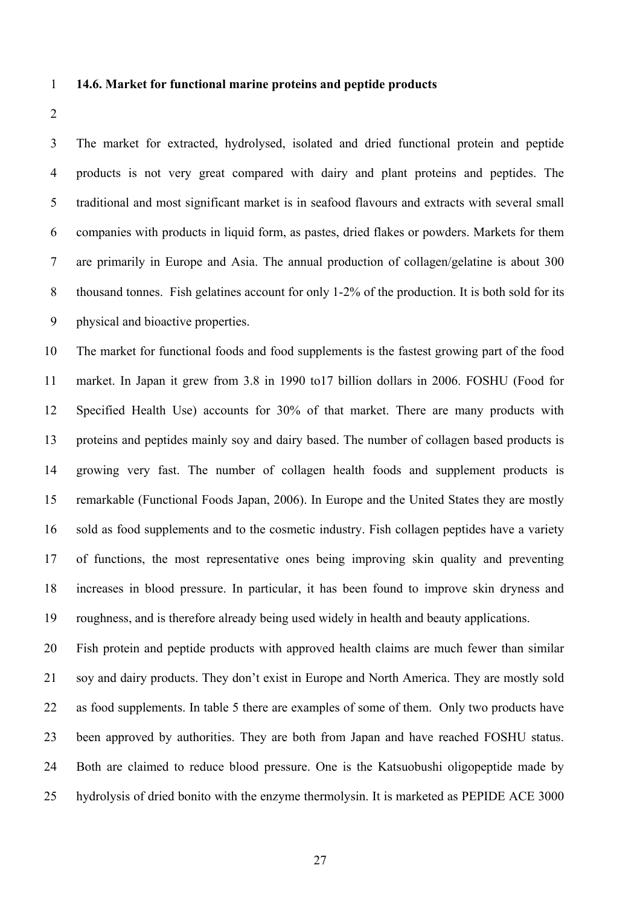### 14.6. Market for functional marine proteins and peptide products

The market for extracted, hydrolysed, isolated and dried functional protein and peptide products is not very great compared with dairy and plant proteins and peptides. The traditional and most significant market is in seafood flavours and extracts with several small companies with products in liquid form, as pastes, dried flakes or powders. Markets for them are primarily in Europe and Asia. The annual production of collagen/gelatine is about 300 thousand tonnes. Fish gelatines account for only 1-2% of the production. It is both sold for its physical and bioactive properties.

The market for functional foods and food supplements is the fastest growing part of the food market. In Japan it grew from 3.8 in 1990 to17 billion dollars in 2006. FOSHU (Food for Specified Health Use) accounts for 30% of that market. There are many products with proteins and peptides mainly soy and dairy based. The number of collagen based products is growing very fast. The number of collagen health foods and supplement products is remarkable (Functional Foods Japan, 2006). In Europe and the United States they are mostly sold as food supplements and to the cosmetic industry. Fish collagen peptides have a variety of functions, the most representative ones being improving skin quality and preventing increases in blood pressure. In particular, it has been found to improve skin dryness and roughness, and is therefore already being used widely in health and beauty applications.

Fish protein and peptide products with approved health claims are much fewer than similar soy and dairy products. They don't exist in Europe and North America. They are mostly sold as food supplements. In table 5 there are examples of some of them. Only two products have been approved by authorities. They are both from Japan and have reached FOSHU status. Both are claimed to reduce blood pressure. One is the Katsuobushi oligopeptide made by hydrolysis of dried bonito with the enzyme thermolysin. It is marketed as PEPIDE ACE 3000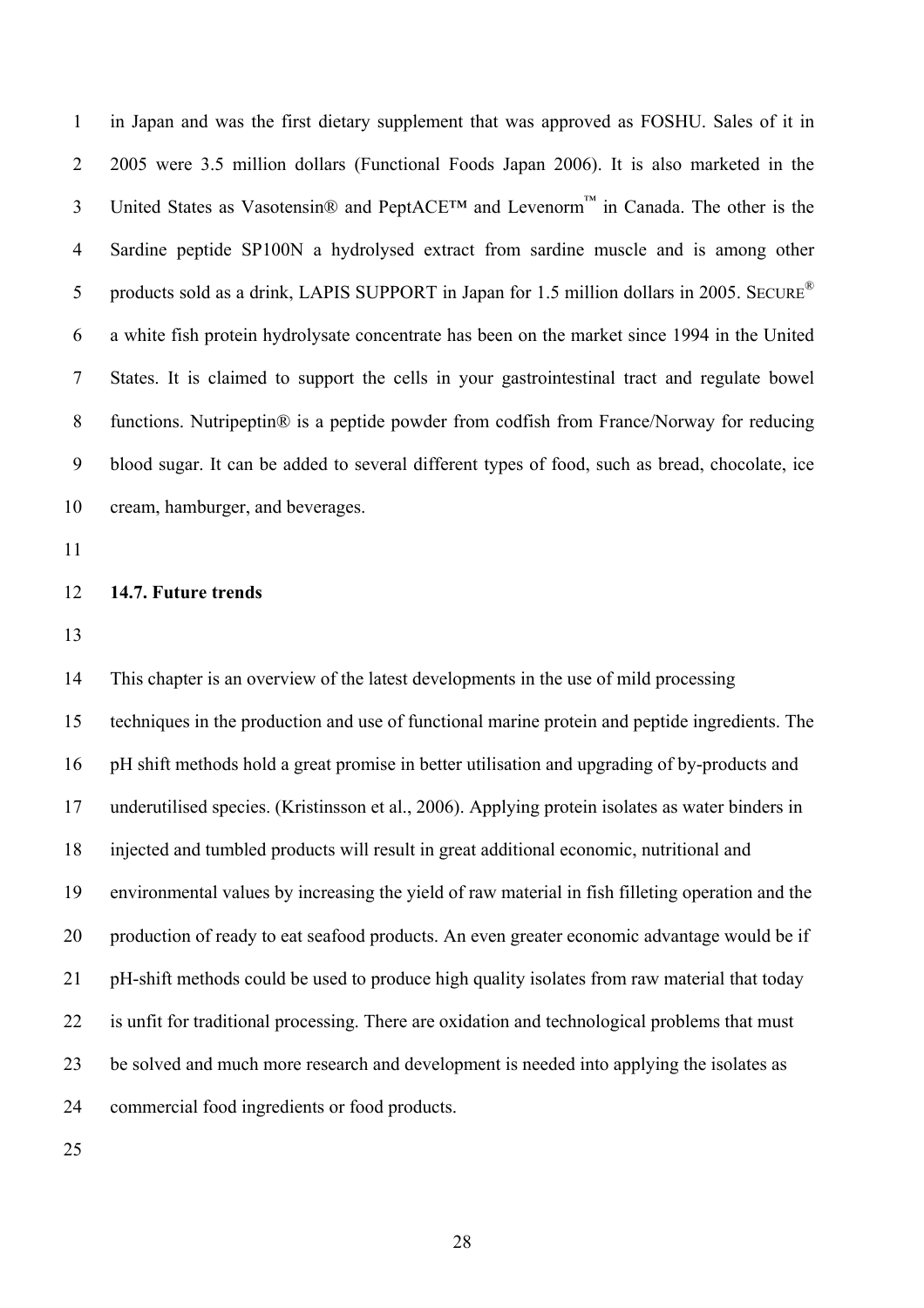in Japan and was the first dietary supplement that was approved as FOSHU. Sales of it in 2005 were 3.5 million dollars (Functional Foods Japan 2006). It is also marketed in the United States as Vasotensin® and PeptACE™ and Levenorm™ in Canada. The other is the Sardine peptide SP100N a hydrolysed extract from sardine muscle and is among other products sold as a drink, LAPIS SUPPORT in Japan for 1.5 million dollars in 2005. SECURE® a white fish protein hydrolysate concentrate has been on the market since 1994 in the United States. It is claimed to support the cells in your gastrointestinal tract and regulate bowel functions. Nutripeptin® is a peptide powder from codfish from France/Norway for reducing blood sugar. It can be added to several different types of food, such as bread, chocolate, ice cream, hamburger, and beverages.

## 14.7. Future trends

This chapter is an overview of the latest developments in the use of mild processing techniques in the production and use of functional marine protein and peptide ingredients. The pH shift methods hold a great promise in better utilisation and upgrading of by-products and underutilised species. (Kristinsson et al., 2006). Applying protein isolates as water binders in injected and tumbled products will result in great additional economic, nutritional and environmental values by increasing the yield of raw material in fish filleting operation and the production of ready to eat seafood products. An even greater economic advantage would be if pH-shift methods could be used to produce high quality isolates from raw material that today is unfit for traditional processing. There are oxidation and technological problems that must be solved and much more research and development is needed into applying the isolates as commercial food ingredients or food products.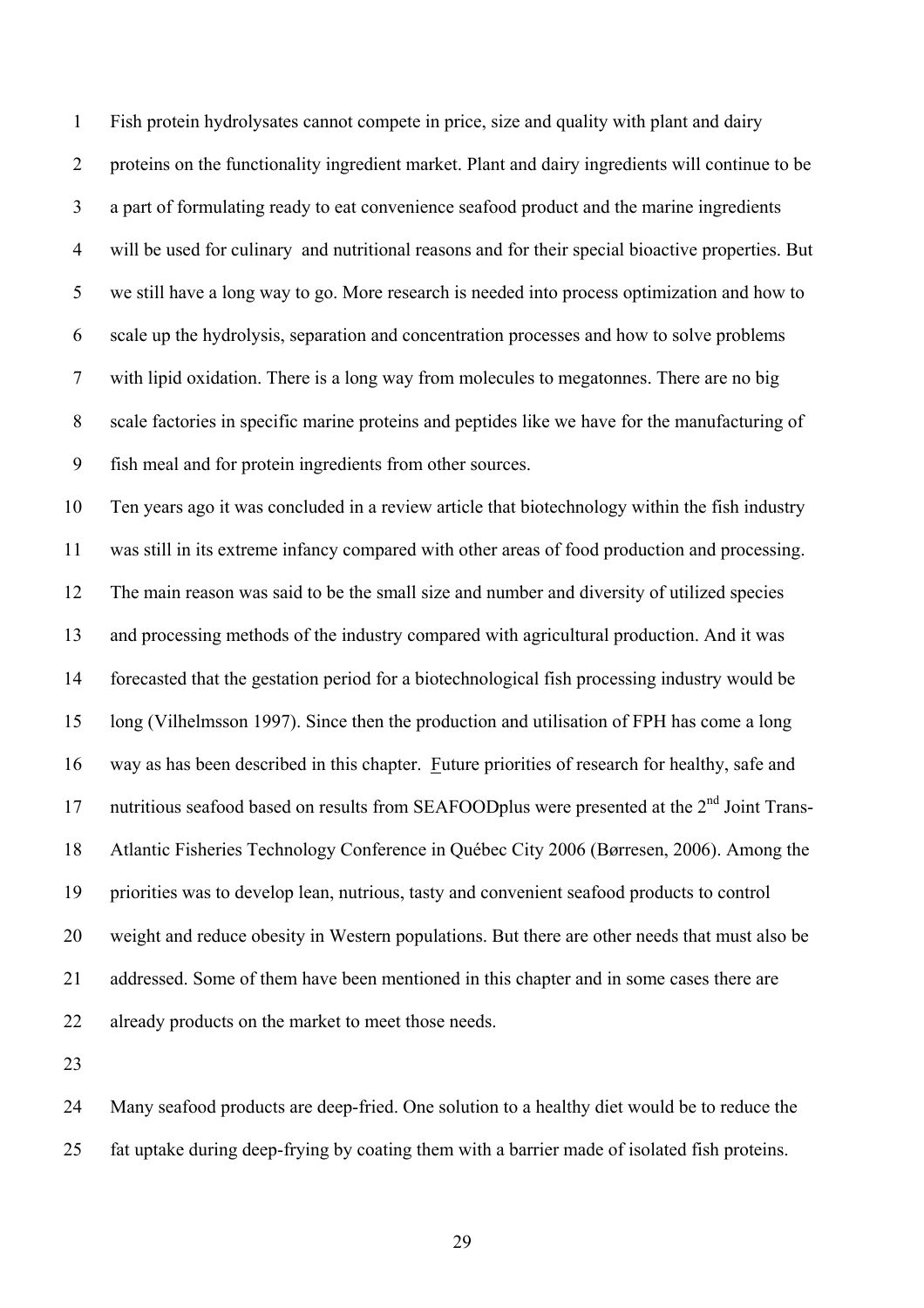Fish protein hydrolysates cannot compete in price, size and quality with plant and dairy proteins on the functionality ingredient market. Plant and dairy ingredients will continue to be a part of formulating ready to eat convenience seafood product and the marine ingredients will be used for culinary and nutritional reasons and for their special bioactive properties. But we still have a long way to go. More research is needed into process optimization and how to scale up the hydrolysis, separation and concentration processes and how to solve problems with lipid oxidation. There is a long way from molecules to megatonnes. There are no big scale factories in specific marine proteins and peptides like we have for the manufacturing of fish meal and for protein ingredients from other sources.

Ten years ago it was concluded in a review article that biotechnology within the fish industry was still in its extreme infancy compared with other areas of food production and processing. The main reason was said to be the small size and number and diversity of utilized species and processing methods of the industry compared with agricultural production. And it was forecasted that the gestation period for a biotechnological fish processing industry would be long (Vilhelmsson 1997). Since then the production and utilisation of FPH has come a long way as has been described in this chapter. Future priorities of research for healthy, safe and nutritious seafood based on results from SEAFOODplus were presented at the 2nd Joint Trans-Atlantic Fisheries Technology Conference in Québec City 2006 (Børresen, 2006). Among the priorities was to develop lean, nutrious, tasty and convenient seafood products to control weight and reduce obesity in Western populations. But there are other needs that must also be addressed. Some of them have been mentioned in this chapter and in some cases there are already products on the market to meet those needs.

Many seafood products are deep-fried. One solution to a healthy diet would be to reduce the fat uptake during deep-frying by coating them with a barrier made of isolated fish proteins.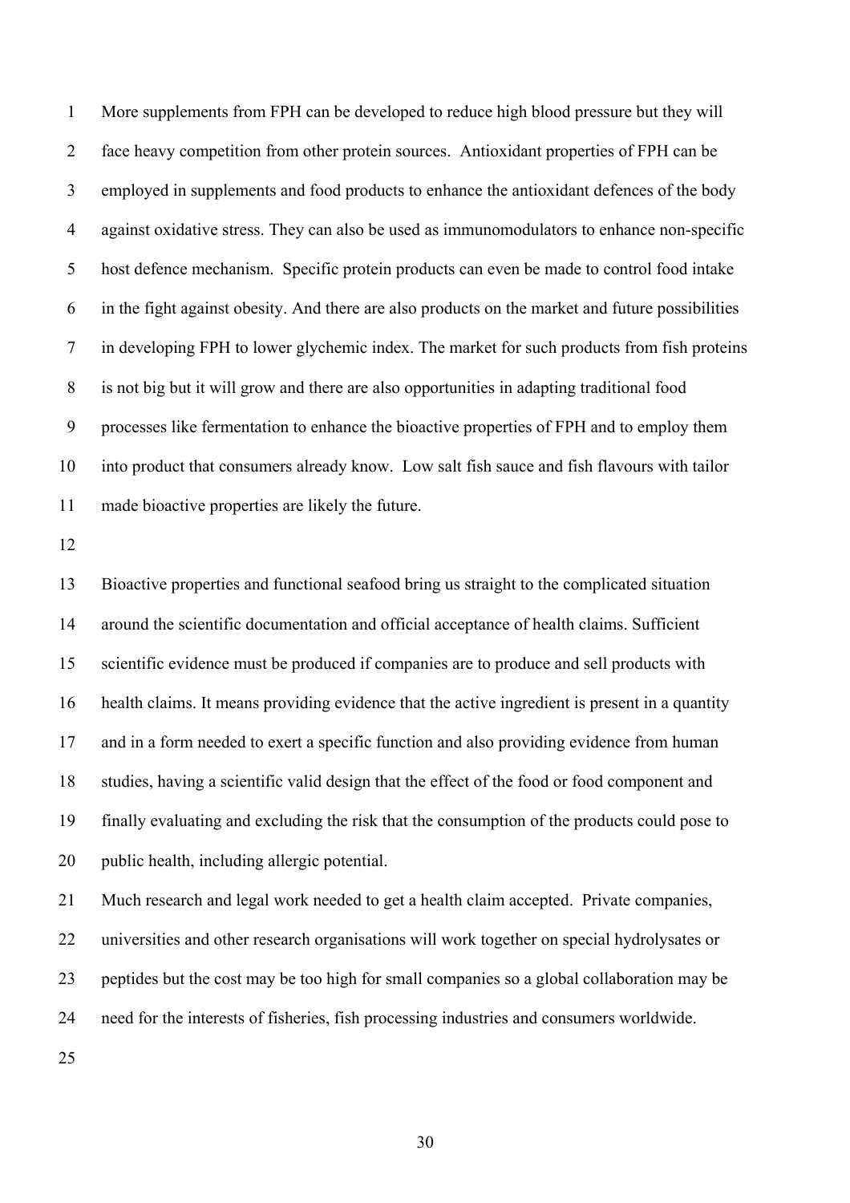More supplements from FPH can be developed to reduce high blood pressure but they will face heavy competition from other protein sources. Antioxidant properties of FPH can be employed in supplements and food products to enhance the antioxidant defences of the body against oxidative stress. They can also be used as immunomodulators to enhance non-specific host defence mechanism. Specific protein products can even be made to control food intake in the fight against obesity. And there are also products on the market and future possibilities in developing FPH to lower glychemic index. The market for such products from fish proteins is not big but it will grow and there are also opportunities in adapting traditional food processes like fermentation to enhance the bioactive properties of FPH and to employ them into product that consumers already know. Low salt fish sauce and fish flavours with tailor made bioactive properties are likely the future.

Bioactive properties and functional seafood bring us straight to the complicated situation around the scientific documentation and official acceptance of health claims. Sufficient scientific evidence must be produced if companies are to produce and sell products with health claims. It means providing evidence that the active ingredient is present in a quantity and in a form needed to exert a specific function and also providing evidence from human studies, having a scientific valid design that the effect of the food or food component and finally evaluating and excluding the risk that the consumption of the products could pose to public health, including allergic potential.

Much research and legal work needed to get a health claim accepted. Private companies, universities and other research organisations will work together on special hydrolysates or peptides but the cost may be too high for small companies so a global collaboration may be need for the interests of fisheries, fish processing industries and consumers worldwide.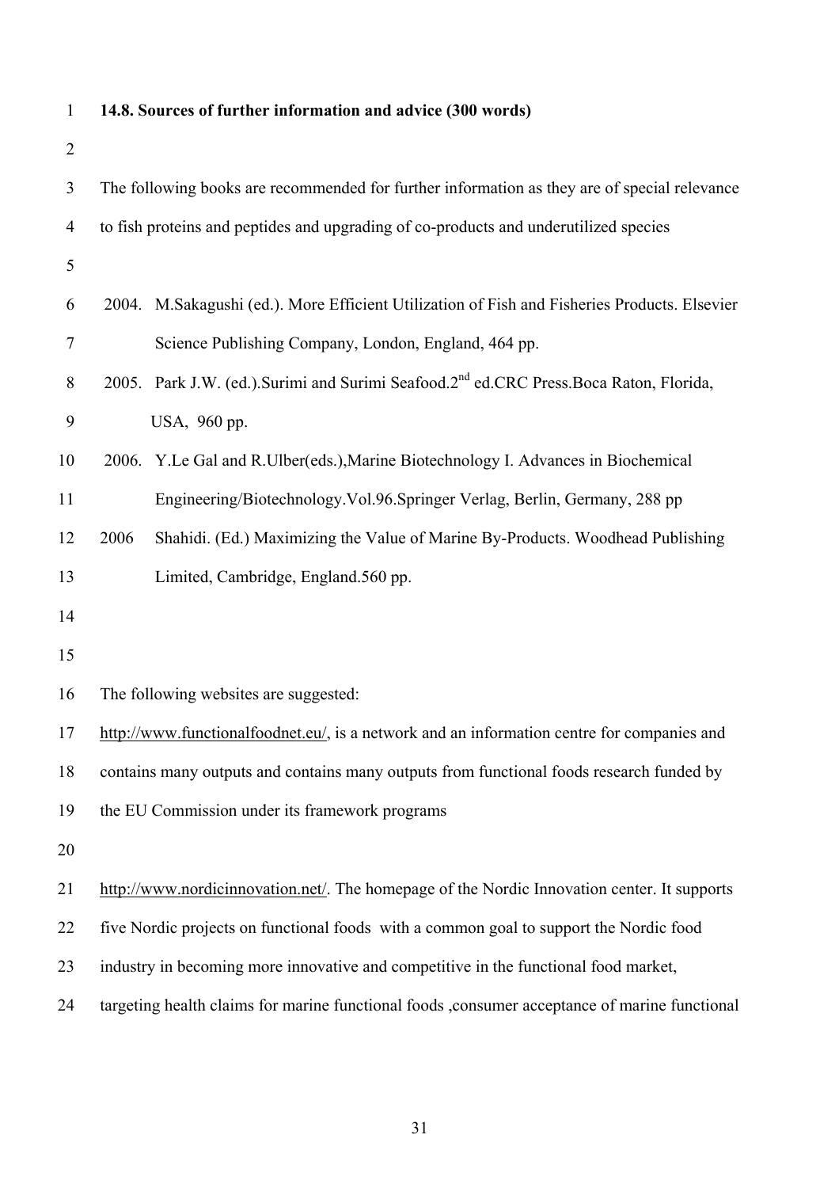**14.8. Sources of further information and advice (300 words)**

The following books are recommended for further information as they are of special relevance to fish proteins and peptides and upgrading of co-products and underutilized species

- 2004. M.Sakagushi (ed.). More Efficient Utilization of Fish and Fisheries Products. Elsevier Science Publishing Company, London, England, 464 pp.
- 2005. Park J.W. (ed.).Surimi and Surimi Seafood.2nd ed.CRC Press.Boca Raton, Florida, USA, 960 pp.
- 2006. Y.Le Gal and R.Ulber(eds.),Marine Biotechnology I. Advances in Biochemical Engineering/Biotechnology.Vol.96.Springer Verlag, Berlin, Germany, 288 pp
- 2006 Shahidi. (Ed.) Maximizing the Value of Marine By-Products. Woodhead Publishing Limited, Cambridge, England.560 pp.

The following websites are suggested:

http://www.functionalfoodnet.eu/, is a network and an information centre for companies and contains many outputs and contains many outputs from functional foods research funded by the EU Commission under its framework programs

http://www.nordicinnovation.net/. The homepage of the Nordic Innovation center. It supports five Nordic projects on functional foods with a common goal to support the Nordic food industry in becoming more innovative and competitive in the functional food market, targeting health claims for marine functional foods ,consumer acceptance of marine functional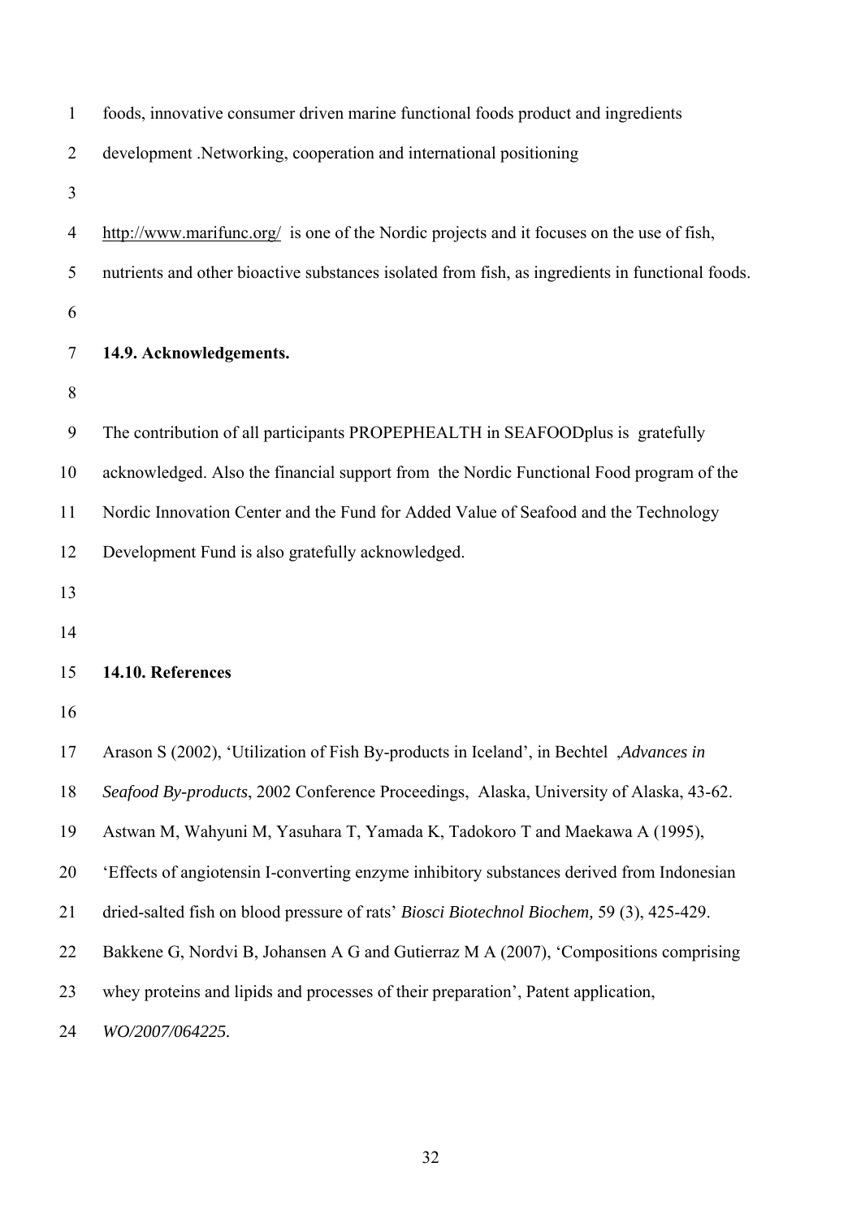foods, innovative consumer driven marine functional foods product and ingredients development .Networking, cooperation and international positioning

http://www.marifunc.org/ is one of the Nordic projects and it focuses on the use of fish, nutrients and other bioactive substances isolated from fish, as ingredients in functional foods.

## 14.9. Acknowledgements.

The contribution of all participants PROPEPHEALTH in SEAFOODplus is gratefully acknowledged. Also the financial support from the Nordic Functional Food program of the Nordic Innovation Center and the Fund for Added Value of Seafood and the Technology Development Fund is also gratefully acknowledged.

## 14.10. References

Arason S (2002), 'Utilization of Fish By-products in Iceland', in Bechtel ,*Advances in Seafood By-products*, 2002 Conference Proceedings, Alaska, University of Alaska, 43-62.

Astwan M, Wahyuni M, Yasuhara T, Yamada K, Tadokoro T and Maekawa A (1995), 'Effects of angiotensin I-converting enzyme inhibitory substances derived from Indonesian dried-salted fish on blood pressure of rats' *Biosci Biotechnol Biochem,* 59 (3), 425-429.

Bakkene G, Nordvi B, Johansen A G and Gutierraz M A (2007), 'Compositions comprising whey proteins and lipids and processes of their preparation', Patent application, *WO/2007/064225.*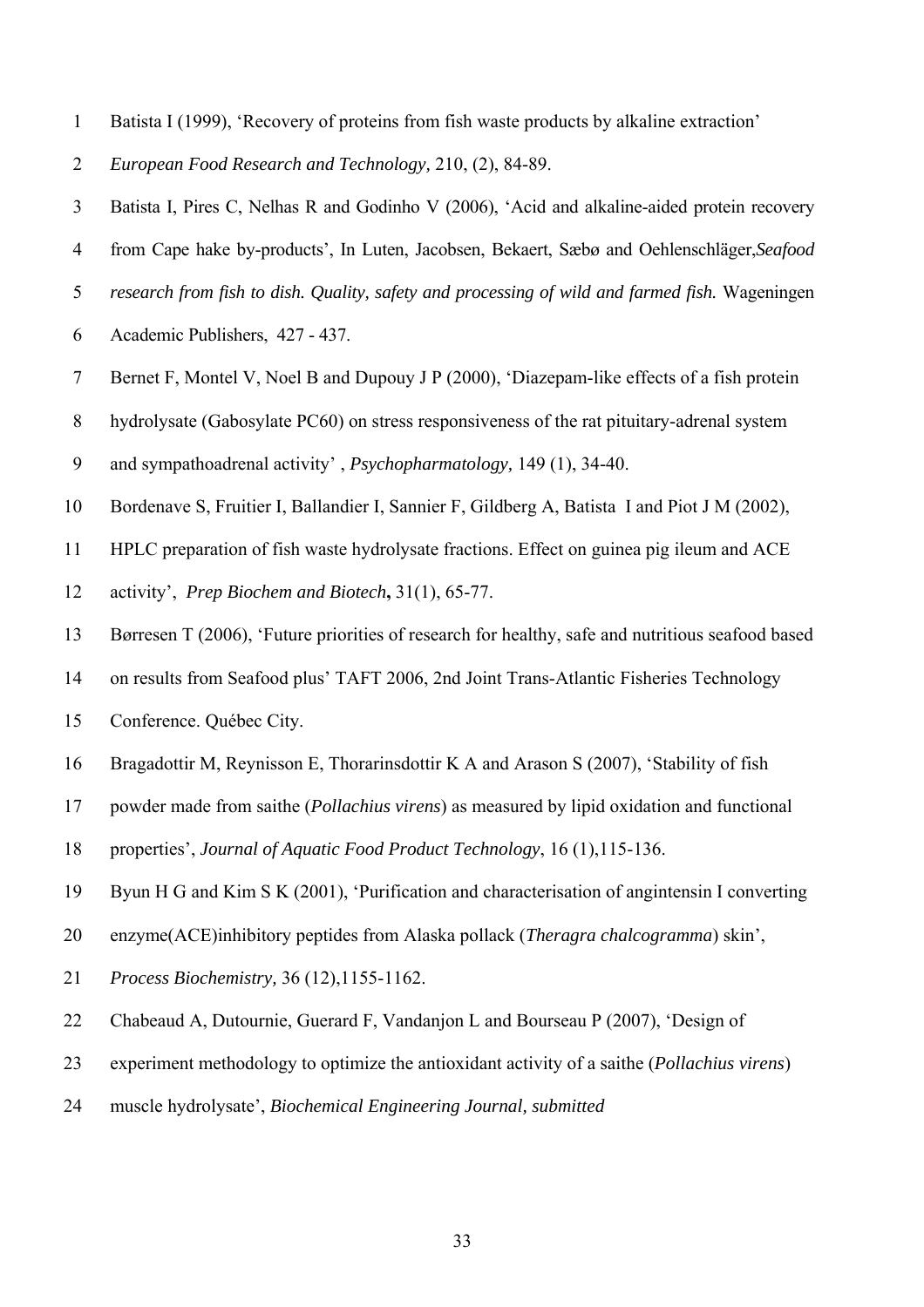Batista I (1999), 'Recovery of proteins from fish waste products by alkaline extraction' *European Food Research and Technology,* 210, (2), 84-89.

Batista I, Pires C, Nelhas R and Godinho V (2006), 'Acid and alkaline-aided protein recovery from Cape hake by-products', In Luten, Jacobsen, Bekaert, Sæbø and Oehlenschläger,*Seafood research from fish to dish. Quality, safety and processing of wild and farmed fish.* Wageningen Academic Publishers, 427 - 437.

Bernet F, Montel V, Noel B and Dupouy J P (2000), 'Diazepam-like effects of a fish protein hydrolysate (Gabosylate PC60) on stress responsiveness of the rat pituitary-adrenal system and sympathoadrenal activity' , *Psychopharmatology,* 149 (1), 34-40.

Bordenave S, Fruitier I, Ballandier I, Sannier F, Gildberg A, Batista I and Piot J M (2002), HPLC preparation of fish waste hydrolysate fractions. Effect on guinea pig ileum and ACE activity', *Prep Biochem and Biotech***,** 31(1), 65-77.

Børresen T (2006), 'Future priorities of research for healthy, safe and nutritious seafood based on results from Seafood plus' TAFT 2006, 2nd Joint Trans-Atlantic Fisheries Technology Conference. Québec City.

Bragadottir M, Reynisson E, Thorarinsdottir K A and Arason S (2007), 'Stability of fish powder made from saithe (*Pollachius virens*) as measured by lipid oxidation and functional properties', *Journal of Aquatic Food Product Technology*, 16 (1),115-136.

Byun H G and Kim S K (2001), 'Purification and characterisation of angintensin I converting enzyme(ACE)inhibitory peptides from Alaska pollack (*Theragra chalcogramma*) skin', *Process Biochemistry,* 36 (12),1155-1162.

Chabeaud A, Dutournie, Guerard F, Vandanjon L and Bourseau P (2007), 'Design of experiment methodology to optimize the antioxidant activity of a saithe (*Pollachius virens*) muscle hydrolysate', *Biochemical Engineering Journal, submitted*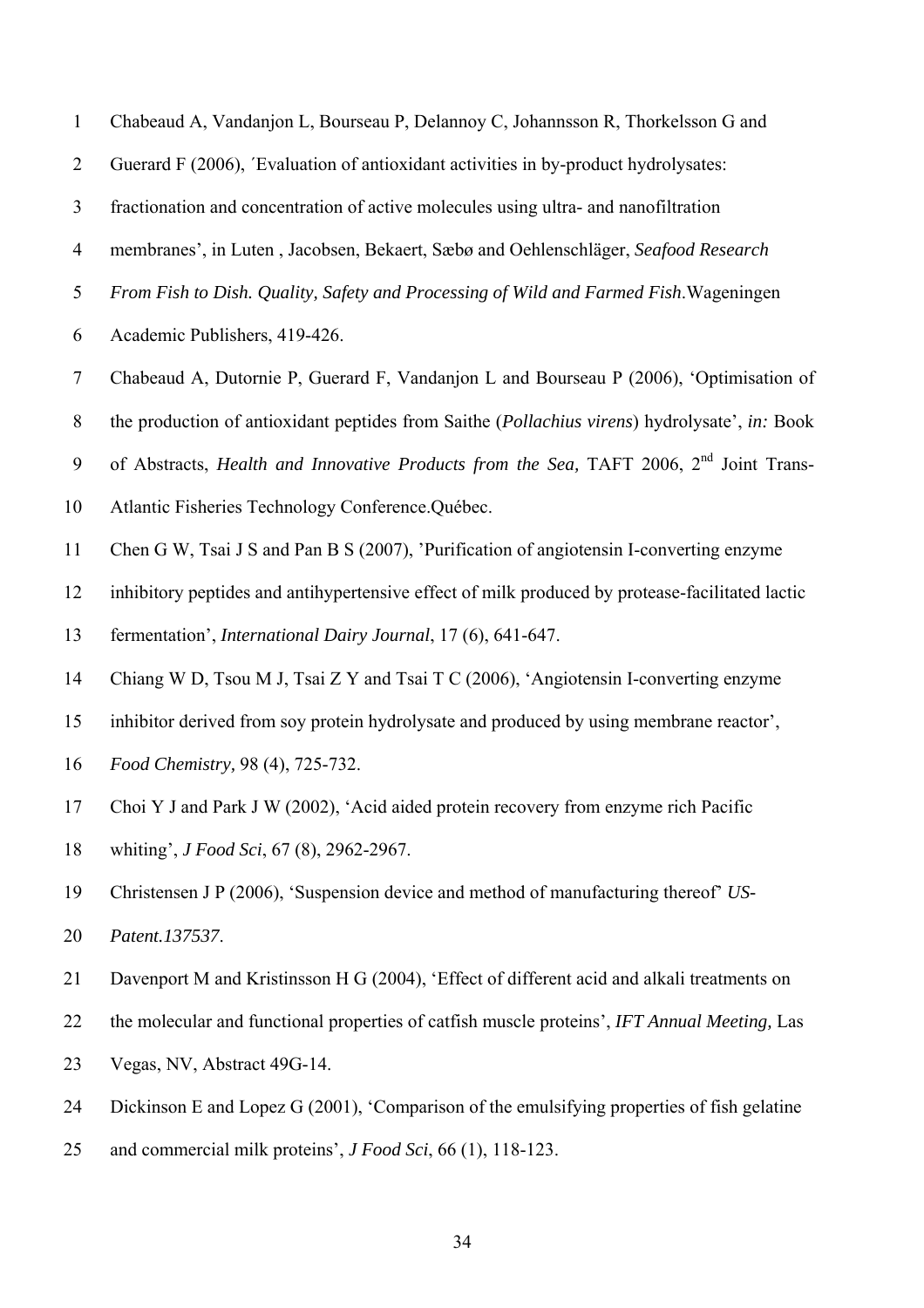Chabeaud A, Vandanjon L, Bourseau P, Delannoy C, Johannsson R, Thorkelsson G and Guerard F (2006), ´Evaluation of antioxidant activities in by-product hydrolysates: fractionation and concentration of active molecules using ultra- and nanofiltration membranes', in Luten , Jacobsen, Bekaert, Sæbø and Oehlenschläger, *Seafood Research From Fish to Dish. Quality, Safety and Processing of Wild and Farmed Fish*.Wageningen Academic Publishers, 419-426.

Chabeaud A, Dutornie P, Guerard F, Vandanjon L and Bourseau P (2006), 'Optimisation of the production of antioxidant peptides from Saithe (*Pollachius virens*) hydrolysate', *in:* Book of Abstracts, *Health and Innovative Products from the Sea,* TAFT 2006, 2nd Joint Trans-Atlantic Fisheries Technology Conference.Québec.

Chen G W, Tsai J S and Pan B S (2007), 'Purification of angiotensin I-converting enzyme inhibitory peptides and antihypertensive effect of milk produced by protease-facilitated lactic fermentation', *International Dairy Journal*, 17 (6), 641-647.

Chiang W D, Tsou M J, Tsai Z Y and Tsai T C (2006), 'Angiotensin I-converting enzyme inhibitor derived from soy protein hydrolysate and produced by using membrane reactor', *Food Chemistry,* 98 (4), 725-732.

Choi Y J and Park J W (2002), 'Acid aided protein recovery from enzyme rich Pacific whiting', *J Food Sci*, 67 (8), 2962-2967.

Christensen J P (2006), 'Suspension device and method of manufacturing thereof' *US-Patent.137537*.

Davenport M and Kristinsson H G (2004), 'Effect of different acid and alkali treatments on the molecular and functional properties of catfish muscle proteins', *IFT Annual Meeting,* Las Vegas, NV, Abstract 49G-14.

Dickinson E and Lopez G (2001), 'Comparison of the emulsifying properties of fish gelatine and commercial milk proteins', *J Food Sci*, 66 (1), 118-123.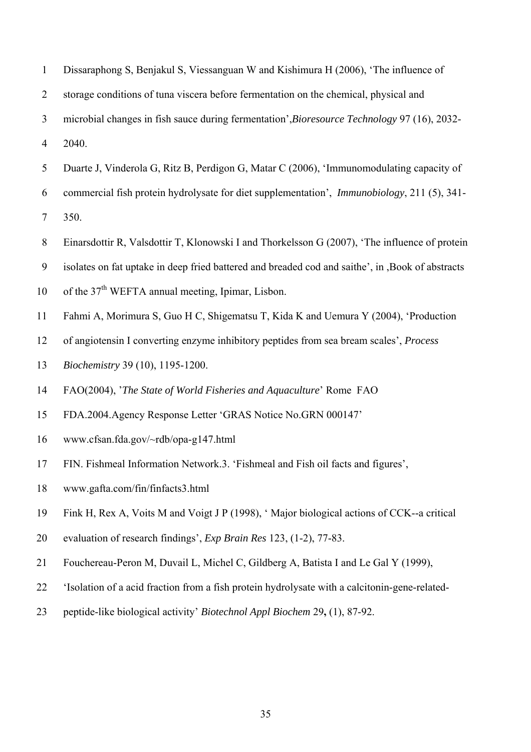Dissaraphong S, Benjakul S, Viessanguan W and Kishimura H (2006), 'The influence of storage conditions of tuna viscera before fermentation on the chemical, physical and microbial changes in fish sauce during fermentation',*Bioresource Technology* 97 (16), 2032-2040.

Duarte J, Vinderola G, Ritz B, Perdigon G, Matar C (2006), 'Immunomodulating capacity of commercial fish protein hydrolysate for diet supplementation', *Immunobiology*, 211 (5), 341-350.

Einarsdottir R, Valsdottir T, Klonowski I and Thorkelsson G (2007), 'The influence of protein isolates on fat uptake in deep fried battered and breaded cod and saithe', in ,Book of abstracts of the 37[th] WEFTA annual meeting, Ipimar, Lisbon.

Fahmi A, Morimura S, Guo H C, Shigematsu T, Kida K and Uemura Y (2004), 'Production of angiotensin I converting enzyme inhibitory peptides from sea bream scales', *Process Biochemistry* 39 (10), 1195-1200.

FAO(2004), '*The State of World Fisheries and Aquaculture*' Rome FAO

FDA.2004.Agency Response Letter 'GRAS Notice No.GRN 000147' www.cfsan.fda.gov/~rdb/opa-g147.html

FIN. Fishmeal Information Network.3. 'Fishmeal and Fish oil facts and figures', www.gafta.com/fin/finfacts3.html

Fink H, Rex A, Voits M and Voigt J P (1998), ' Major biological actions of CCK--a critical evaluation of research findings', *Exp Brain Res* 123, (1-2), 77-83.

Fouchereau-Peron M, Duvail L, Michel C, Gildberg A, Batista I and Le Gal Y (1999), 'Isolation of a acid fraction from a fish protein hydrolysate with a calcitonin-gene-related-peptide-like biological activity' *Biotechnol Appl Biochem* 29**,** (1), 87-92.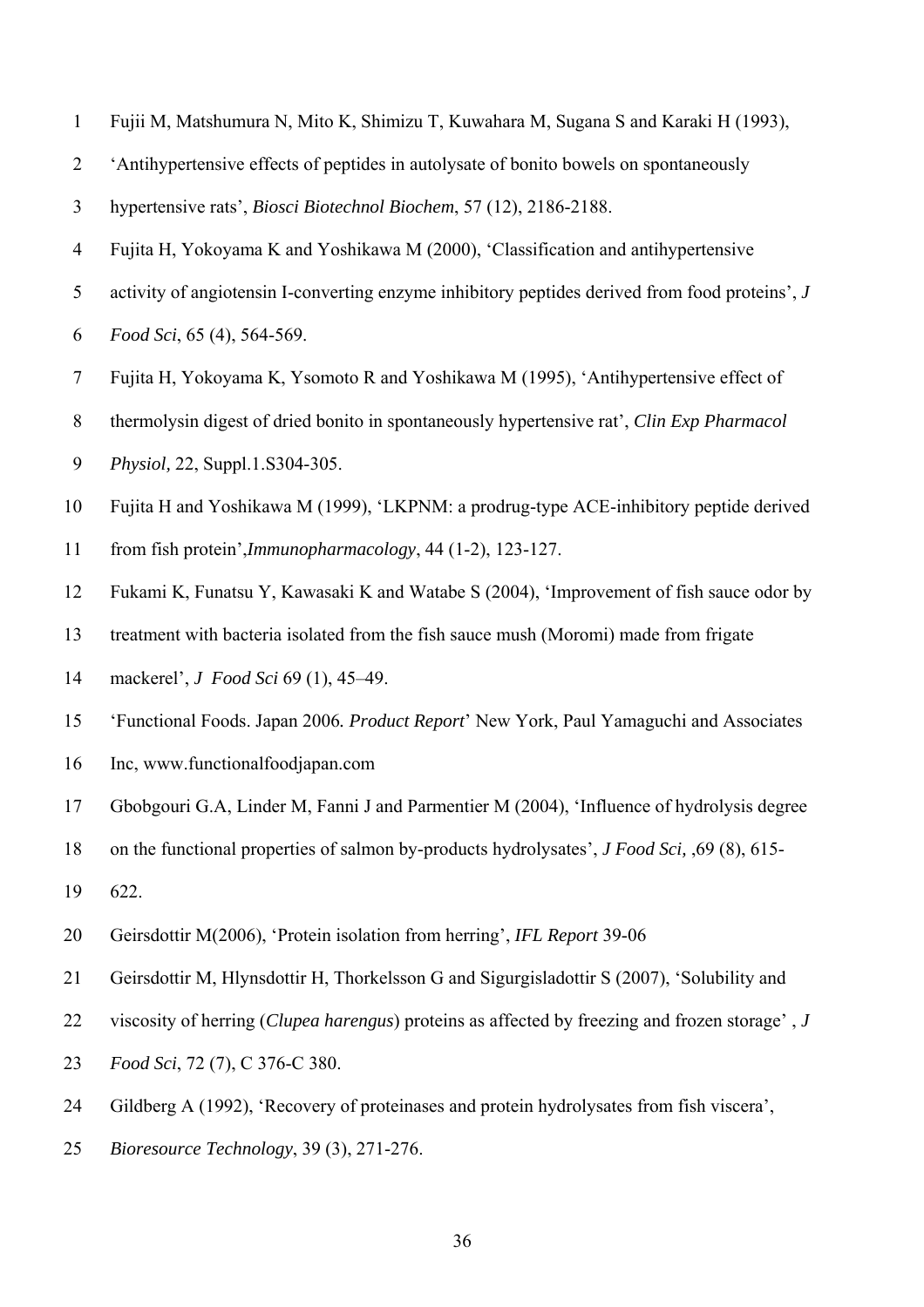Fujii M, Matshumura N, Mito K, Shimizu T, Kuwahara M, Sugana S and Karaki H (1993), 'Antihypertensive effects of peptides in autolysate of bonito bowels on spontaneously hypertensive rats', *Biosci Biotechnol Biochem*, 57 (12), 2186-2188.

Fujita H, Yokoyama K and Yoshikawa M (2000), 'Classification and antihypertensive activity of angiotensin I-converting enzyme inhibitory peptides derived from food proteins', *J Food Sci*, 65 (4), 564-569.

Fujita H, Yokoyama K, Ysomoto R and Yoshikawa M (1995), 'Antihypertensive effect of thermolysin digest of dried bonito in spontaneously hypertensive rat', *Clin Exp Pharmacol Physiol,* 22, Suppl.1.S304-305.

Fujita H and Yoshikawa M (1999), 'LKPNM: a prodrug-type ACE-inhibitory peptide derived from fish protein',*Immunopharmacology*, 44 (1-2), 123-127.

Fukami K, Funatsu Y, Kawasaki K and Watabe S (2004), 'Improvement of fish sauce odor by treatment with bacteria isolated from the fish sauce mush (Moromi) made from frigate mackerel', *J Food Sci* 69 (1), 45–49.

'Functional Foods. Japan 2006*. Product Report*' New York, Paul Yamaguchi and Associates Inc, www.functionalfoodjapan.com

Gbobgouri G.A, Linder M, Fanni J and Parmentier M (2004), 'Influence of hydrolysis degree on the functional properties of salmon by-products hydrolysates', *J Food Sci,* ,69 (8), 615-622.

Geirsdottir M(2006), 'Protein isolation from herring', *IFL Report* 39-06

Geirsdottir M, Hlynsdottir H, Thorkelsson G and Sigurgisladottir S (2007), 'Solubility and viscosity of herring (*Clupea harengus*) proteins as affected by freezing and frozen storage' , *J Food Sci*, 72 (7), C 376-C 380.

Gildberg A (1992), 'Recovery of proteinases and protein hydrolysates from fish viscera', *Bioresource Technology*, 39 (3), 271-276.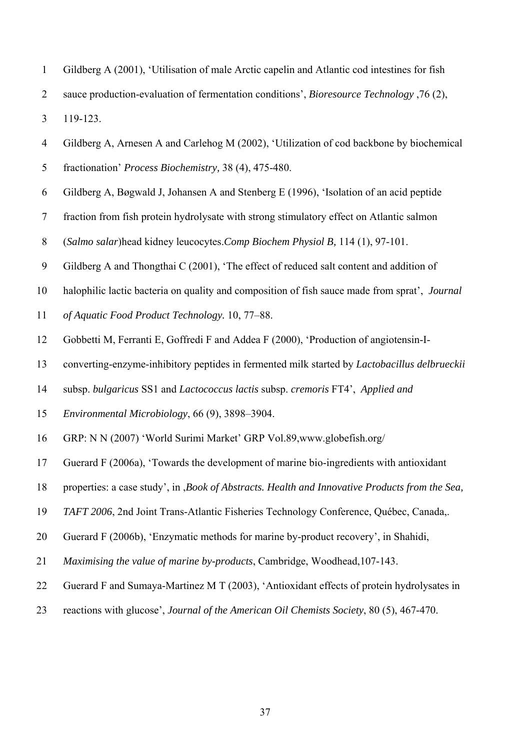Gildberg A (2001), 'Utilisation of male Arctic capelin and Atlantic cod intestines for fish sauce production-evaluation of fermentation conditions', *Bioresource Technology* ,76 (2), 119-123.

Gildberg A, Arnesen A and Carlehog M (2002), 'Utilization of cod backbone by biochemical fractionation' *Process Biochemistry,* 38 (4), 475-480.

Gildberg A, Bøgwald J, Johansen A and Stenberg E (1996), 'Isolation of an acid peptide fraction from fish protein hydrolysate with strong stimulatory effect on Atlantic salmon (*Salmo salar*)head kidney leucocytes.*Comp Biochem Physiol B,* 114 (1), 97-101.

Gildberg A and Thongthai C (2001), 'The effect of reduced salt content and addition of halophilic lactic bacteria on quality and composition of fish sauce made from sprat', *Journal of Aquatic Food Product Technology.* 10, 77–88.

Gobbetti M, Ferranti E, Goffredi F and Addea F (2000), 'Production of angiotensin-I-converting-enzyme-inhibitory peptides in fermented milk started by *Lactobacillus delbrueckii* subsp. *bulgaricus* SS1 and *Lactococcus lactis* subsp. *cremoris* FT4', *Applied and Environmental Microbiology*, 66 (9), 3898–3904.

GRP: N N (2007) 'World Surimi Market' GRP Vol.89,www.globefish.org/

Guerard F (2006a), 'Towards the development of marine bio-ingredients with antioxidant properties: a case study', in ,*Book of Abstracts. Health and Innovative Products from the Sea, TAFT 2006*, 2nd Joint Trans-Atlantic Fisheries Technology Conference, Québec, Canada,.

Guerard F (2006b), 'Enzymatic methods for marine by-product recovery', in Shahidi, *Maximising the value of marine by-products*, Cambridge, Woodhead,107-143.

Guerard F and Sumaya-Martinez M T (2003), 'Antioxidant effects of protein hydrolysates in reactions with glucose', *Journal of the American Oil Chemists Society*, 80 (5), 467-470.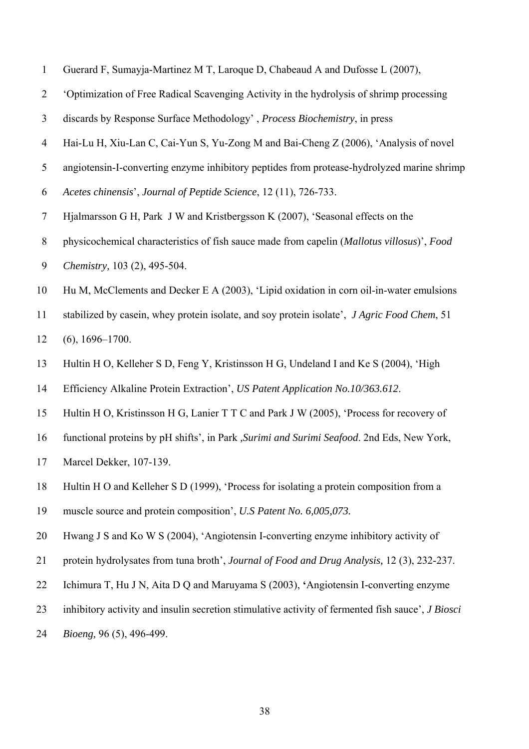Guerard F, Sumayja-Martinez M T, Laroque D, Chabeaud A and Dufosse L (2007), 'Optimization of Free Radical Scavenging Activity in the hydrolysis of shrimp processing discards by Response Surface Methodology' , *Process Biochemistry*, in press

Hai-Lu H, Xiu-Lan C, Cai-Yun S, Yu-Zong M and Bai-Cheng Z (2006), 'Analysis of novel angiotensin-I-converting enzyme inhibitory peptides from protease-hydrolyzed marine shrimp *Acetes chinensis*', *Journal of Peptide Science*, 12 (11), 726-733.

Hjalmarsson G H, Park J W and Kristbergsson K (2007), 'Seasonal effects on the physicochemical characteristics of fish sauce made from capelin (*Mallotus villosus*)', *Food Chemistry,* 103 (2), 495-504.

Hu M, McClements and Decker E A (2003), 'Lipid oxidation in corn oil-in-water emulsions stabilized by casein, whey protein isolate, and soy protein isolate', *J Agric Food Chem*, 51 (6), 1696–1700.

Hultin H O, Kelleher S D, Feng Y, Kristinsson H G, Undeland I and Ke S (2004), 'High Efficiency Alkaline Protein Extraction', *US Patent Application No.10/363.612*.

Hultin H O, Kristinsson H G, Lanier T T C and Park J W (2005), 'Process for recovery of functional proteins by pH shifts', in Park *,Surimi and Surimi Seafood*. 2nd Eds, New York, Marcel Dekker, 107-139.

Hultin H O and Kelleher S D (1999), 'Process for isolating a protein composition from a muscle source and protein composition', *U.S Patent No. 6,005,073.*

Hwang J S and Ko W S (2004), 'Angiotensin I-converting enzyme inhibitory activity of protein hydrolysates from tuna broth', *Journal of Food and Drug Analysis,* 12 (3), 232-237.

Ichimura T, Hu J N, Aita D Q and Maruyama S (2003), **'**Angiotensin I-converting enzyme inhibitory activity and insulin secretion stimulative activity of fermented fish sauce', *J Biosci Bioeng,* 96 (5), 496-499.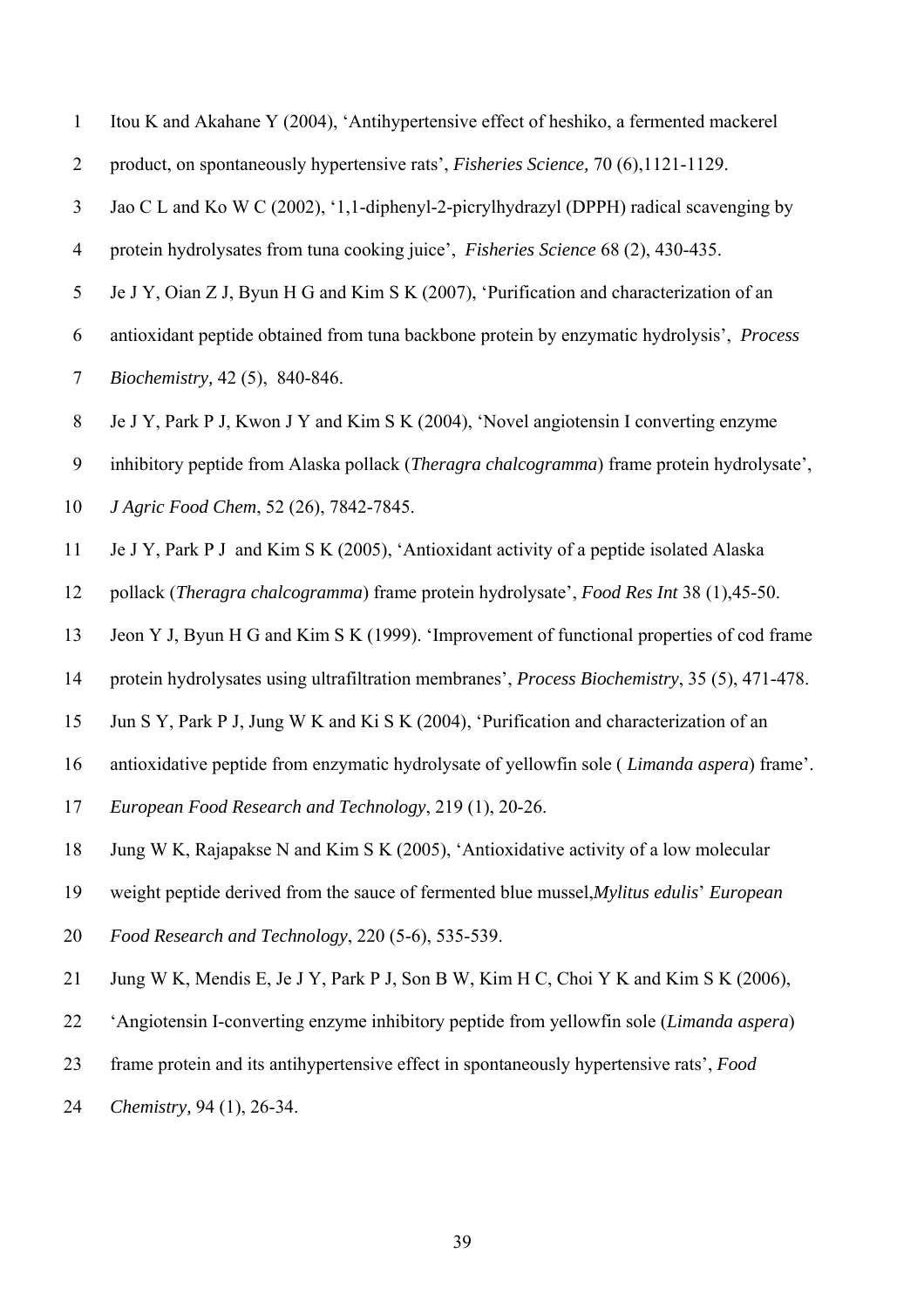Itou K and Akahane Y (2004), 'Antihypertensive effect of heshiko, a fermented mackerel product, on spontaneously hypertensive rats', *Fisheries Science,* 70 (6),1121-1129.

Jao C L and Ko W C (2002), '1,1-diphenyl-2-picrylhydrazyl (DPPH) radical scavenging by protein hydrolysates from tuna cooking juice', *Fisheries Science* 68 (2), 430-435.

Je J Y, Oian Z J, Byun H G and Kim S K (2007), 'Purification and characterization of an antioxidant peptide obtained from tuna backbone protein by enzymatic hydrolysis', *Process Biochemistry,* 42 (5), 840-846.

Je J Y, Park P J, Kwon J Y and Kim S K (2004), 'Novel angiotensin I converting enzyme inhibitory peptide from Alaska pollack (*Theragra chalcogramma*) frame protein hydrolysate', *J Agric Food Chem*, 52 (26), 7842-7845.

Je J Y, Park P J and Kim S K (2005), 'Antioxidant activity of a peptide isolated Alaska pollack (*Theragra chalcogramma*) frame protein hydrolysate', *Food Res Int* 38 (1),45-50.

Jeon Y J, Byun H G and Kim S K (1999). 'Improvement of functional properties of cod frame protein hydrolysates using ultrafiltration membranes', *Process Biochemistry*, 35 (5), 471-478.

Jun S Y, Park P J, Jung W K and Ki S K (2004), 'Purification and characterization of an antioxidative peptide from enzymatic hydrolysate of yellowfin sole ( *Limanda aspera*) frame'. *European Food Research and Technology*, 219 (1), 20-26.

Jung W K, Rajapakse N and Kim S K (2005), 'Antioxidative activity of a low molecular weight peptide derived from the sauce of fermented blue mussel,*Mylitus edulis*' *European Food Research and Technology*, 220 (5-6), 535-539.

Jung W K, Mendis E, Je J Y, Park P J, Son B W, Kim H C, Choi Y K and Kim S K (2006), 'Angiotensin I-converting enzyme inhibitory peptide from yellowfin sole (*Limanda aspera*) frame protein and its antihypertensive effect in spontaneously hypertensive rats', *Food Chemistry,* 94 (1), 26-34.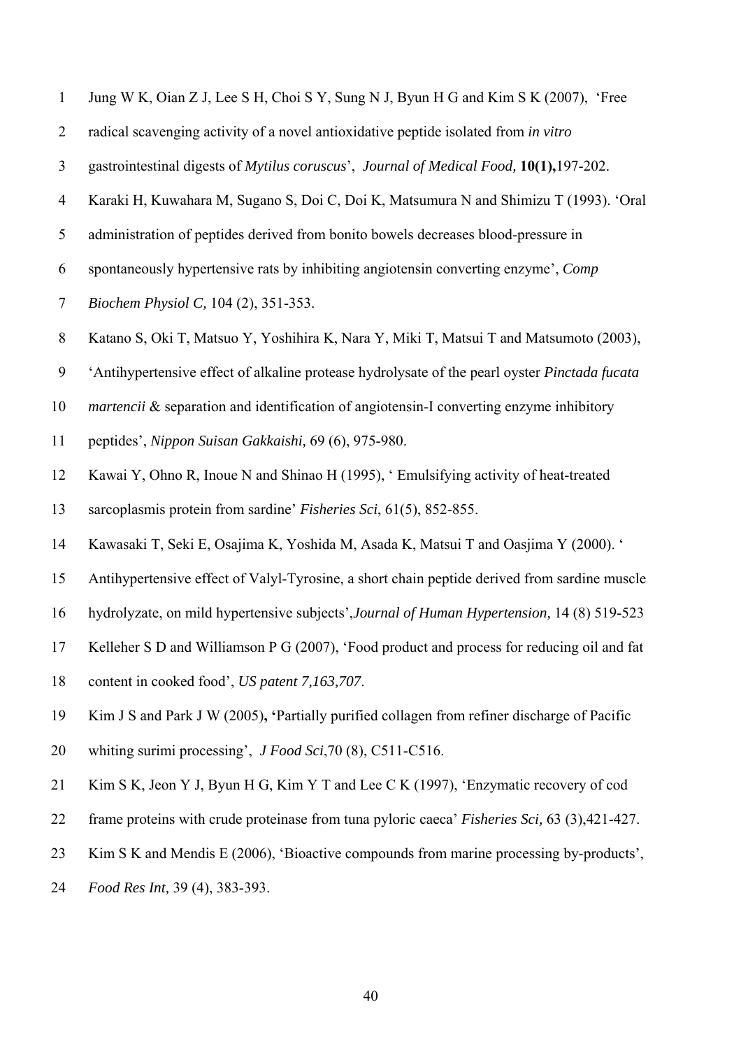Jung W K, Oian Z J, Lee S H, Choi S Y, Sung N J, Byun H G and Kim S K (2007), 'Free radical scavenging activity of a novel antioxidative peptide isolated from *in vitro* gastrointestinal digests of *Mytilus coruscus*', *Journal of Medical Food,* **10(1),**197-202.

Karaki H, Kuwahara M, Sugano S, Doi C, Doi K, Matsumura N and Shimizu T (1993). 'Oral administration of peptides derived from bonito bowels decreases blood-pressure in spontaneously hypertensive rats by inhibiting angiotensin converting enzyme', *Comp Biochem Physiol C,* 104 (2), 351-353.

Katano S, Oki T, Matsuo Y, Yoshihira K, Nara Y, Miki T, Matsui T and Matsumoto (2003), 'Antihypertensive effect of alkaline protease hydrolysate of the pearl oyster *Pinctada fucata martencii* & separation and identification of angiotensin-I converting enzyme inhibitory peptides', *Nippon Suisan Gakkaishi,* 69 (6), 975-980.

Kawai Y, Ohno R, Inoue N and Shinao H (1995), ' Emulsifying activity of heat-treated sarcoplasmis protein from sardine' *Fisheries Sci*, 61(5), 852-855.

Kawasaki T, Seki E, Osajima K, Yoshida M, Asada K, Matsui T and Oasjima Y (2000). ' Antihypertensive effect of Valyl-Tyrosine, a short chain peptide derived from sardine muscle hydrolyzate, on mild hypertensive subjects',*Journal of Human Hypertension,* 14 (8) 519-523

Kelleher S D and Williamson P G (2007), 'Food product and process for reducing oil and fat content in cooked food', *US patent 7,163,707.*

Kim J S and Park J W (2005)**, '**Partially purified collagen from refiner discharge of Pacific whiting surimi processing', *J Food Sci*,70 (8), C511-C516.

Kim S K, Jeon Y J, Byun H G, Kim Y T and Lee C K (1997), 'Enzymatic recovery of cod frame proteins with crude proteinase from tuna pyloric caeca' *Fisheries Sci,* 63 (3),421-427.

Kim S K and Mendis E (2006), 'Bioactive compounds from marine processing by-products', *Food Res Int,* 39 (4), 383-393.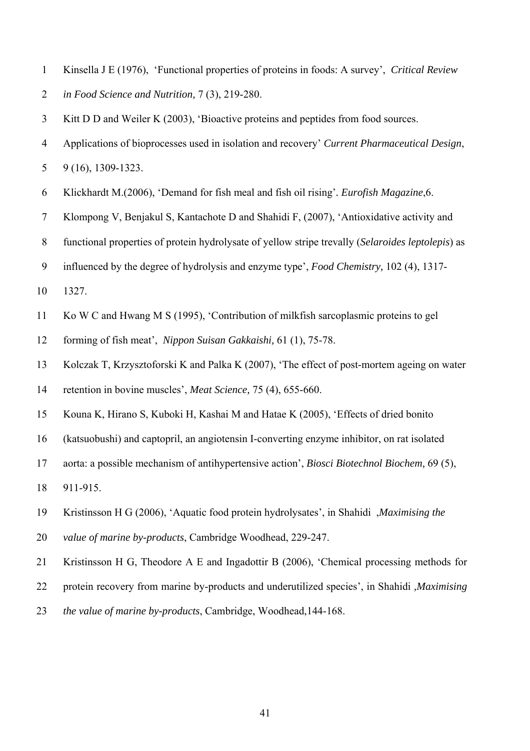Kinsella J E (1976), 'Functional properties of proteins in foods: A survey', *Critical Review in Food Science and Nutrition,* 7 (3), 219-280.

Kitt D D and Weiler K (2003), 'Bioactive proteins and peptides from food sources. Applications of bioprocesses used in isolation and recovery' *Current Pharmaceutical Design*, 9 (16), 1309-1323.

Klickhardt M.(2006), 'Demand for fish meal and fish oil rising'. *Eurofish Magazine*,6.

Klompong V, Benjakul S, Kantachote D and Shahidi F, (2007), 'Antioxidative activity and functional properties of protein hydrolysate of yellow stripe trevally (*Selaroides leptolepis*) as influenced by the degree of hydrolysis and enzyme type', *Food Chemistry,* 102 (4), 1317-1327.

Ko W C and Hwang M S (1995), 'Contribution of milkfish sarcoplasmic proteins to gel forming of fish meat', *Nippon Suisan Gakkaishi,* 61 (1), 75-78.

Kolczak T, Krzysztoforski K and Palka K (2007), 'The effect of post-mortem ageing on water retention in bovine muscles', *Meat Science,* 75 (4), 655-660.

Kouna K, Hirano S, Kuboki H, Kashai M and Hatae K (2005), 'Effects of dried bonito (katsuobushi) and captopril, an angiotensin I-converting enzyme inhibitor, on rat isolated aorta: a possible mechanism of antihypertensive action', *Biosci Biotechnol Biochem,* 69 (5), 911-915.

Kristinsson H G (2006), 'Aquatic food protein hydrolysates', in Shahidi ,*Maximising the value of marine by-products*, Cambridge Woodhead, 229-247.

Kristinsson H G, Theodore A E and Ingadottir B (2006), 'Chemical processing methods for protein recovery from marine by-products and underutilized species', in Shahidi ,*Maximising the value of marine by-products*, Cambridge, Woodhead,144-168.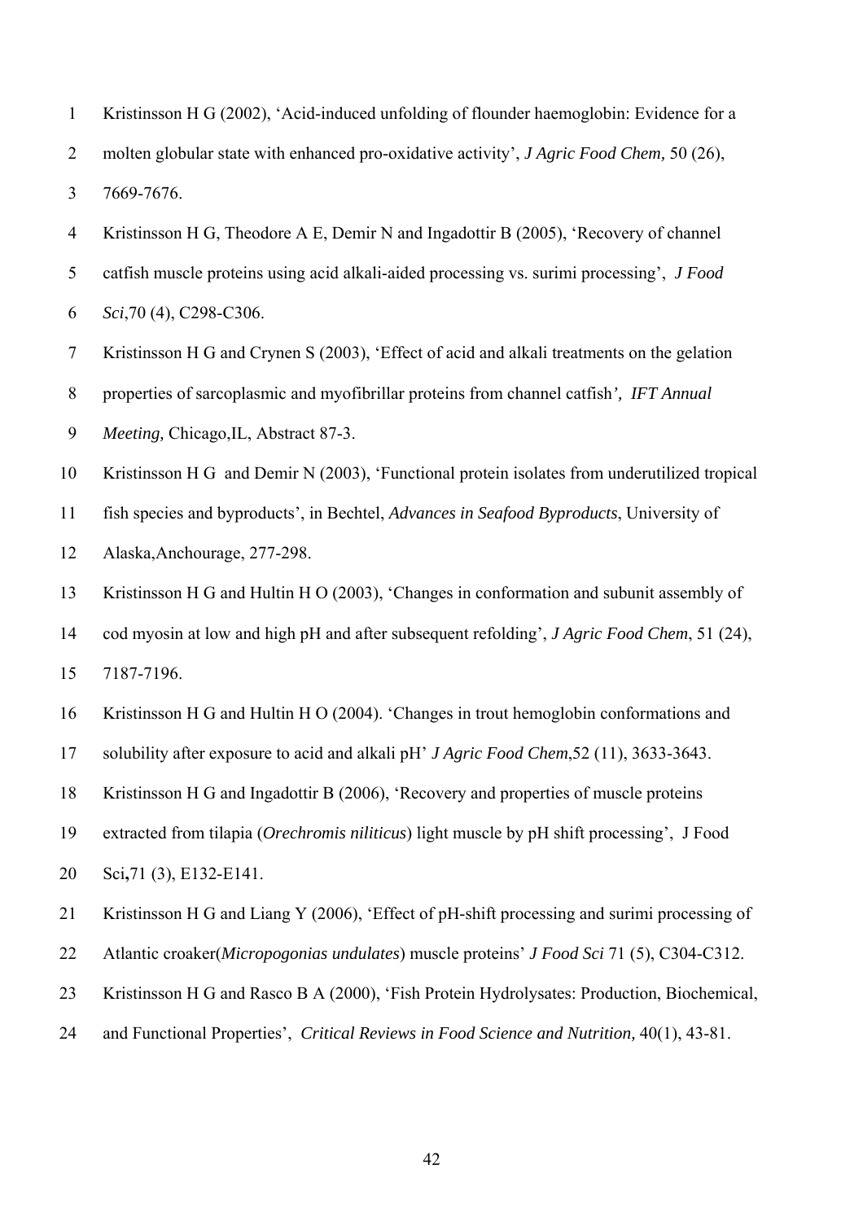Kristinsson H G (2002), 'Acid-induced unfolding of flounder haemoglobin: Evidence for a molten globular state with enhanced pro-oxidative activity', *J Agric Food Chem,* 50 (26), 7669-7676.

Kristinsson H G, Theodore A E, Demir N and Ingadottir B (2005), 'Recovery of channel catfish muscle proteins using acid alkali-aided processing vs. surimi processing', *J Food Sci*,70 (4), C298-C306.

Kristinsson H G and Crynen S (2003), 'Effect of acid and alkali treatments on the gelation properties of sarcoplasmic and myofibrillar proteins from channel catfish*', IFT Annual Meeting,* Chicago,IL, Abstract 87-3.

Kristinsson H G and Demir N (2003), 'Functional protein isolates from underutilized tropical fish species and byproducts', in Bechtel, *Advances in Seafood Byproducts*, University of Alaska,Anchourage, 277-298.

Kristinsson H G and Hultin H O (2003), 'Changes in conformation and subunit assembly of cod myosin at low and high pH and after subsequent refolding', *J Agric Food Chem*, 51 (24), 7187-7196.

Kristinsson H G and Hultin H O (2004). 'Changes in trout hemoglobin conformations and solubility after exposure to acid and alkali pH' *J Agric Food Chem*,52 (11), 3633-3643.

Kristinsson H G and Ingadottir B (2006), 'Recovery and properties of muscle proteins extracted from tilapia (*Orechromis niliticus*) light muscle by pH shift processing', J Food Sci**,**71 (3), E132-E141.

Kristinsson H G and Liang Y (2006), 'Effect of pH-shift processing and surimi processing of Atlantic croaker(*Micropogonias undulates*) muscle proteins' *J Food Sci* 71 (5), C304-C312.

Kristinsson H G and Rasco B A (2000), 'Fish Protein Hydrolysates: Production, Biochemical, and Functional Properties', *Critical Reviews in Food Science and Nutrition,* 40(1), 43-81.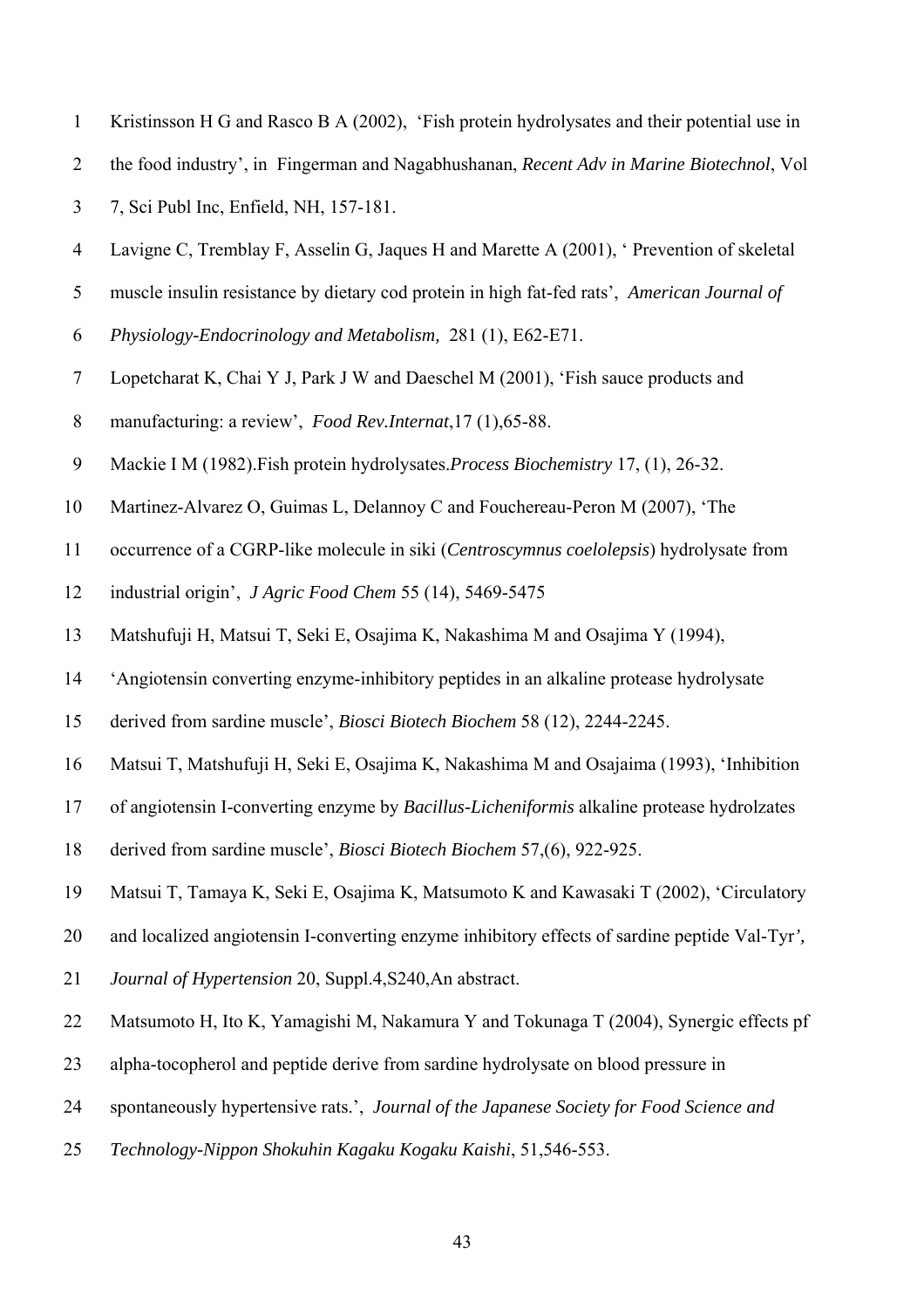Kristinsson H G and Rasco B A (2002), 'Fish protein hydrolysates and their potential use in the food industry', in Fingerman and Nagabhushanan, *Recent Adv in Marine Biotechnol*, Vol 7, Sci Publ Inc, Enfield, NH, 157-181.

Lavigne C, Tremblay F, Asselin G, Jaques H and Marette A (2001), ' Prevention of skeletal muscle insulin resistance by dietary cod protein in high fat-fed rats', *American Journal of Physiology-Endocrinology and Metabolism,* 281 (1), E62-E71.

Lopetcharat K, Chai Y J, Park J W and Daeschel M (2001), 'Fish sauce products and manufacturing: a review', *Food Rev.Internat*,17 (1),65-88.

Mackie I M (1982).Fish protein hydrolysates.*Process Biochemistry* 17, (1), 26-32.

Martinez-Alvarez O, Guimas L, Delannoy C and Fouchereau-Peron M (2007), 'The occurrence of a CGRP-like molecule in siki (*Centroscymnus coelolepsis*) hydrolysate from industrial origin', *J Agric Food Chem* 55 (14), 5469-5475

Matshufuji H, Matsui T, Seki E, Osajima K, Nakashima M and Osajima Y (1994), 'Angiotensin converting enzyme-inhibitory peptides in an alkaline protease hydrolysate derived from sardine muscle', *Biosci Biotech Biochem* 58 (12), 2244-2245.

Matsui T, Matshufuji H, Seki E, Osajima K, Nakashima M and Osajaima (1993), 'Inhibition of angiotensin I-converting enzyme by *Bacillus-Licheniformis* alkaline protease hydrolzates derived from sardine muscle', *Biosci Biotech Biochem* 57,(6), 922-925.

Matsui T, Tamaya K, Seki E, Osajima K, Matsumoto K and Kawasaki T (2002), 'Circulatory and localized angiotensin I-converting enzyme inhibitory effects of sardine peptide Val-Tyr', *Journal of Hypertension* 20, Suppl.4,S240,An abstract.

Matsumoto H, Ito K, Yamagishi M, Nakamura Y and Tokunaga T (2004), Synergic effects pf alpha-tocopherol and peptide derive from sardine hydrolysate on blood pressure in spontaneously hypertensive rats.', *Journal of the Japanese Society for Food Science and Technology-Nippon Shokuhin Kagaku Kogaku Kaishi*, 51,546-553.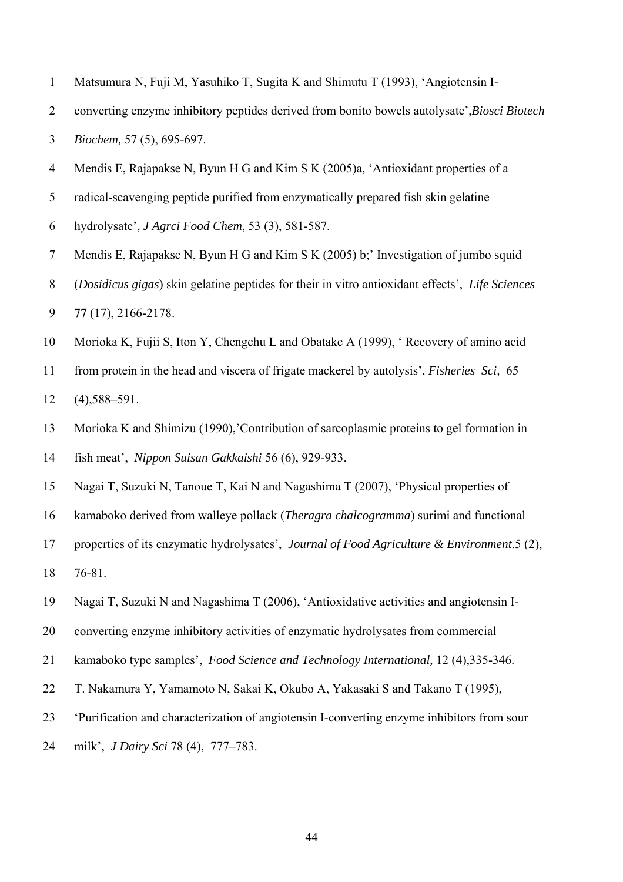Matsumura N, Fuji M, Yasuhiko T, Sugita K and Shimutu T (1993), 'Angiotensin I-converting enzyme inhibitory peptides derived from bonito bowels autolysate',*Biosci Biotech Biochem,* 57 (5), 695-697.

Mendis E, Rajapakse N, Byun H G and Kim S K (2005)a, 'Antioxidant properties of a radical-scavenging peptide purified from enzymatically prepared fish skin gelatine hydrolysate', *J Agrci Food Chem*, 53 (3), 581-587.

Mendis E, Rajapakse N, Byun H G and Kim S K (2005) b;' Investigation of jumbo squid (*Dosidicus gigas*) skin gelatine peptides for their in vitro antioxidant effects', *Life Sciences* **77** (17), 2166-2178.

Morioka K, Fujii S, Iton Y, Chengchu L and Obatake A (1999), ' Recovery of amino acid from protein in the head and viscera of frigate mackerel by autolysis', *Fisheries Sci,* 65 (4),588–591.

Morioka K and Shimizu (1990),'Contribution of sarcoplasmic proteins to gel formation in fish meat', *Nippon Suisan Gakkaishi* 56 (6), 929-933.

Nagai T, Suzuki N, Tanoue T, Kai N and Nagashima T (2007), 'Physical properties of kamaboko derived from walleye pollack (*Theragra chalcogramma*) surimi and functional properties of its enzymatic hydrolysates', *Journal of Food Agriculture & Environment*.5 (2), 76-81.

Nagai T, Suzuki N and Nagashima T (2006), 'Antioxidative activities and angiotensin I-converting enzyme inhibitory activities of enzymatic hydrolysates from commercial kamaboko type samples', *Food Science and Technology International,* 12 (4),335-346.

T. Nakamura Y, Yamamoto N, Sakai K, Okubo A, Yakasaki S and Takano T (1995), 'Purification and characterization of angiotensin I-converting enzyme inhibitors from sour milk', *J Dairy Sci* 78 (4), 777–783.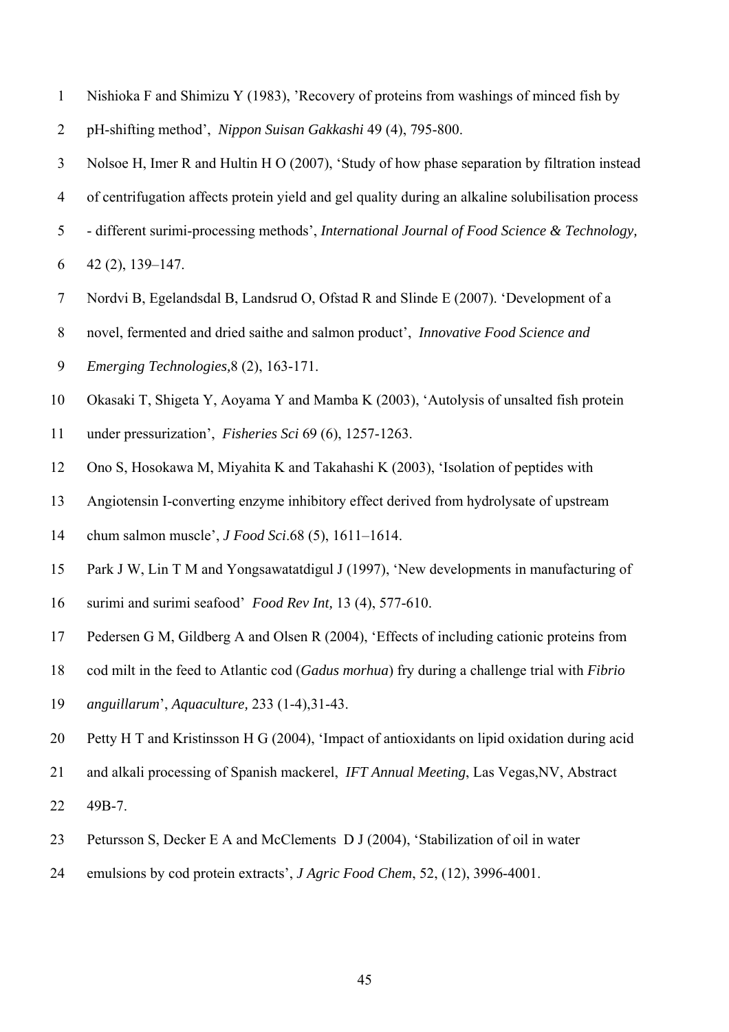Nishioka F and Shimizu Y (1983), 'Recovery of proteins from washings of minced fish by pH-shifting method', *Nippon Suisan Gakkashi* 49 (4), 795-800.

Nolsoe H, Imer R and Hultin H O (2007), 'Study of how phase separation by filtration instead of centrifugation affects protein yield and gel quality during an alkaline solubilisation process - different surimi-processing methods', *International Journal of Food Science & Technology,* 42 (2), 139–147.

Nordvi B, Egelandsdal B, Landsrud O, Ofstad R and Slinde E (2007). 'Development of a novel, fermented and dried saithe and salmon product', *Innovative Food Science and Emerging Technologies,*8 (2), 163-171.

Okasaki T, Shigeta Y, Aoyama Y and Mamba K (2003), 'Autolysis of unsalted fish protein under pressurization', *Fisheries Sci* 69 (6), 1257-1263.

Ono S, Hosokawa M, Miyahita K and Takahashi K (2003), 'Isolation of peptides with Angiotensin I-converting enzyme inhibitory effect derived from hydrolysate of upstream chum salmon muscle', *J Food Sci*.68 (5), 1611–1614.

Park J W, Lin T M and Yongsawatatdigul J (1997), 'New developments in manufacturing of surimi and surimi seafood' *Food Rev Int,* 13 (4), 577-610.

Pedersen G M, Gildberg A and Olsen R (2004), 'Effects of including cationic proteins from cod milt in the feed to Atlantic cod (*Gadus morhua*) fry during a challenge trial with *Fibrio anguillarum*', *Aquaculture,* 233 (1-4),31-43.

Petty H T and Kristinsson H G (2004), 'Impact of antioxidants on lipid oxidation during acid and alkali processing of Spanish mackerel, *IFT Annual Meeting*, Las Vegas,NV, Abstract 49B-7.

Petursson S, Decker E A and McClements D J (2004), 'Stabilization of oil in water emulsions by cod protein extracts', *J Agric Food Chem*, 52, (12), 3996-4001.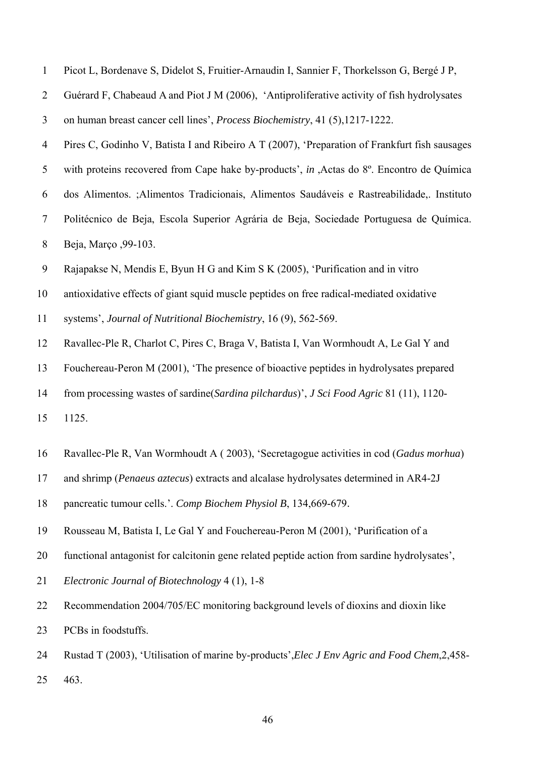Picot L, Bordenave S, Didelot S, Fruitier-Arnaudin I, Sannier F, Thorkelsson G, Bergé J P, Guérard F, Chabeaud A and Piot J M (2006), 'Antiproliferative activity of fish hydrolysates on human breast cancer cell lines', *Process Biochemistry*, 41 (5),1217-1222.

Pires C, Godinho V, Batista I and Ribeiro A T (2007), 'Preparation of Frankfurt fish sausages with proteins recovered from Cape hake by-products', *in* ,Actas do 8º. Encontro de Química dos Alimentos. ;Alimentos Tradicionais, Alimentos Saudáveis e Rastreabilidade,. Instituto Politécnico de Beja, Escola Superior Agrária de Beja, Sociedade Portuguesa de Química. Beja, Março ,99-103.

Rajapakse N, Mendis E, Byun H G and Kim S K (2005), 'Purification and in vitro antioxidative effects of giant squid muscle peptides on free radical-mediated oxidative systems', *Journal of Nutritional Biochemistry*, 16 (9), 562-569.

Ravallec-Ple R, Charlot C, Pires C, Braga V, Batista I, Van Wormhoudt A, Le Gal Y and Fouchereau-Peron M (2001), 'The presence of bioactive peptides in hydrolysates prepared from processing wastes of sardine(*Sardina pilchardus*)', *J Sci Food Agric* 81 (11), 1120-1125.

Ravallec-Ple R, Van Wormhoudt A ( 2003), 'Secretagogue activities in cod (*Gadus morhua*) and shrimp (*Penaeus aztecus*) extracts and alcalase hydrolysates determined in AR4-2J pancreatic tumour cells.'. *Comp Biochem Physiol B*, 134,669-679.

Rousseau M, Batista I, Le Gal Y and Fouchereau-Peron M (2001), 'Purification of a functional antagonist for calcitonin gene related peptide action from sardine hydrolysates', *Electronic Journal of Biotechnology* 4 (1), 1-8

Recommendation 2004/705/EC monitoring background levels of dioxins and dioxin like PCBs in foodstuffs.

Rustad T (2003), 'Utilisation of marine by-products',*Elec J Env Agric and Food Chem*,2,458-463.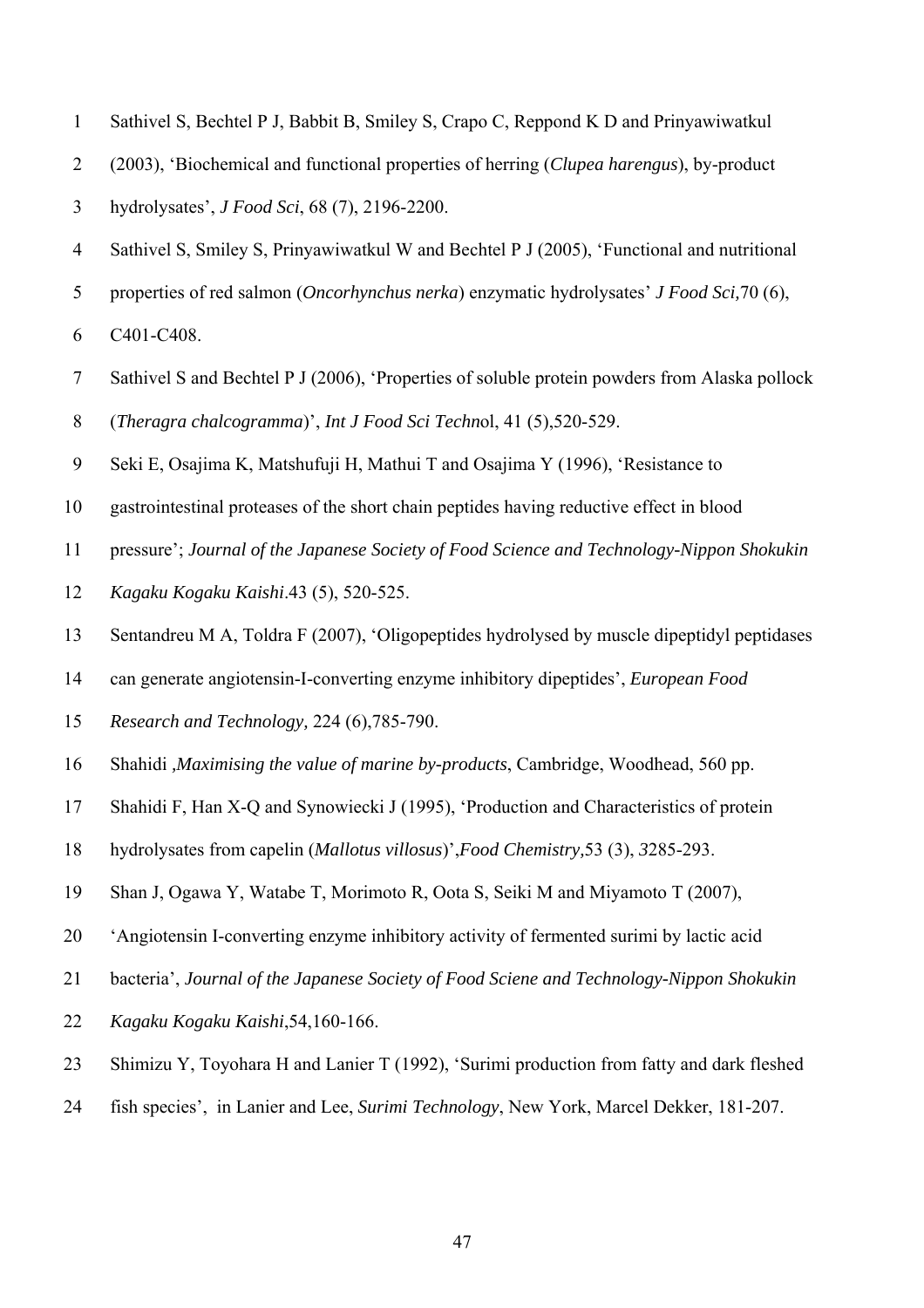Sathivel S, Bechtel P J, Babbit B, Smiley S, Crapo C, Reppond K D and Prinyawiwatkul (2003), 'Biochemical and functional properties of herring (*Clupea harengus*), by-product hydrolysates', *J Food Sci*, 68 (7), 2196-2200.

Sathivel S, Smiley S, Prinyawiwatkul W and Bechtel P J (2005), 'Functional and nutritional properties of red salmon (*Oncorhynchus nerka*) enzymatic hydrolysates' *J Food Sci,*70 (6), C401-C408.

Sathivel S and Bechtel P J (2006), 'Properties of soluble protein powders from Alaska pollock (*Theragra chalcogramma*)', *Int J Food Sci Techn*ol, 41 (5),520-529.

Seki E, Osajima K, Matshufuji H, Mathui T and Osajima Y (1996), 'Resistance to gastrointestinal proteases of the short chain peptides having reductive effect in blood pressure'; *Journal of the Japanese Society of Food Science and Technology-Nippon Shokukin Kagaku Kogaku Kaishi*.43 (5), 520-525.

Sentandreu M A, Toldra F (2007), 'Oligopeptides hydrolysed by muscle dipeptidyl peptidases can generate angiotensin-I-converting enzyme inhibitory dipeptides', *European Food Research and Technology,* 224 (6),785-790.

Shahidi *,Maximising the value of marine by-products*, Cambridge, Woodhead, 560 pp.

Shahidi F, Han X-Q and Synowiecki J (1995), 'Production and Characteristics of protein hydrolysates from capelin (*Mallotus villosus*)',*Food Chemistry,*53 (3), 3285-293.

Shan J, Ogawa Y, Watabe T, Morimoto R, Oota S, Seiki M and Miyamoto T (2007), 'Angiotensin I-converting enzyme inhibitory activity of fermented surimi by lactic acid bacteria', *Journal of the Japanese Society of Food Sciene and Technology-Nippon Shokukin Kagaku Kogaku Kaishi*,54,160-166.

Shimizu Y, Toyohara H and Lanier T (1992), 'Surimi production from fatty and dark fleshed fish species', in Lanier and Lee, *Surimi Technology*, New York, Marcel Dekker, 181-207.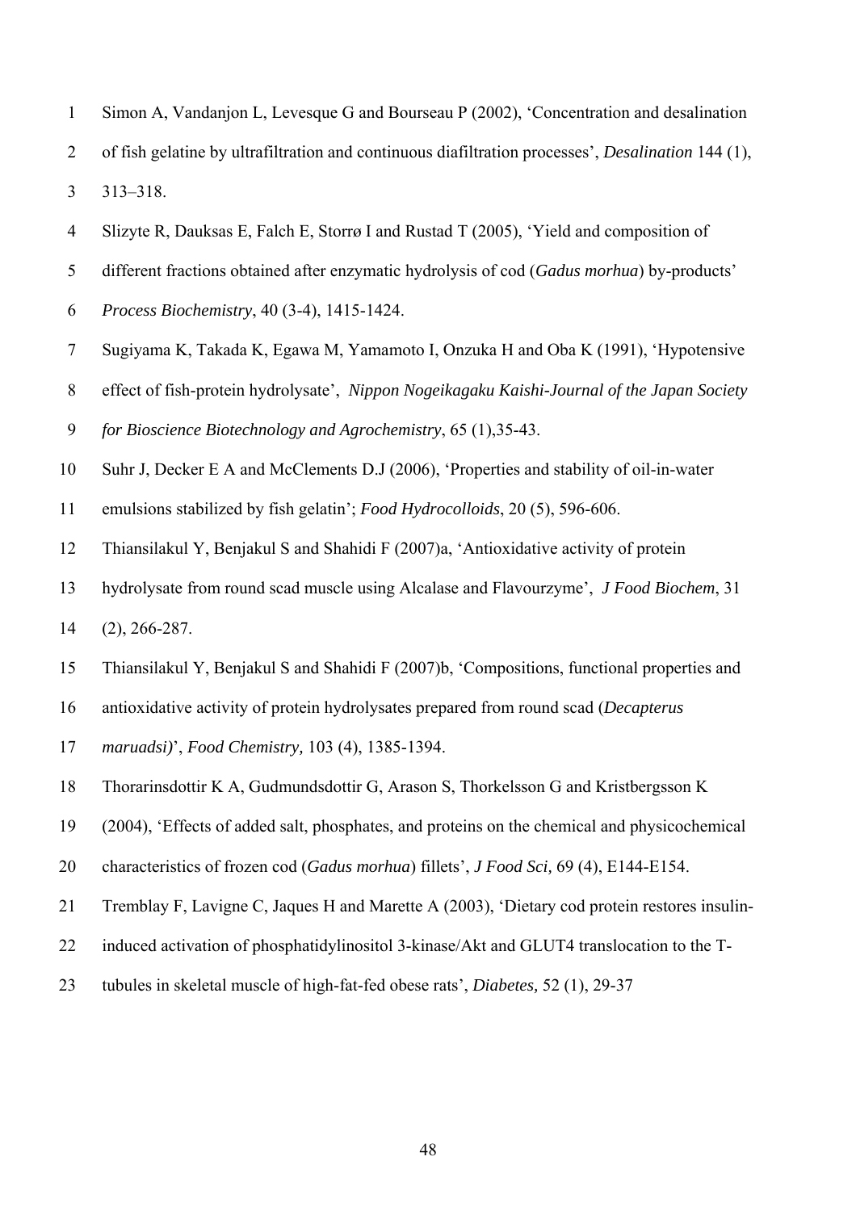Simon A, Vandanjon L, Levesque G and Bourseau P (2002), 'Concentration and desalination of fish gelatine by ultrafiltration and continuous diafiltration processes', *Desalination* 144 (1), 313–318.

Slizyte R, Dauksas E, Falch E, Storrø I and Rustad T (2005), 'Yield and composition of different fractions obtained after enzymatic hydrolysis of cod (*Gadus morhua*) by-products' *Process Biochemistry*, 40 (3-4), 1415-1424.

Sugiyama K, Takada K, Egawa M, Yamamoto I, Onzuka H and Oba K (1991), 'Hypotensive effect of fish-protein hydrolysate', *Nippon Nogeikagaku Kaishi-Journal of the Japan Society for Bioscience Biotechnology and Agrochemistry*, 65 (1),35-43.

Suhr J, Decker E A and McClements D.J (2006), 'Properties and stability of oil-in-water emulsions stabilized by fish gelatin'; *Food Hydrocolloids*, 20 (5), 596-606.

Thiansilakul Y, Benjakul S and Shahidi F (2007)a, 'Antioxidative activity of protein hydrolysate from round scad muscle using Alcalase and Flavourzyme', *J Food Biochem*, 31 (2), 266-287.

Thiansilakul Y, Benjakul S and Shahidi F (2007)b, 'Compositions, functional properties and antioxidative activity of protein hydrolysates prepared from round scad (*Decapterus maruadsi)*', *Food Chemistry,* 103 (4), 1385-1394.

Thorarinsdottir K A, Gudmundsdottir G, Arason S, Thorkelsson G and Kristbergsson K (2004), 'Effects of added salt, phosphates, and proteins on the chemical and physicochemical characteristics of frozen cod (*Gadus morhua*) fillets', *J Food Sci,* 69 (4), E144-E154.

Tremblay F, Lavigne C, Jaques H and Marette A (2003), 'Dietary cod protein restores insulin-induced activation of phosphatidylinositol 3-kinase/Akt and GLUT4 translocation to the T-tubules in skeletal muscle of high-fat-fed obese rats', *Diabetes,* 52 (1), 29-37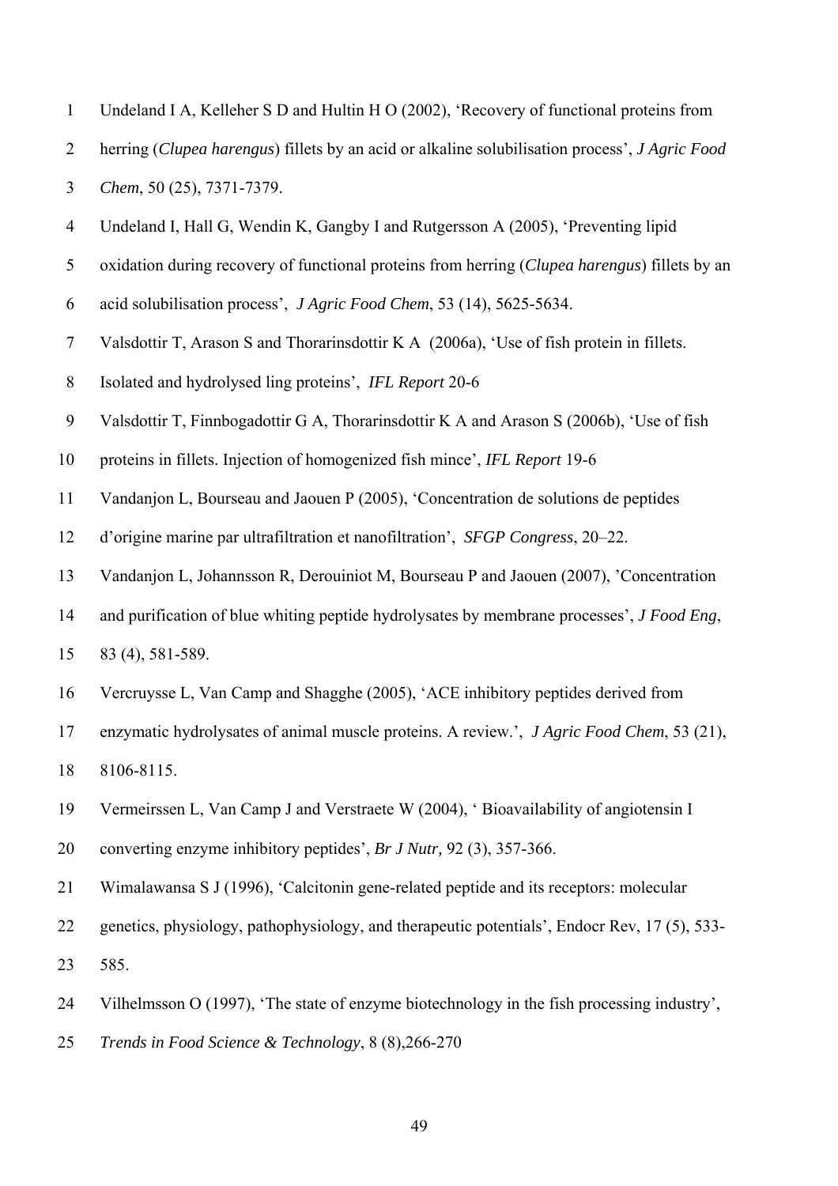Undeland I A, Kelleher S D and Hultin H O (2002), 'Recovery of functional proteins from herring (*Clupea harengus*) fillets by an acid or alkaline solubilisation process', *J Agric Food Chem*, 50 (25), 7371-7379.

Undeland I, Hall G, Wendin K, Gangby I and Rutgersson A (2005), 'Preventing lipid oxidation during recovery of functional proteins from herring (*Clupea harengus*) fillets by an acid solubilisation process', *J Agric Food Chem*, 53 (14), 5625-5634.

Valsdottir T, Arason S and Thorarinsdottir K A (2006a), 'Use of fish protein in fillets. Isolated and hydrolysed ling proteins', *IFL Report* 20-6

Valsdottir T, Finnbogadottir G A, Thorarinsdottir K A and Arason S (2006b), 'Use of fish proteins in fillets. Injection of homogenized fish mince', *IFL Report* 19-6

Vandanjon L, Bourseau and Jaouen P (2005), 'Concentration de solutions de peptides d'origine marine par ultrafiltration et nanofiltration', *SFGP Congress*, 20–22.

Vandanjon L, Johannsson R, Derouiniot M, Bourseau P and Jaouen (2007), 'Concentration and purification of blue whiting peptide hydrolysates by membrane processes', *J Food Eng*, 83 (4), 581-589.

Vercruysse L, Van Camp and Shagghe (2005), 'ACE inhibitory peptides derived from enzymatic hydrolysates of animal muscle proteins. A review.', *J Agric Food Chem*, 53 (21), 8106-8115.

Vermeirssen L, Van Camp J and Verstraete W (2004), ' Bioavailability of angiotensin I converting enzyme inhibitory peptides', *Br J Nutr,* 92 (3), 357-366.

Wimalawansa S J (1996), 'Calcitonin gene-related peptide and its receptors: molecular genetics, physiology, pathophysiology, and therapeutic potentials', Endocr Rev, 17 (5), 533-585.

Vilhelmsson O (1997), 'The state of enzyme biotechnology in the fish processing industry', *Trends in Food Science & Technology*, 8 (8),266-270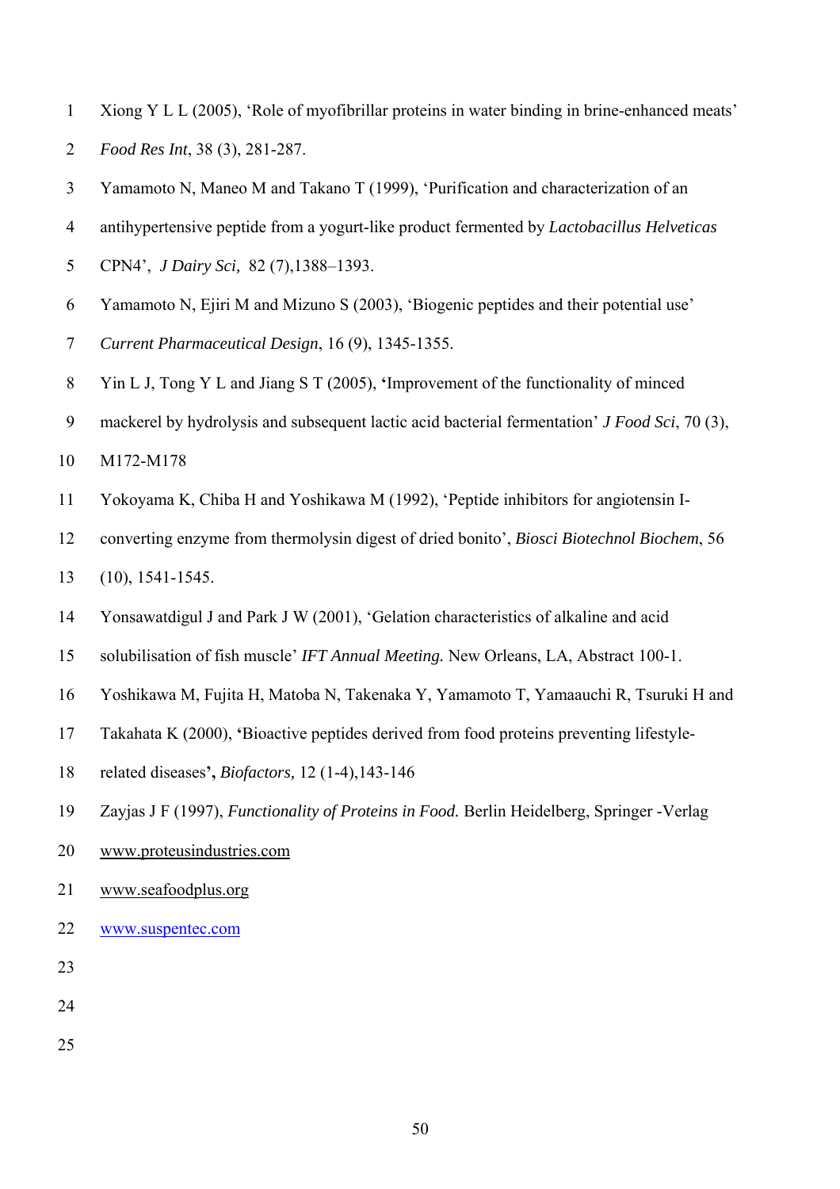Xiong Y L L (2005), 'Role of myofibrillar proteins in water binding in brine-enhanced meats' *Food Res Int*, 38 (3), 281-287.

Yamamoto N, Maneo M and Takano T (1999), 'Purification and characterization of an antihypertensive peptide from a yogurt-like product fermented by *Lactobacillus Helveticas* CPN4', *J Dairy Sci,* 82 (7),1388–1393.

Yamamoto N, Ejiri M and Mizuno S (2003), 'Biogenic peptides and their potential use' *Current Pharmaceutical Design*, 16 (9), 1345-1355.

Yin L J, Tong Y L and Jiang S T (2005), **'**Improvement of the functionality of minced mackerel by hydrolysis and subsequent lactic acid bacterial fermentation' *J Food Sci*, 70 (3), M172-M178

Yokoyama K, Chiba H and Yoshikawa M (1992), 'Peptide inhibitors for angiotensin I-converting enzyme from thermolysin digest of dried bonito', *Biosci Biotechnol Biochem*, 56 (10), 1541-1545.

Yonsawatdigul J and Park J W (2001), 'Gelation characteristics of alkaline and acid solubilisation of fish muscle' *IFT Annual Meeting.* New Orleans, LA, Abstract 100-1.

Yoshikawa M, Fujita H, Matoba N, Takenaka Y, Yamamoto T, Yamaauchi R, Tsuruki H and Takahata K (2000), **'**Bioactive peptides derived from food proteins preventing lifestyle-related diseases**',** *Biofactors,* 12 (1-4),143-146

Zayjas J F (1997), *Functionality of Proteins in Food.* Berlin Heidelberg, Springer -Verlag

www.proteusindustries.com

www.seafoodplus.org

www.suspentec.com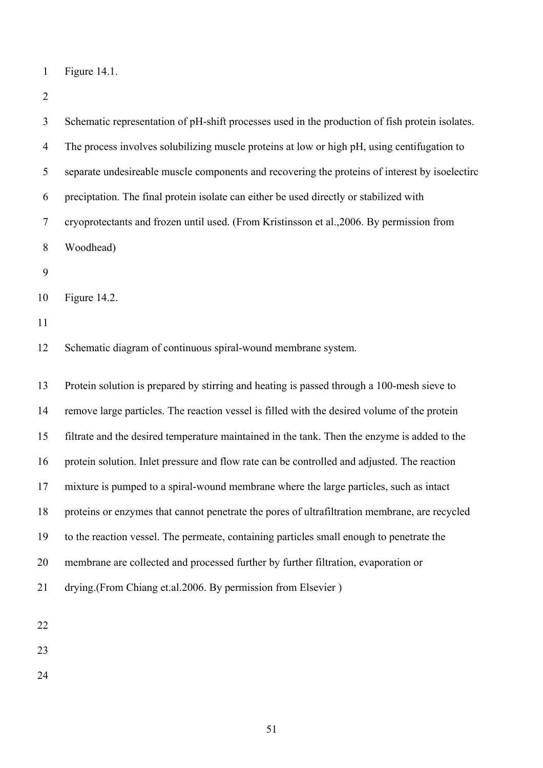Figure 14.1.

Schematic representation of pH-shift processes used in the production of fish protein isolates. The process involves solubilizing muscle proteins at low or high pH, using centifugation to separate undesireable muscle components and recovering the proteins of interest by isoelectirc preciptation. The final protein isolate can either be used directly or stabilized with cryoprotectants and frozen until used. (From Kristinsson et al.,2006. By permission from Woodhead)

Figure 14.2.

Schematic diagram of continuous spiral-wound membrane system.

Protein solution is prepared by stirring and heating is passed through a 100-mesh sieve to remove large particles. The reaction vessel is filled with the desired volume of the protein filtrate and the desired temperature maintained in the tank. Then the enzyme is added to the protein solution. Inlet pressure and flow rate can be controlled and adjusted. The reaction mixture is pumped to a spiral-wound membrane where the large particles, such as intact proteins or enzymes that cannot penetrate the pores of ultrafiltration membrane, are recycled to the reaction vessel. The permeate, containing particles small enough to penetrate the membrane are collected and processed further by further filtration, evaporation or drying.(From Chiang et.al.2006. By permission from Elsevier )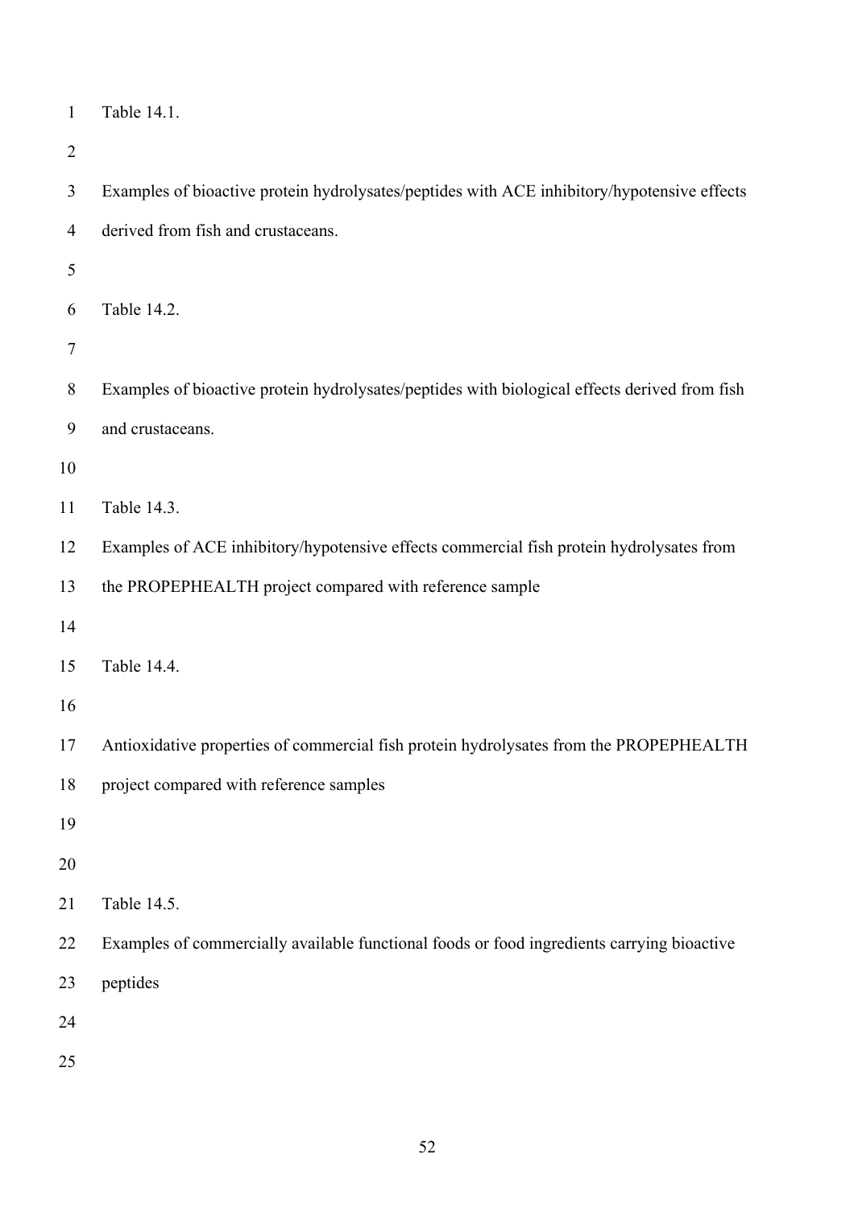Table 14.1.

Examples of bioactive protein hydrolysates/peptides with ACE inhibitory/hypotensive effects derived from fish and crustaceans.

Table 14.2.

Examples of bioactive protein hydrolysates/peptides with biological effects derived from fish and crustaceans.

Table 14.3.

Examples of ACE inhibitory/hypotensive effects commercial fish protein hydrolysates from the PROPEPHEALTH project compared with reference sample

Table 14.4.

Antioxidative properties of commercial fish protein hydrolysates from the PROPEPHEALTH project compared with reference samples

Table 14.5.

Examples of commercially available functional foods or food ingredients carrying bioactive peptides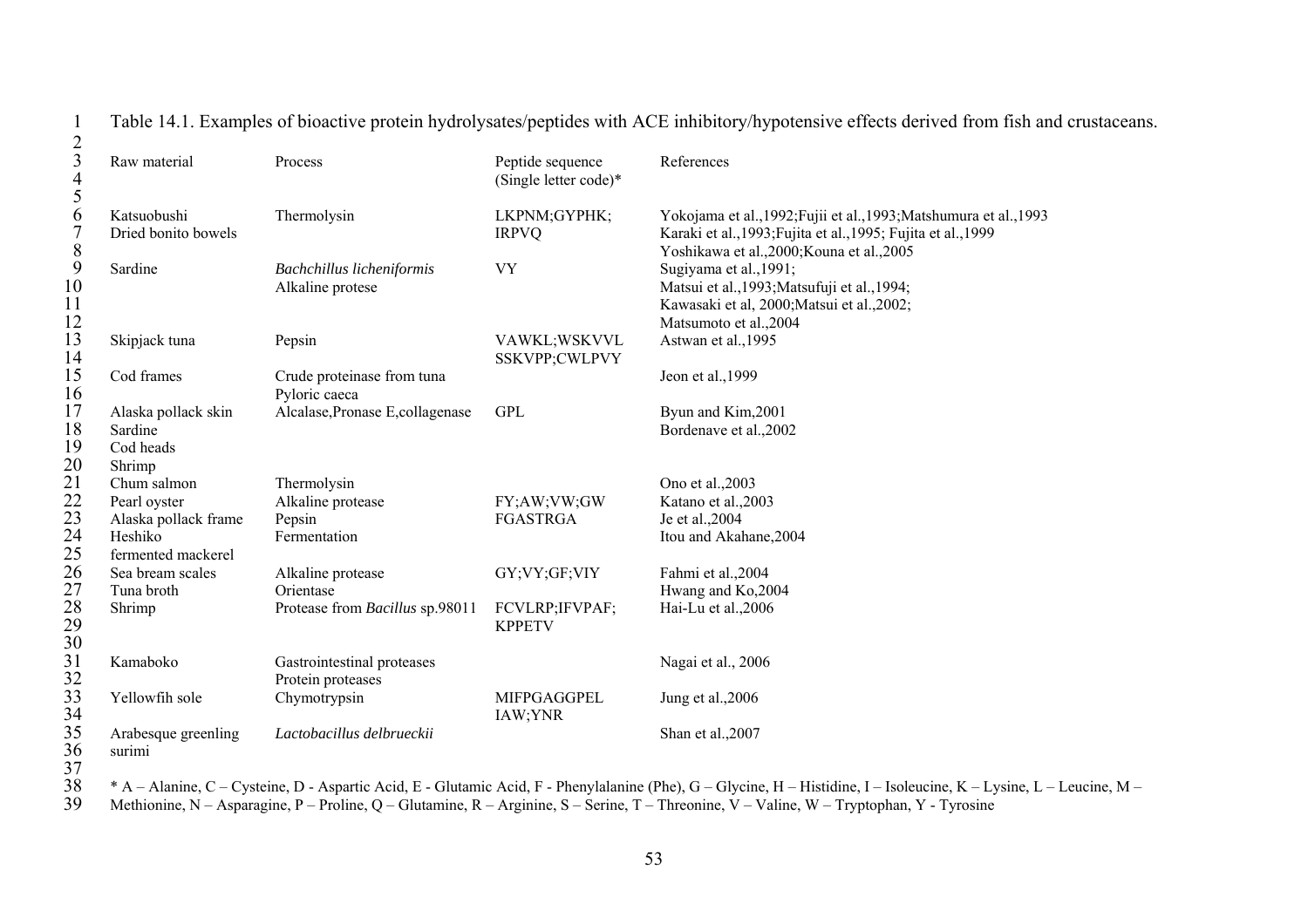Table 14.1. Examples of bioactive protein hydrolysates/peptides with ACE inhibitory/hypotensive effects derived from fish and crustaceans.

| Raw material | Process | Peptide sequence (Single letter code)* | References |
|---|---|---|---|
| Katsuobushi | Thermolysin | LKPNM;GYPHK; | Yokojama et al.,1992;Fujii et al.,1993;Matshumura et al.,1993 |
| Dried bonito bowels | | IRPVQ | Karaki et al.,1993;Fujita et al.,1995; Fujita et al.,1999 Yoshikawa et al.,2000;Kouna et al.,2005 |
| Sardine | *Bachchillus licheniformis* Alkaline protese | VY | Sugiyama et al.,1991; Matsui et al.,1993;Matsufuji et al.,1994; Kawasaki et al, 2000;Matsui et al.,2002; Matsumoto et al.,2004 |
| Skipjack tuna | Pepsin | VAWKL;WSKVVL SSKVPP;CWLPVY | Astwan et al.,1995 |
| Cod frames | Crude proteinase from tuna Pyloric caeca | | Jeon et al.,1999 |
| Alaska pollack skin | Alcalase,Pronase E,collagenase | GPL | Byun and Kim,2001 |
| Sardine Cod heads Shrimp | | | Bordenave et al.,2002 |
| Chum salmon | Thermolysin | | Ono et al.,2003 |
| Pearl oyster | Alkaline protease | FY;AW;VW;GW | Katano et al.,2003 |
| Alaska pollack frame | Pepsin | FGASTRGA | Je et al.,2004 |
| Heshiko fermented mackerel | Fermentation | | Itou and Akahane,2004 |
| Sea bream scales | Alkaline protease | GY;VY;GF;VIY | Fahmi et al.,2004 |
| Tuna broth | Orientase | | Hwang and Ko,2004 |
| Shrimp | Protease from *Bacillus* sp.98011 | FCVLRP;IFVPAF; KPPETV | Hai-Lu et al.,2006 |
| Kamaboko | Gastrointestinal proteases Protein proteases | | Nagai et al., 2006 |
| Yellowfih sole | Chymotrypsin | MIFPGAGGPEL IAW;YNR | Jung et al.,2006 |
| Arabesque greenling surimi | *Lactobacillus delbrueckii* | | Shan et al.,2007 |

* A – Alanine, C – Cysteine, D - Aspartic Acid, E - Glutamic Acid, F - Phenylalanine (Phe), G – Glycine, H – Histidine, I – Isoleucine, K – Lysine, L – Leucine, M – Methionine, N – Asparagine, P – Proline, Q – Glutamine, R – Arginine, S – Serine, T – Threonine, V – Valine, W – Tryptophan, Y - Tyrosine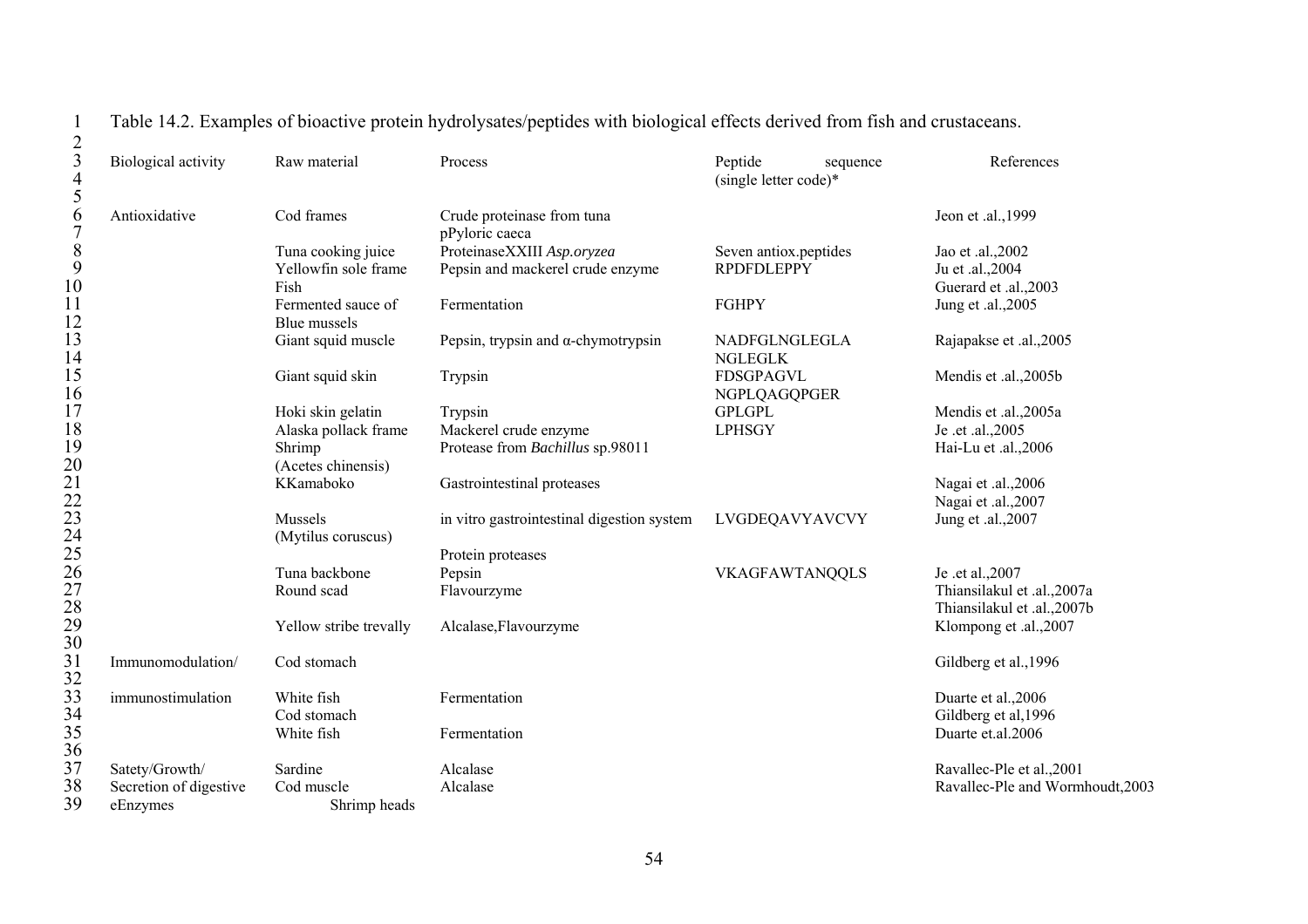Table 14.2. Examples of bioactive protein hydrolysates/peptides with biological effects derived from fish and crustaceans.

| Biological activity | Raw material | Process | Peptide sequence (single letter code)* | References |
|---|---|---|---|---|
| Antioxidative | Cod frames | Crude proteinase from tuna pPyloric caeca | | Jeon et .al.,1999 |
| | Tuna cooking juice | ProteinaseXXIII *Asp.oryzea* | Seven antiox.peptides | Jao et .al.,2002 |
| | Yellowfin sole frame | Pepsin and mackerel crude enzyme | RPDFDLEPPY | Ju et .al.,2004 |
| | Fish | | | Guerard et .al.,2003 |
| | Fermented sauce of Blue mussels | Fermentation | FGHPY | Jung et .al.,2005 |
| | Giant squid muscle | Pepsin, trypsin and α-chymotrypsin | NADFGLNGLEGLA NGLEGLK | Rajapakse et .al.,2005 |
| | Giant squid skin | Trypsin | FDSGPAGVL NGPLQAGQPGER | Mendis et .al.,2005b |
| | Hoki skin gelatin | Trypsin | GPLGPL | Mendis et .al.,2005a |
| | Alaska pollack frame | Mackerel crude enzyme | LPHSGY | Je .et .al.,2005 |
| | Shrimp (Acetes chinensis) | Protease from *Bachillus* sp.98011 | | Hai-Lu et .al.,2006 |
| | KKamaboko | Gastrointestinal proteases | | Nagai et .al.,2006 Nagai et .al.,2007 |
| | Mussels (Mytilus coruscus) | in vitro gastrointestinal digestion system | LVGDEQAVYAVCVY | Jung et .al.,2007 |
| | | Protein proteases | | |
| | Tuna backbone | Pepsin | VKAGFAWTANQQLS | Je .et al.,2007 |
| | Round scad | Flavourzyme | | Thiansilakul et .al.,2007a Thiansilakul et .al.,2007b |
| | Yellow stribe trevally | Alcalase,Flavourzyme | | Klompong et .al.,2007 |
| Immunomodulation/ | Cod stomach | | | Gildberg et al.,1996 |
| immunostimulation | White fish | Fermentation | | Duarte et al.,2006 |
| | Cod stomach | | | Gildberg et al,1996 |
| | White fish | Fermentation | | Duarte et.al.2006 |
| Satety/Growth/ | Sardine | Alcalase | | Ravallec-Ple et al.,2001 |
| Secretion of digestive eEnzymes | Cod muscle | Alcalase | | Ravallec-Ple and Wormhoudt,2003 |
| | Shrimp heads | | | |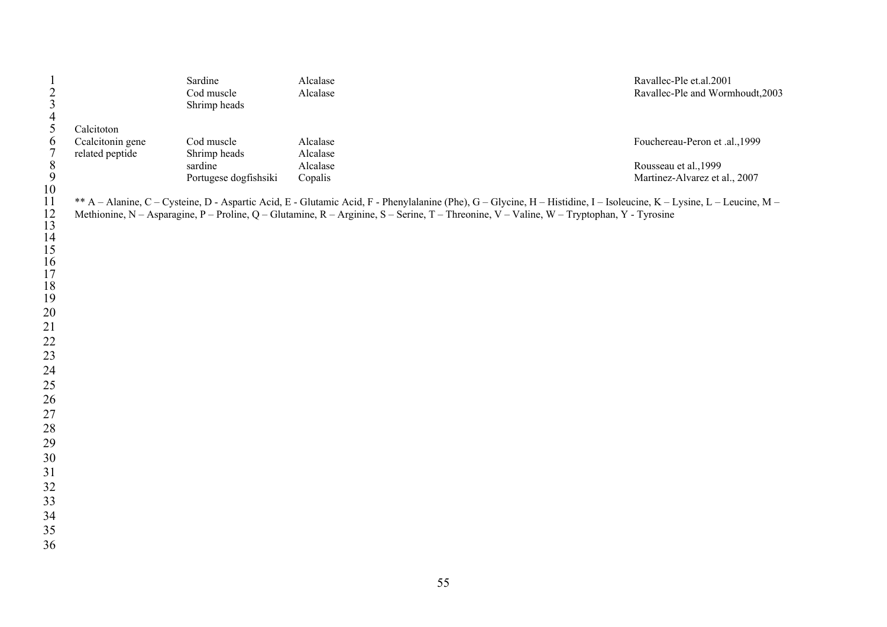| | | | | |
|---|---|---|---|---|
| | Sardine | Alcalase | | Ravallec-Ple et.al.2001 |
| | Cod muscle | Alcalase | | Ravallec-Ple and Wormhoudt,2003 |
| | Shrimp heads | | | |
| | | | | |
| Calcitoton | | | | |
| Ccalcitonin gene related peptide | Cod muscle | Alcalase | | Fouchereau-Peron et .al.,1999 |
| | Shrimp heads | Alcalase | | |
| | sardine | Alcalase | | Rousseau et al.,1999 |
| | Portugese dogfishsiki | Copalis | | Martinez-Alvarez et al., 2007 |

** A – Alanine, C – Cysteine, D - Aspartic Acid, E - Glutamic Acid, F - Phenylalanine (Phe), G – Glycine, H – Histidine, I – Isoleucine, K – Lysine, L – Leucine, M – Methionine, N – Asparagine, P – Proline, Q – Glutamine, R – Arginine, S – Serine, T – Threonine, V – Valine, W – Tryptophan, Y - Tyrosine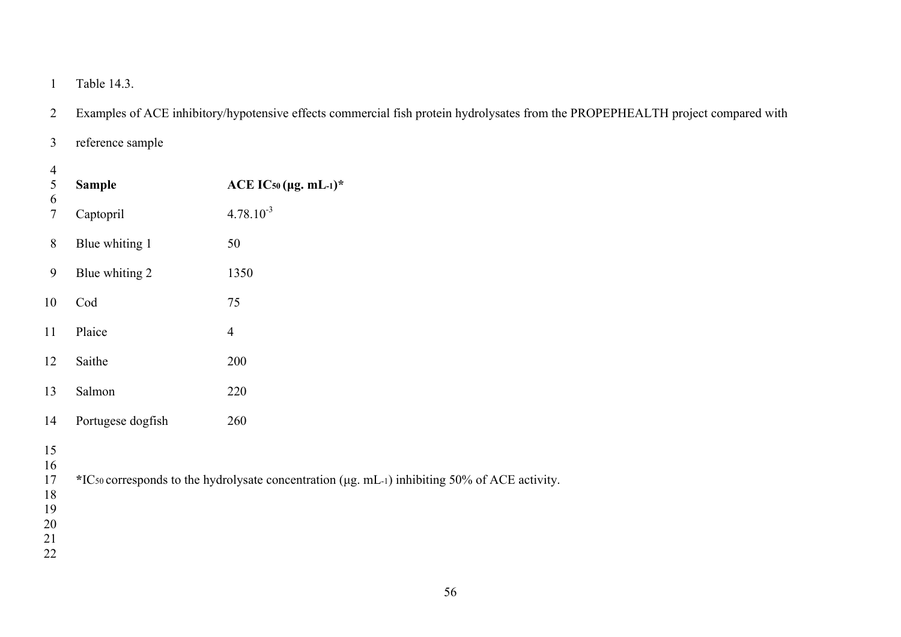Table 14.3.

Examples of ACE inhibitory/hypotensive effects commercial fish protein hydrolysates from the PROPEPHEALTH project compared with reference sample

| **Sample** | **ACE $IC_{50}$ (µg. $mL^{-1}$)*** |
|---|---|
| Captopril | $4.78.10^{-3}$ |
| Blue whiting 1 | 50 |
| Blue whiting 2 | 1350 |
| Cod | 75 |
| Plaice | 4 |
| Saithe | 200 |
| Salmon | 220 |
| Portugese dogfish | 260 |

*$IC_{50}$ corresponds to the hydrolysate concentration (µg. $mL^{-1}$) inhibiting 50% of ACE activity.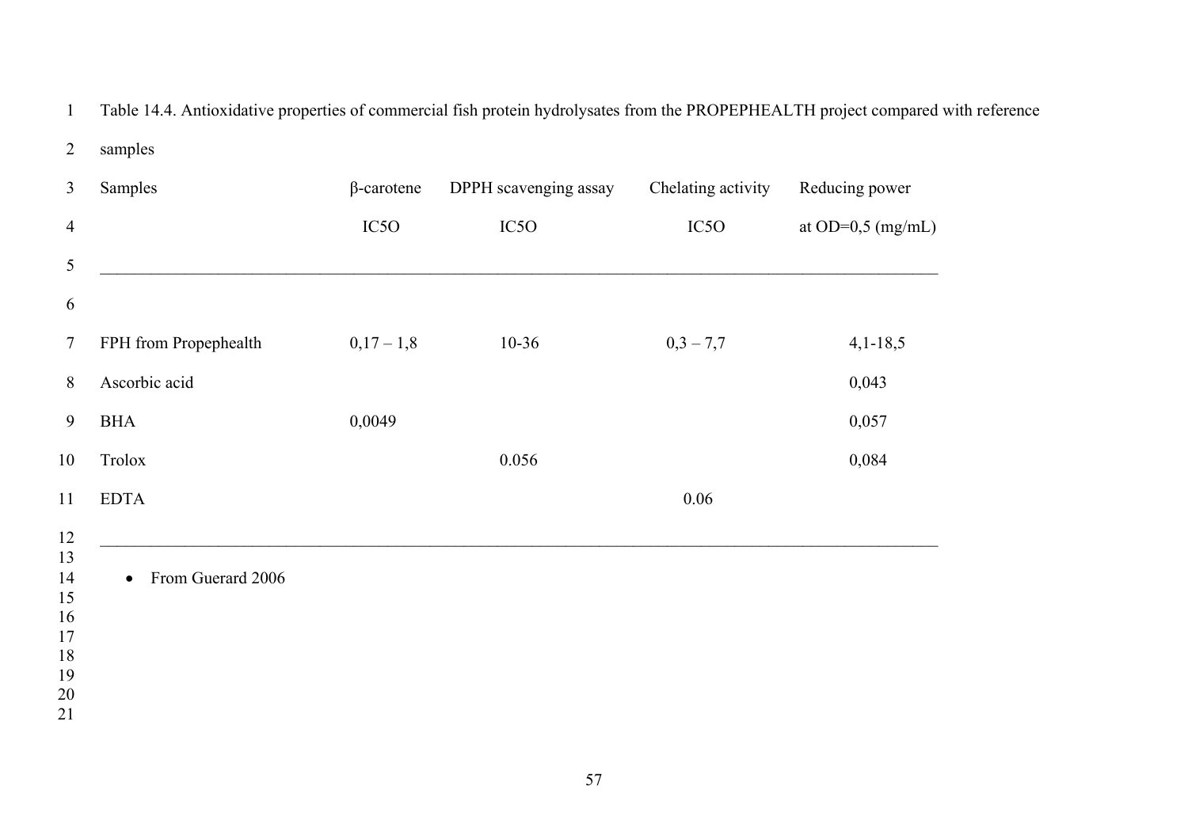Table 14.4. Antioxidative properties of commercial fish protein hydrolysates from the PROPEPHEALTH project compared with reference samples

| Samples | β-carotene IC5O | DPPH scavenging assay IC5O | Chelating activity IC5O | Reducing power at OD=0,5 (mg/mL) |
|---|---|---|---|---|
| FPH from Propephealth | 0,17 – 1,8 | 10-36 | 0,3 – 7,7 | 4,1-18,5 |
| Ascorbic acid | | | | 0,043 |
| BHA | 0,0049 | | | 0,057 |
| Trolox | | 0.056 | | 0,084 |
| EDTA | | | 0.06 | |

- From Guerard 2006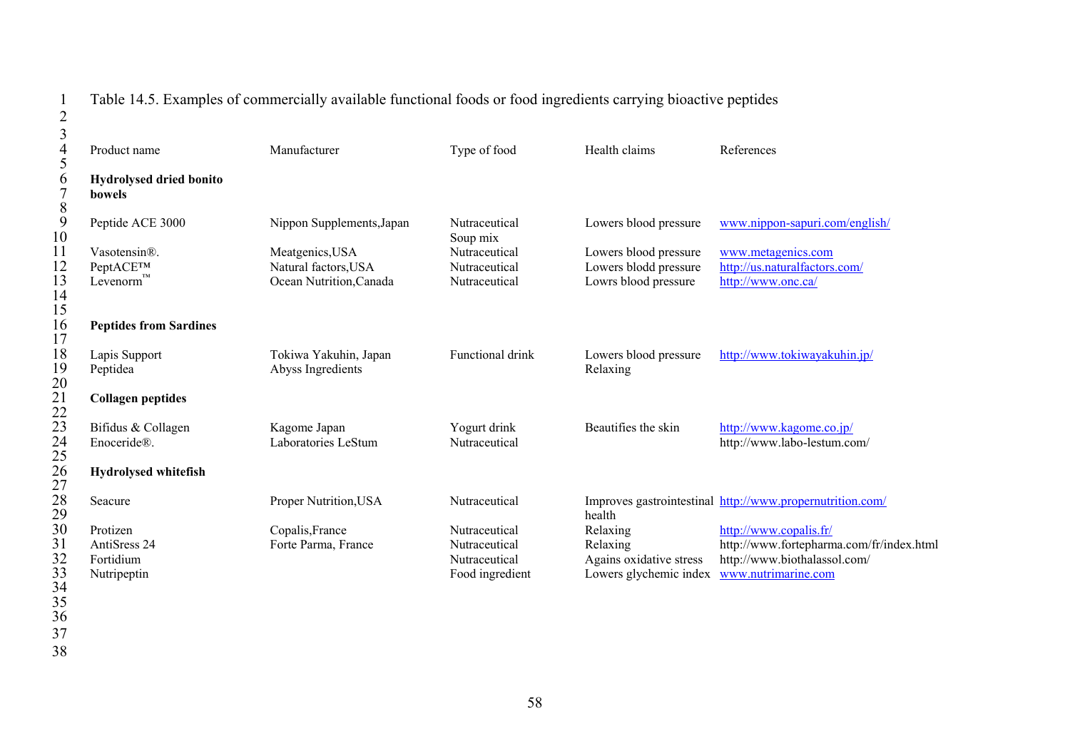Table 14.5. Examples of commercially available functional foods or food ingredients carrying bioactive peptides

| Product name | Manufacturer | Type of food | Health claims | References |
|---|---|---|---|---|
| **Hydrolysed dried bonito bowels** | | | | |
| Peptide ACE 3000 | Nippon Supplements,Japan | Nutraceutical Soup mix | Lowers blood pressure | www.nippon-sapuri.com/english/ |
| Vasotensin®. | Meatgenics,USA | Nutraceutical | Lowers blood pressure | www.metagenics.com |
| PeptACE™ | Natural factors,USA | Nutraceutical | Lowers blodd pressure | http://us.naturalfactors.com/ |
| Levenorm™ | Ocean Nutrition,Canada | Nutraceutical | Lowrs blood pressure | http://www.onc.ca/ |
| **Peptides from Sardines** | | | | |
| Lapis Support | Tokiwa Yakuhin, Japan | Functional drink | Lowers blood pressure | http://www.tokiwayakuhin.jp/ |
| Peptidea | Abyss Ingredients | | Relaxing | |
| **Collagen peptides** | | | | |
| Bifidus & Collagen | Kagome Japan | Yogurt drink | Beautifies the skin | http://www.kagome.co.jp/ |
| Enoceride®. | Laboratories LeStum | Nutraceutical | | http://www.labo-lestum.com/ |
| **Hydrolysed whitefish** | | | | |
| Seacure | Proper Nutrition,USA | Nutraceutical | Improves gastrointestinal health | http://www.propernutrition.com/ |
| Protizen | Copalis,France | Nutraceutical | Relaxing | http://www.copalis.fr/ |
| AntiSress 24 | Forte Parma, France | Nutraceutical | Relaxing | http://www.fortepharma.com/fr/index.html |
| Fortidium | | Nutraceutical | Agains oxidative stress | http://www.biothalassol.com/ |
| Nutripeptin | | Food ingredient | Lowers glychemic index | www.nutrimarine.com |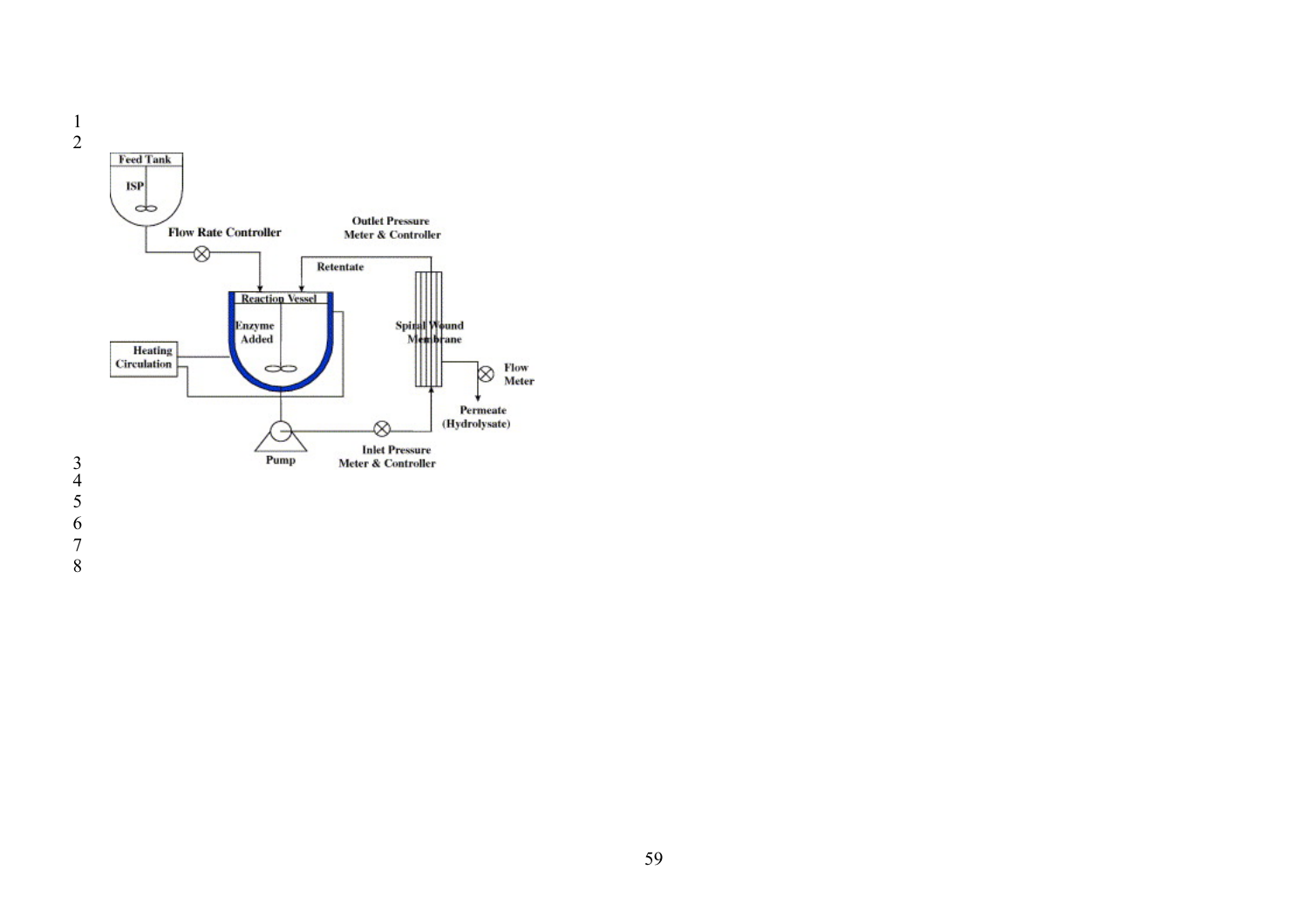Feed Tank

ISP

Flow Rate Controller

Outlet Pressure
Meter & Controller

Retentate

Reaction Vessel

Enzyme
Added

Heating
Circulation

Spiral Wound
Membrane

Flow
Meter

Permeate
(Hydrolysate)

Pump

Inlet Pressure
Meter & Controller